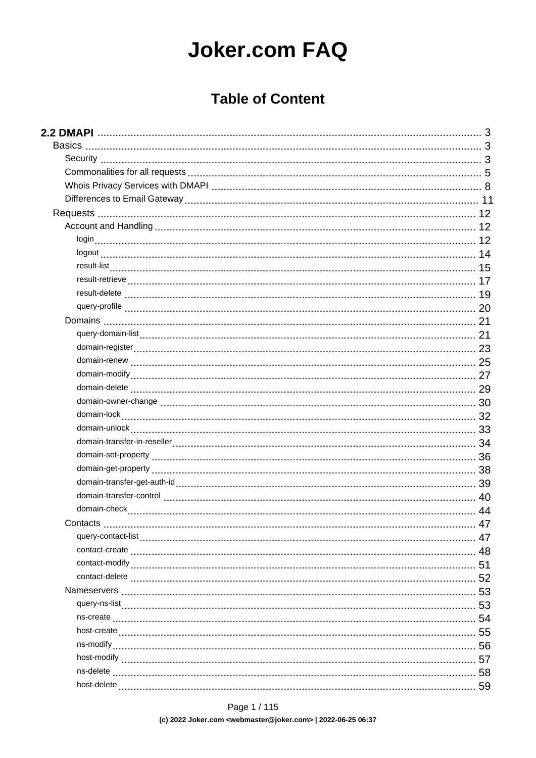# Joker.com FAQ

## Table of Content

- **2.2 DMAPI** ... 3
  - Basics ... 3
    - Security ... 3
    - Commonalities for all requests ... 5
    - Whois Privacy Services with DMAPI ... 8
    - Differences to Email Gateway ... 11
  - Requests ... 12
    - Account and Handling ... 12
      - login ... 12
      - logout ... 14
      - result-list ... 15
      - result-retrieve ... 17
      - result-delete ... 19
      - query-profile ... 20
    - Domains ... 21
      - query-domain-list ... 21
      - domain-register ... 23
      - domain-renew ... 25
      - domain-modify ... 27
      - domain-delete ... 29
      - domain-owner-change ... 30
      - domain-lock ... 32
      - domain-unlock ... 33
      - domain-transfer-in-reseller ... 34
      - domain-set-property ... 36
      - domain-get-property ... 38
      - domain-transfer-get-auth-id ... 39
      - domain-transfer-control ... 40
      - domain-check ... 44
    - Contacts ... 47
      - query-contact-list ... 47
      - contact-create ... 48
      - contact-modify ... 51
      - contact-delete ... 52
    - Nameservers ... 53
      - query-ns-list ... 53
      - ns-create ... 54
      - host-create ... 55
      - ns-modify ... 56
      - host-modify ... 57
      - ns-delete ... 58
      - host-delete ... 59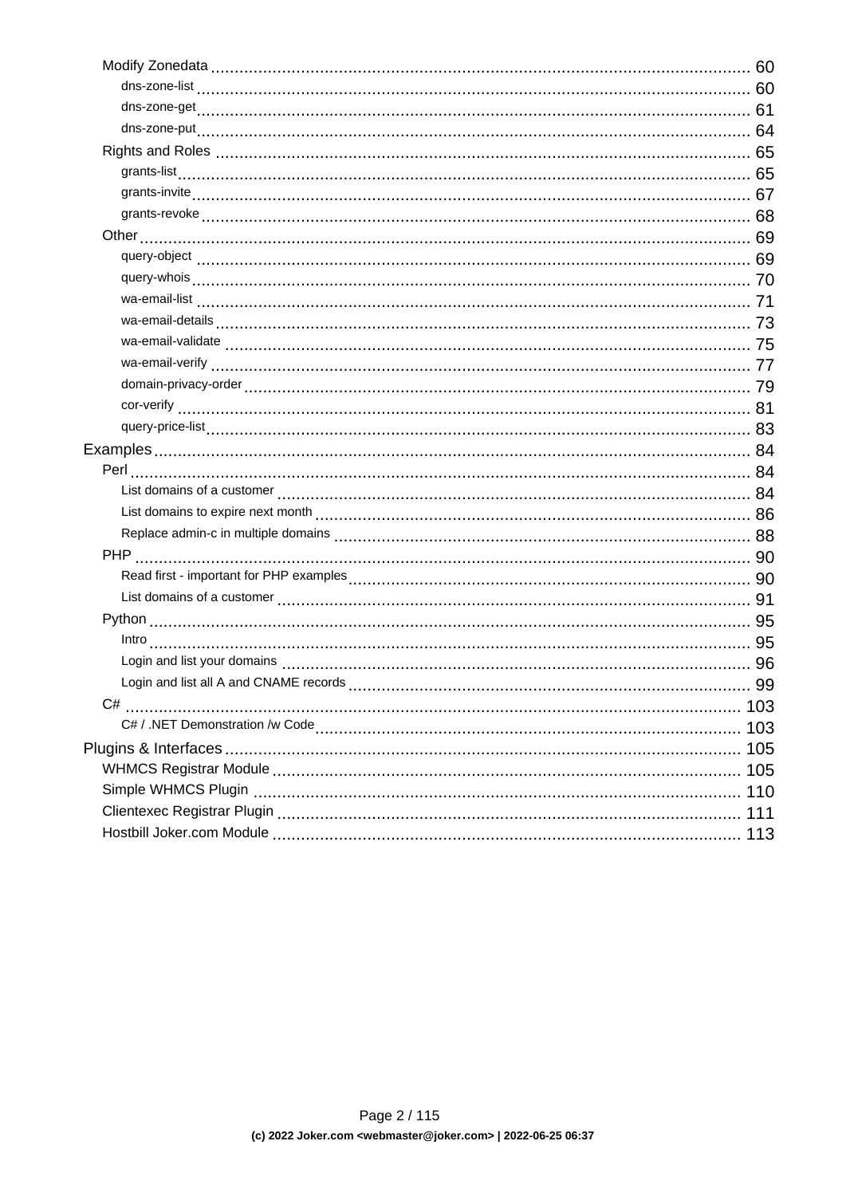- Modify Zonedata ... 60
    - dns-zone-list ... 60
    - dns-zone-get ... 61
    - dns-zone-put ... 64
- Rights and Roles ... 65
    - grants-list ... 65
    - grants-invite ... 67
    - grants-revoke ... 68
- Other ... 69
    - query-object ... 69
    - query-whois ... 70
    - wa-email-list ... 71
    - wa-email-details ... 73
    - wa-email-validate ... 75
    - wa-email-verify ... 77
    - domain-privacy-order ... 79
    - cor-verify ... 81
    - query-price-list ... 83

Examples ... 84

- Perl ... 84
    - List domains of a customer ... 84
    - List domains to expire next month ... 86
    - Replace admin-c in multiple domains ... 88
- PHP ... 90
    - Read first - important for PHP examples ... 90
    - List domains of a customer ... 91
- Python ... 95
    - Intro ... 95
    - Login and list your domains ... 96
    - Login and list all A and CNAME records ... 99
- C# ... 103
    - C# / .NET Demonstration /w Code ... 103

Plugins & Interfaces ... 105

- WHMCS Registrar Module ... 105
- Simple WHMCS Plugin ... 110
- Clientexec Registrar Plugin ... 111
- Hostbill Joker.com Module ... 113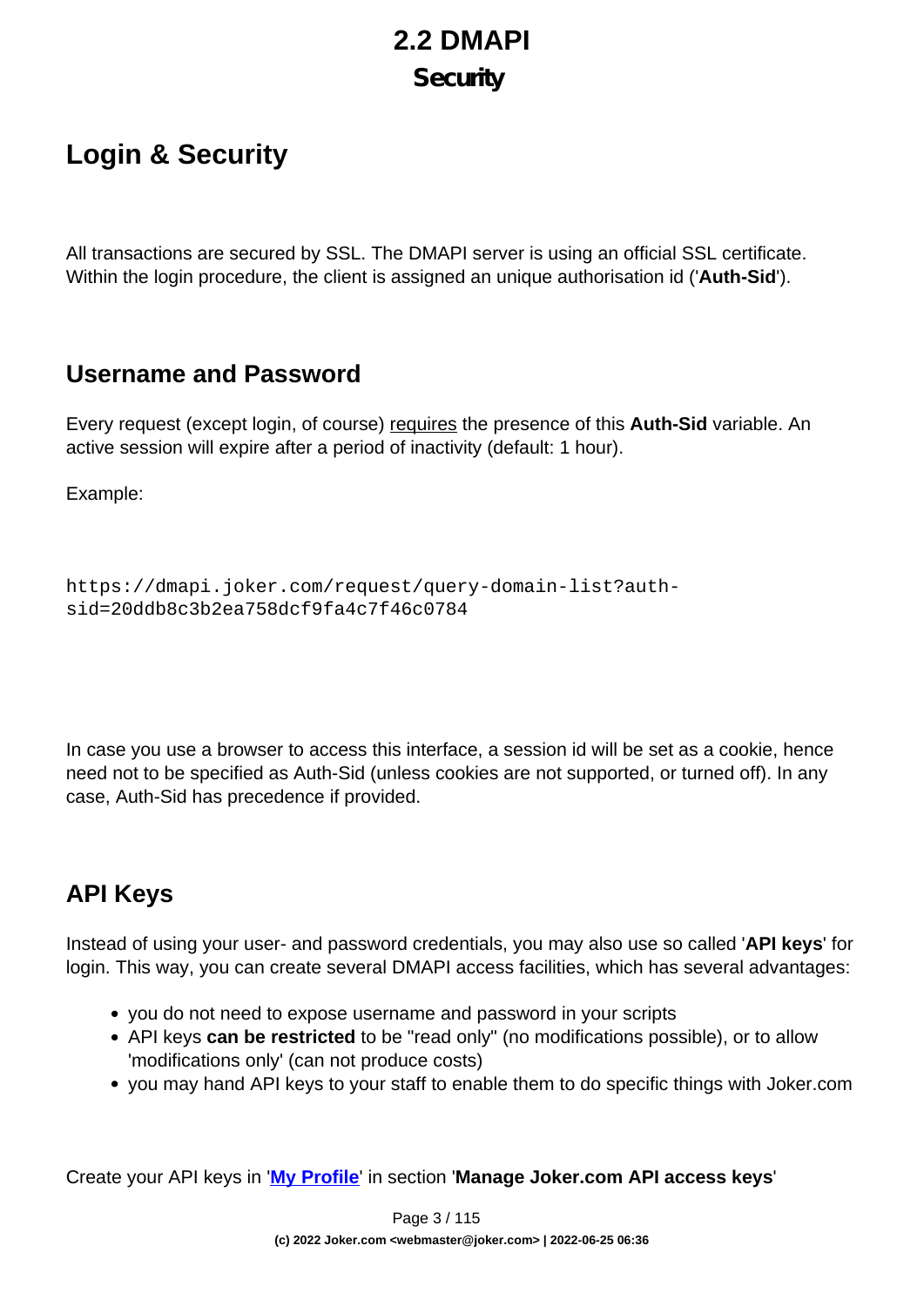# 2.2 DMAPI

## Security

# Login & Security

All transactions are secured by SSL. The DMAPI server is using an official SSL certificate. Within the login procedure, the client is assigned an unique authorisation id ('**Auth-Sid**').

## Username and Password

Every request (except login, of course) requires the presence of this **Auth-Sid** variable. An active session will expire after a period of inactivity (default: 1 hour).

Example:

```
https://dmapi.joker.com/request/query-domain-list?auth-sid=20ddb8c3b2ea758dcf9fa4c7f46c0784
```

In case you use a browser to access this interface, a session id will be set as a cookie, hence need not to be specified as Auth-Sid (unless cookies are not supported, or turned off). In any case, Auth-Sid has precedence if provided.

## API Keys

Instead of using your user- and password credentials, you may also use so called '**API keys**' for login. This way, you can create several DMAPI access facilities, which has several advantages:

- you do not need to expose username and password in your scripts
- API keys **can be restricted** to be "read only" (no modifications possible), or to allow 'modifications only' (can not produce costs)
- you may hand API keys to your staff to enable them to do specific things with Joker.com

Create your API keys in '**My Profile**' in section '**Manage Joker.com API access keys**'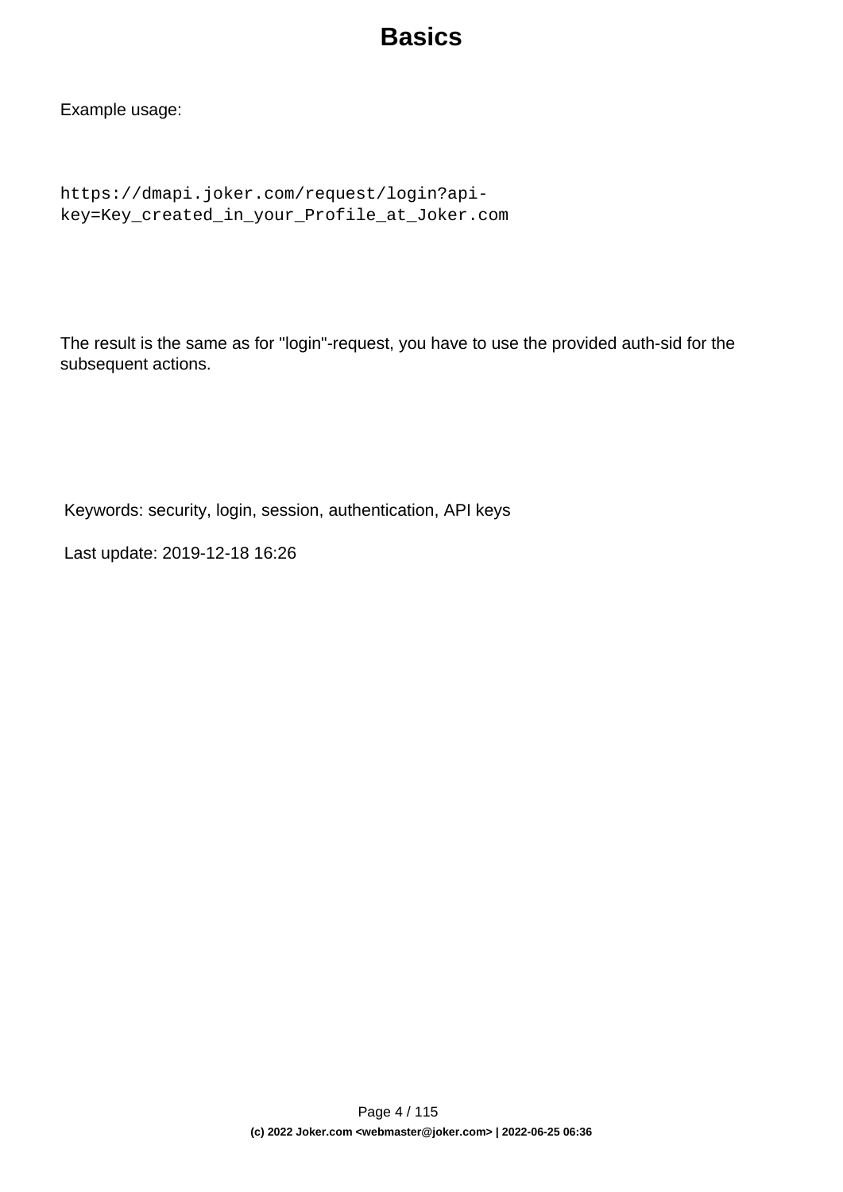# Basics

Example usage:

```
https://dmapi.joker.com/request/login?api-key=Key_created_in_your_Profile_at_Joker.com
```

The result is the same as for "login"-request, you have to use the provided auth-sid for the subsequent actions.

Keywords: security, login, session, authentication, API keys

Last update: 2019-12-18 16:26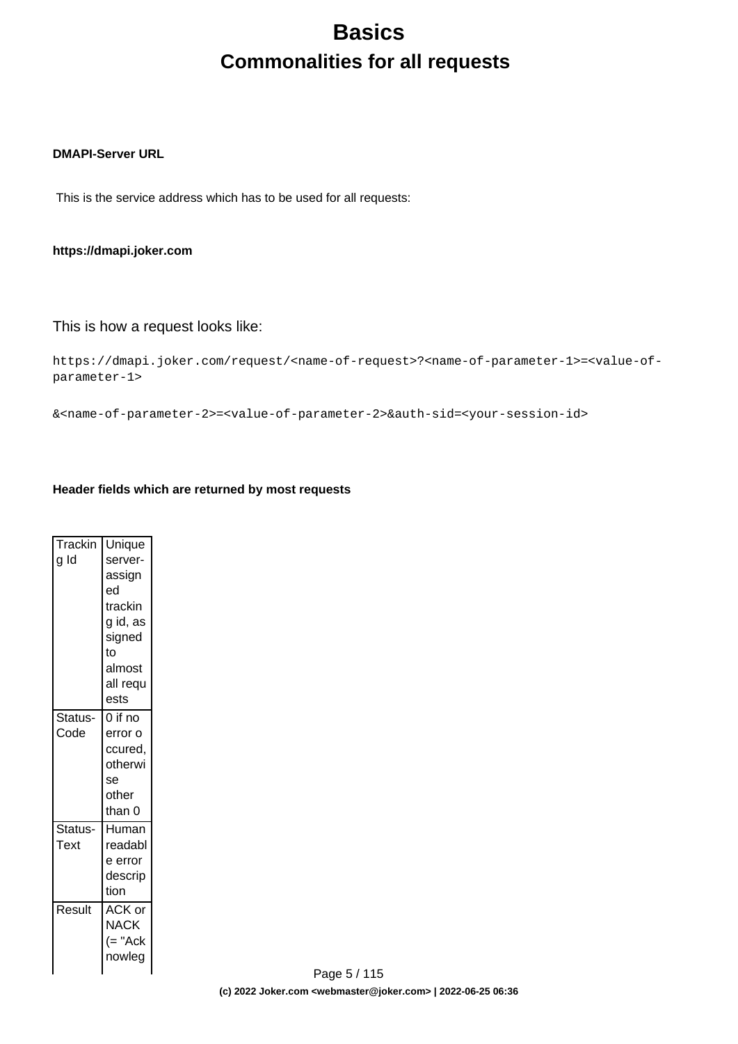# Basics

## Commonalities for all requests

**DMAPI-Server URL**

This is the service address which has to be used for all requests:

**https://dmapi.joker.com**

This is how a request looks like:

```
https://dmapi.joker.com/request/<name-of-request>?<name-of-parameter-1>=<value-of-parameter-1>

&<name-of-parameter-2>=<value-of-parameter-2>&auth-sid=<your-session-id>
```

**Header fields which are returned by most requests**

| Tracking Id | Unique server-assigned tracking id, assigned to almost all requests |
|---|---|
| Status-Code | 0 if no error occured, otherwise other than 0 |
| Status-Text | Human readable error description |
| Result | ACK or NACK (= "Acknowleg |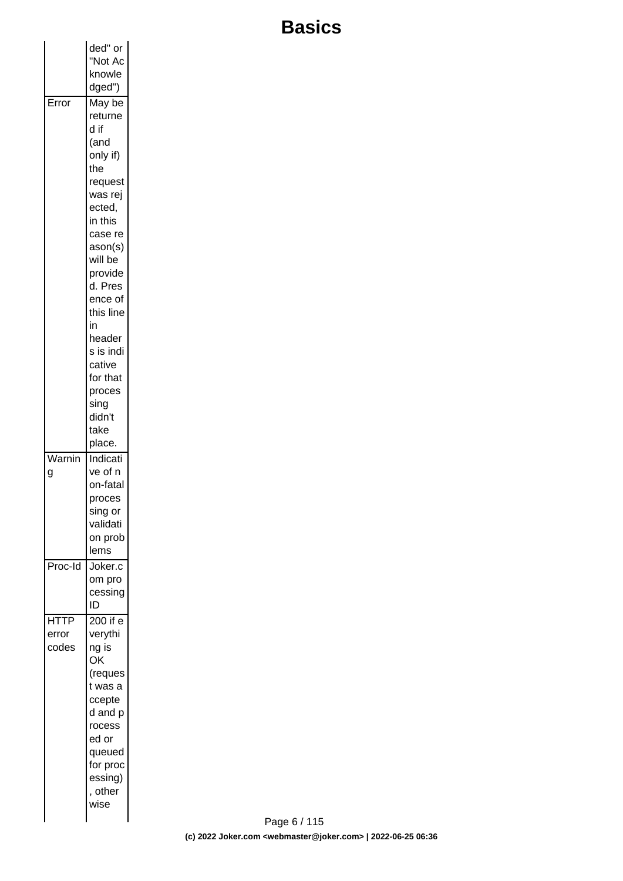| | |
|---|---|
| | ded" or "Not Acknowledged") |
| Error | May be returned if (and only if) the request was rejected, in this case reason(s) will be provided. Presence of this line in headers is indicative for that processing didn't take place. |
| Warning | Indicative of non-fatal processing or validation problems |
| Proc-Id | Joker.com processing ID |
| HTTP error codes | 200 if everything is OK (request was accepted and processed or queued for processing), otherwise |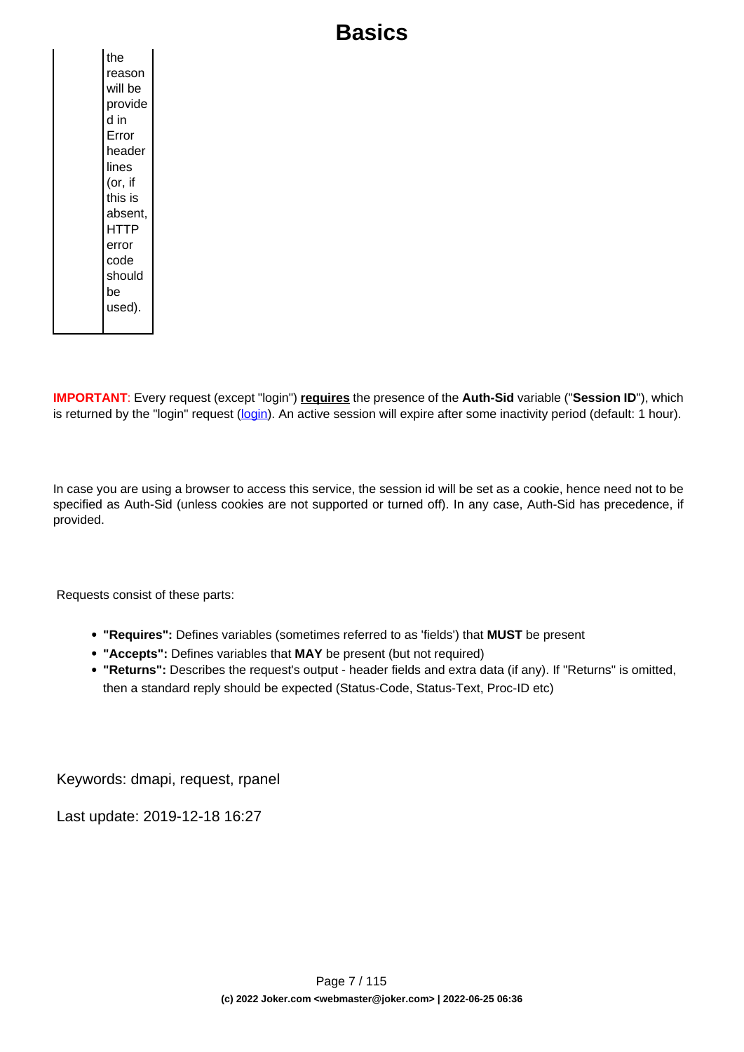| | the reason will be provided in Error header lines (or, if this is absent, HTTP error code should be used). |
|---|---|

**IMPORTANT**: Every request (except "login") **requires** the presence of the **Auth-Sid** variable ("**Session ID**"), which is returned by the "login" request (login). An active session will expire after some inactivity period (default: 1 hour).

In case you are using a browser to access this service, the session id will be set as a cookie, hence need not to be specified as Auth-Sid (unless cookies are not supported or turned off). In any case, Auth-Sid has precedence, if provided.

Requests consist of these parts:

- **"Requires":** Defines variables (sometimes referred to as 'fields') that **MUST** be present
- **"Accepts":** Defines variables that **MAY** be present (but not required)
- **"Returns":** Describes the request's output - header fields and extra data (if any). If "Returns" is omitted, then a standard reply should be expected (Status-Code, Status-Text, Proc-ID etc)

Keywords: dmapi, request, rpanel

Last update: 2019-12-18 16:27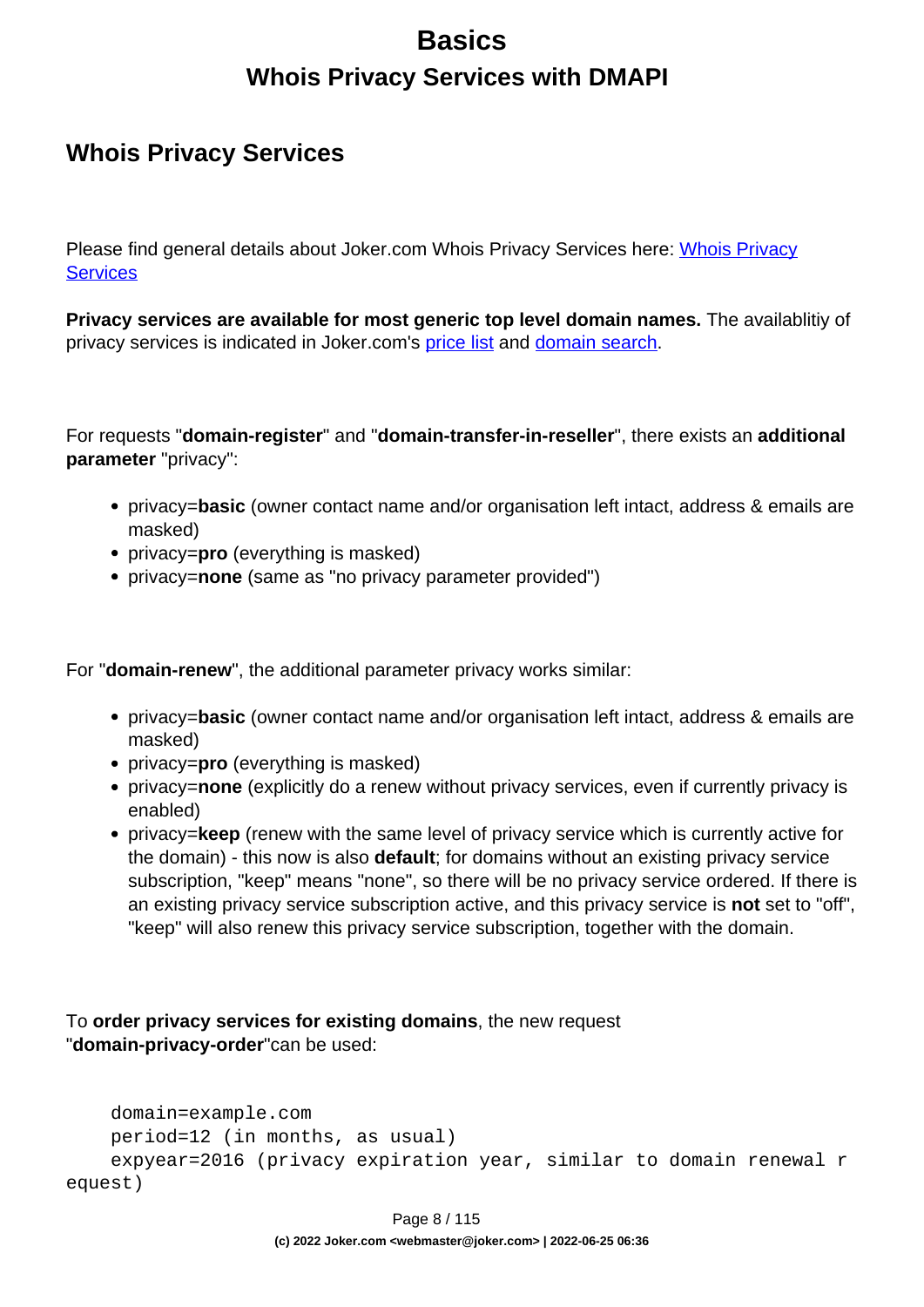# Basics

## Whois Privacy Services with DMAPI

### Whois Privacy Services

Please find general details about Joker.com Whois Privacy Services here: [Whois Privacy Services]()

**Privacy services are available for most generic top level domain names.** The availablitiy of privacy services is indicated in Joker.com's [price list]() and [domain search]().

For requests "**domain-register**" and "**domain-transfer-in-reseller**", there exists an **additional parameter** "privacy":

- privacy=**basic** (owner contact name and/or organisation left intact, address & emails are masked)
- privacy=**pro** (everything is masked)
- privacy=**none** (same as "no privacy parameter provided")

For "**domain-renew**", the additional parameter privacy works similar:

- privacy=**basic** (owner contact name and/or organisation left intact, address & emails are masked)
- privacy=**pro** (everything is masked)
- privacy=**none** (explicitly do a renew without privacy services, even if currently privacy is enabled)
- privacy=**keep** (renew with the same level of privacy service which is currently active for the domain) - this now is also **default**; for domains without an existing privacy service subscription, "keep" means "none", so there will be no privacy service ordered. If there is an existing privacy service subscription active, and this privacy service is **not** set to "off", "keep" will also renew this privacy service subscription, together with the domain.

To **order privacy services for existing domains**, the new request "**domain-privacy-order**"can be used:

```
    domain=example.com
    period=12 (in months, as usual)
    expyear=2016 (privacy expiration year, similar to domain renewal r
equest)
```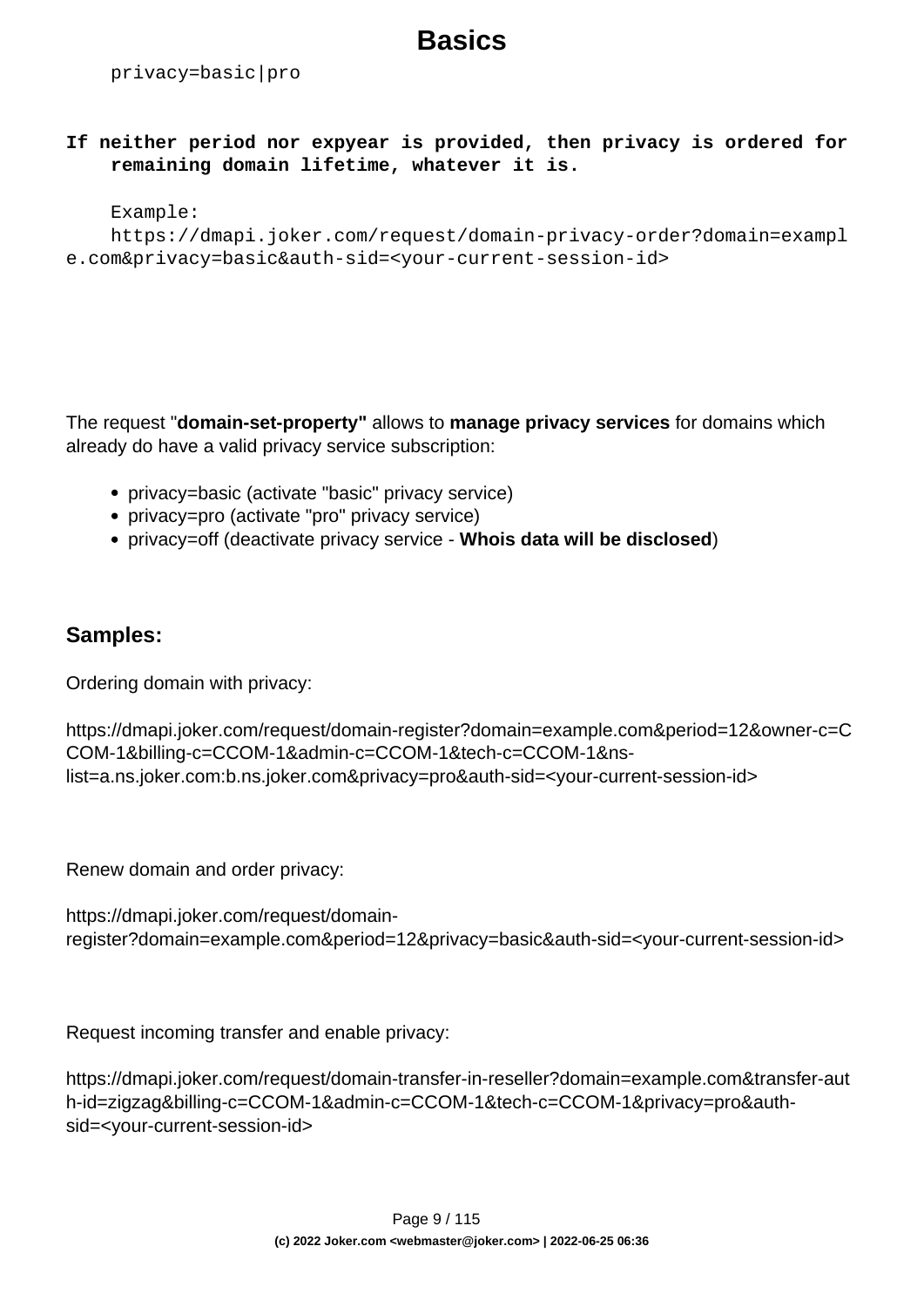```
privacy=basic|pro
```

**If neither period nor expyear is provided, then privacy is ordered for remaining domain lifetime, whatever it is.**

```
Example:
https://dmapi.joker.com/request/domain-privacy-order?domain=example.com&privacy=basic&auth-sid=<your-current-session-id>
```

The request "**domain-set-property"** allows to **manage privacy services** for domains which already do have a valid privacy service subscription:

- privacy=basic (activate "basic" privacy service)
- privacy=pro (activate "pro" privacy service)
- privacy=off (deactivate privacy service - **Whois data will be disclosed**)

### Samples:

Ordering domain with privacy:

https://dmapi.joker.com/request/domain-register?domain=example.com&period=12&owner-c=CCOM-1&billing-c=CCOM-1&admin-c=CCOM-1&tech-c=CCOM-1&ns-list=a.ns.joker.com:b.ns.joker.com&privacy=pro&auth-sid=<your-current-session-id>

Renew domain and order privacy:

https://dmapi.joker.com/request/domain-register?domain=example.com&period=12&privacy=basic&auth-sid=<your-current-session-id>

Request incoming transfer and enable privacy:

https://dmapi.joker.com/request/domain-transfer-in-reseller?domain=example.com&transfer-auth-id=zigzag&billing-c=CCOM-1&admin-c=CCOM-1&tech-c=CCOM-1&privacy=pro&auth-sid=<your-current-session-id>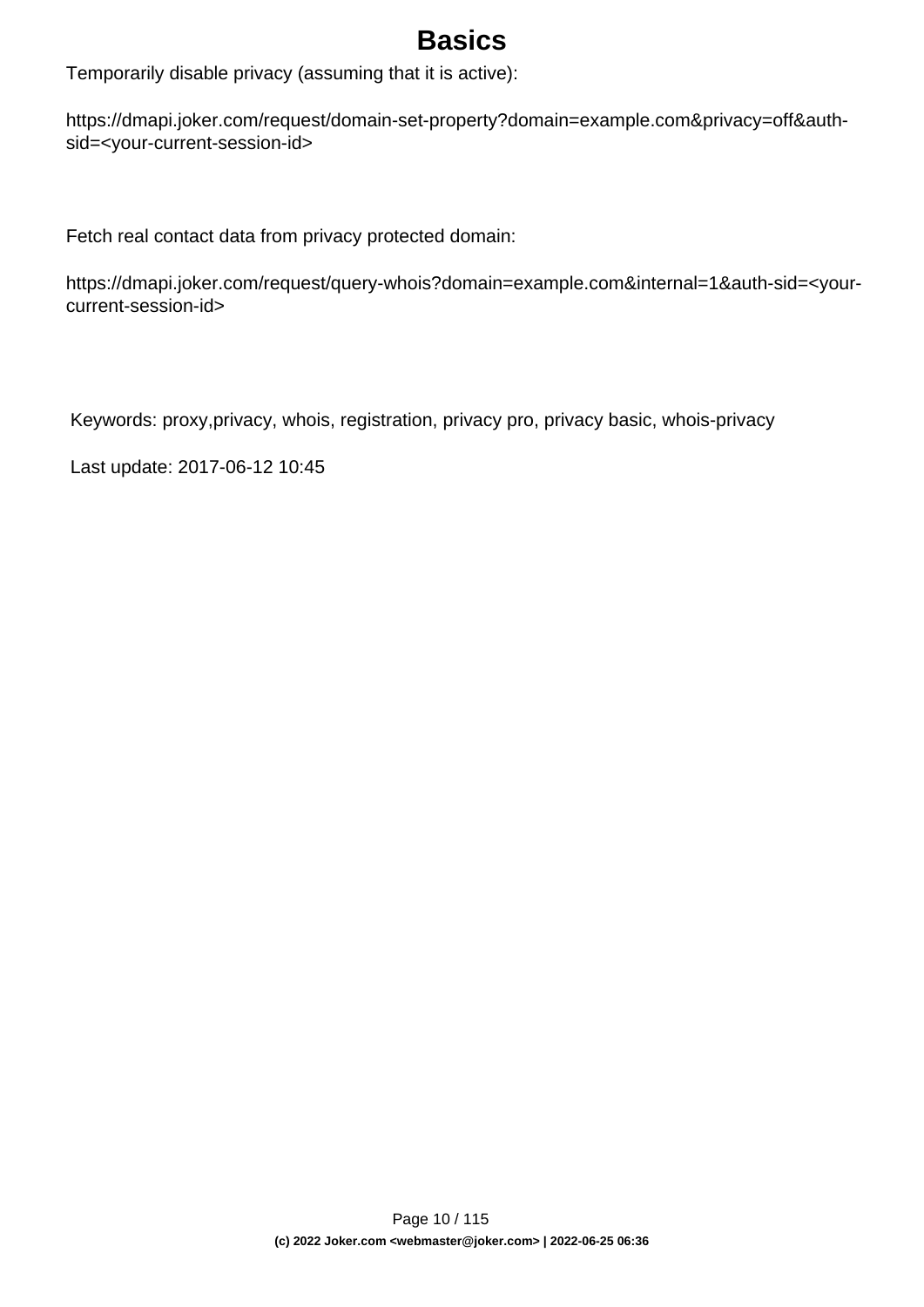# Basics

Temporarily disable privacy (assuming that it is active):

https://dmapi.joker.com/request/domain-set-property?domain=example.com&privacy=off&auth-sid=<your-current-session-id>

Fetch real contact data from privacy protected domain:

https://dmapi.joker.com/request/query-whois?domain=example.com&internal=1&auth-sid=<your-current-session-id>

Keywords: proxy,privacy, whois, registration, privacy pro, privacy basic, whois-privacy

Last update: 2017-06-12 10:45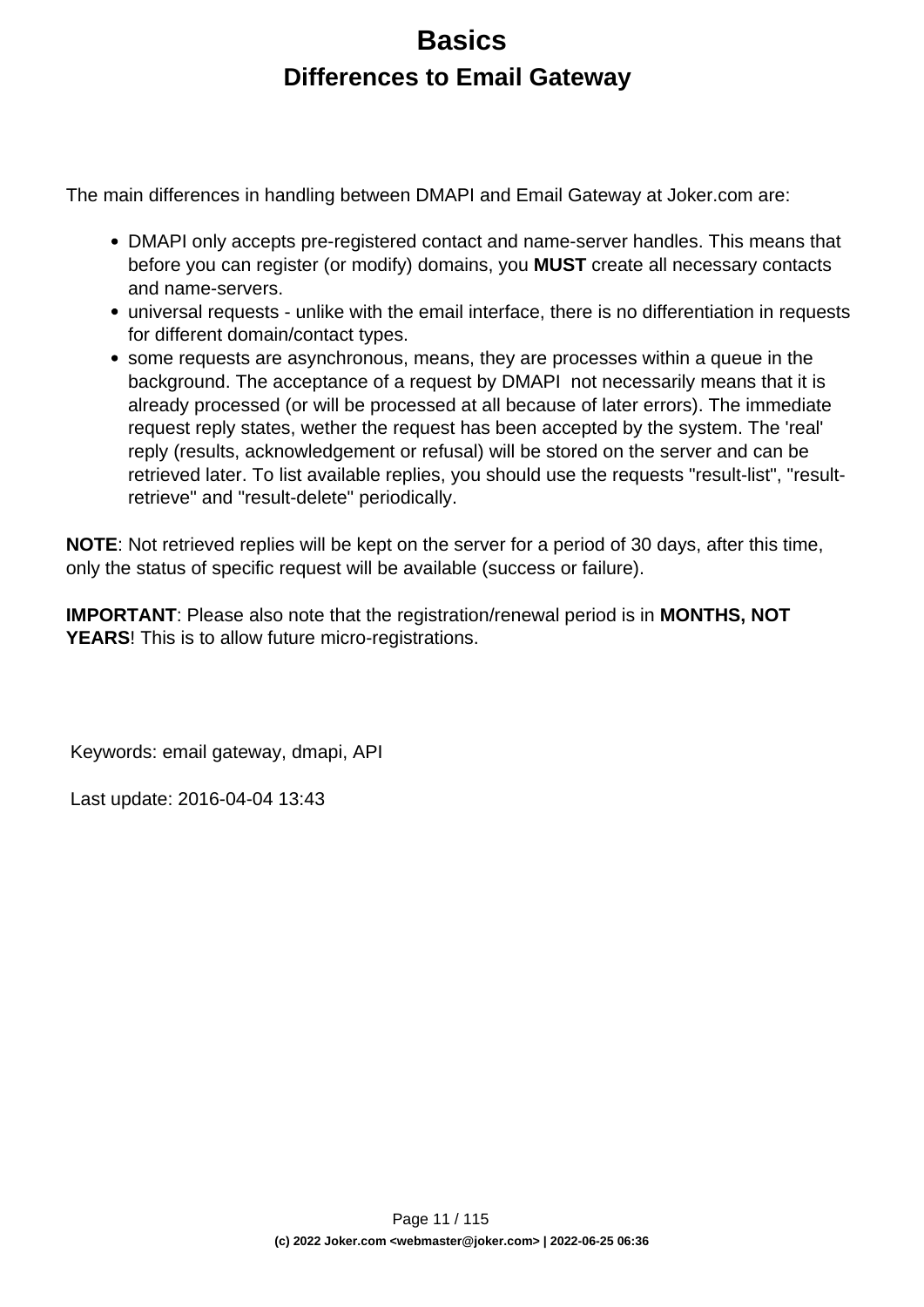# Basics

## Differences to Email Gateway

The main differences in handling between DMAPI and Email Gateway at Joker.com are:

- DMAPI only accepts pre-registered contact and name-server handles. This means that before you can register (or modify) domains, you **MUST** create all necessary contacts and name-servers.
- universal requests - unlike with the email interface, there is no differentiation in requests for different domain/contact types.
- some requests are asynchronous, means, they are processes within a queue in the background. The acceptance of a request by DMAPI  not necessarily means that it is already processed (or will be processed at all because of later errors). The immediate request reply states, wether the request has been accepted by the system. The 'real' reply (results, acknowledgement or refusal) will be stored on the server and can be retrieved later. To list available replies, you should use the requests "result-list", "result-retrieve" and "result-delete" periodically.

**NOTE**: Not retrieved replies will be kept on the server for a period of 30 days, after this time, only the status of specific request will be available (success or failure).

**IMPORTANT**: Please also note that the registration/renewal period is in **MONTHS, NOT YEARS**! This is to allow future micro-registrations.

Keywords: email gateway, dmapi, API

Last update: 2016-04-04 13:43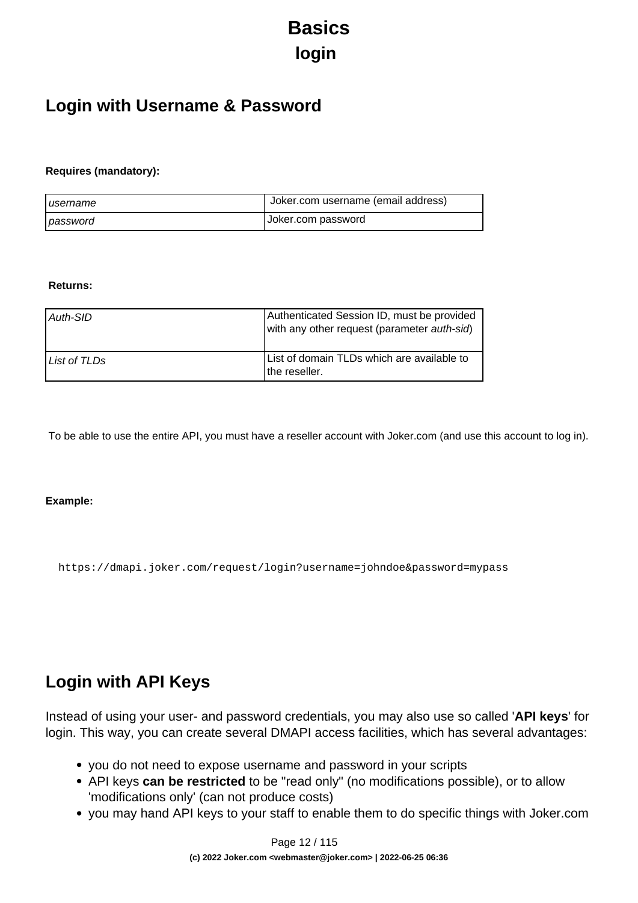# Basics

## login

## Login with Username & Password

**Requires (mandatory):**

| | |
|---|---|
| *username* | Joker.com username (email address) |
| *password* | Joker.com password |

**Returns:**

| | |
|---|---|
| *Auth-SID* | Authenticated Session ID, must be provided with any other request (parameter *auth-sid*) |
| *List of TLDs* | List of domain TLDs which are available to the reseller. |

To be able to use the entire API, you must have a reseller account with Joker.com (and use this account to log in).

**Example:**

```
https://dmapi.joker.com/request/login?username=johndoe&password=mypass
```

## Login with API Keys

Instead of using your user- and password credentials, you may also use so called '**API keys**' for login. This way, you can create several DMAPI access facilities, which has several advantages:

- you do not need to expose username and password in your scripts
- API keys **can be restricted** to be "read only" (no modifications possible), or to allow 'modifications only' (can not produce costs)
- you may hand API keys to your staff to enable them to do specific things with Joker.com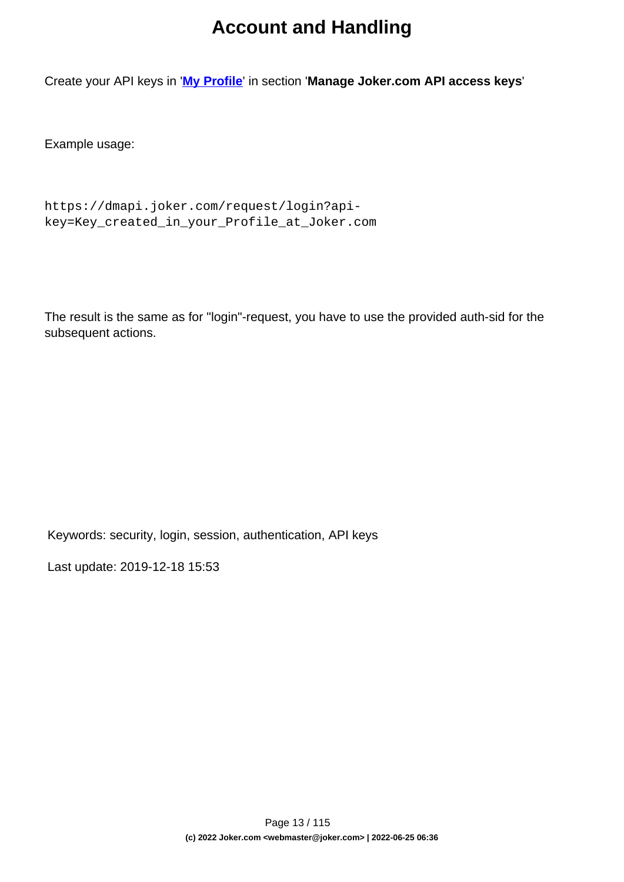# Account and Handling

Create your API keys in '**My Profile**' in section '**Manage Joker.com API access keys**'

Example usage:

```
https://dmapi.joker.com/request/login?api-key=Key_created_in_your_Profile_at_Joker.com
```

The result is the same as for "login"-request, you have to use the provided auth-sid for the subsequent actions.

Keywords: security, login, session, authentication, API keys

Last update: 2019-12-18 15:53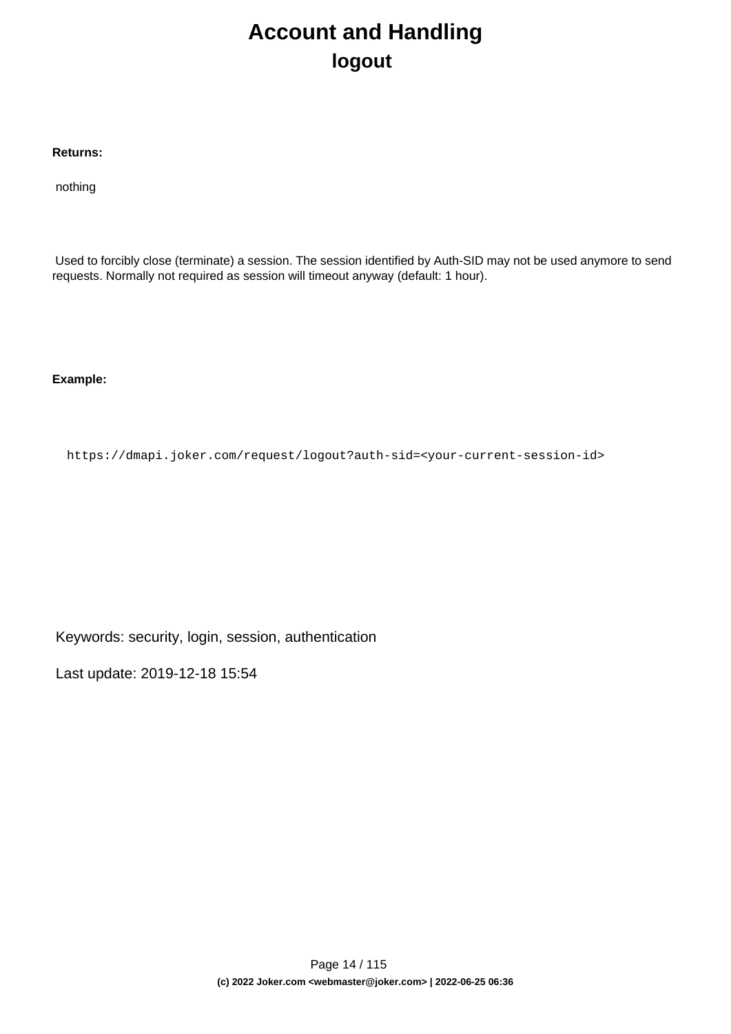# Account and Handling

## logout

**Returns:**

nothing

Used to forcibly close (terminate) a session. The session identified by Auth-SID may not be used anymore to send requests. Normally not required as session will timeout anyway (default: 1 hour).

**Example:**

```
https://dmapi.joker.com/request/logout?auth-sid=<your-current-session-id>
```

Keywords: security, login, session, authentication

Last update: 2019-12-18 15:54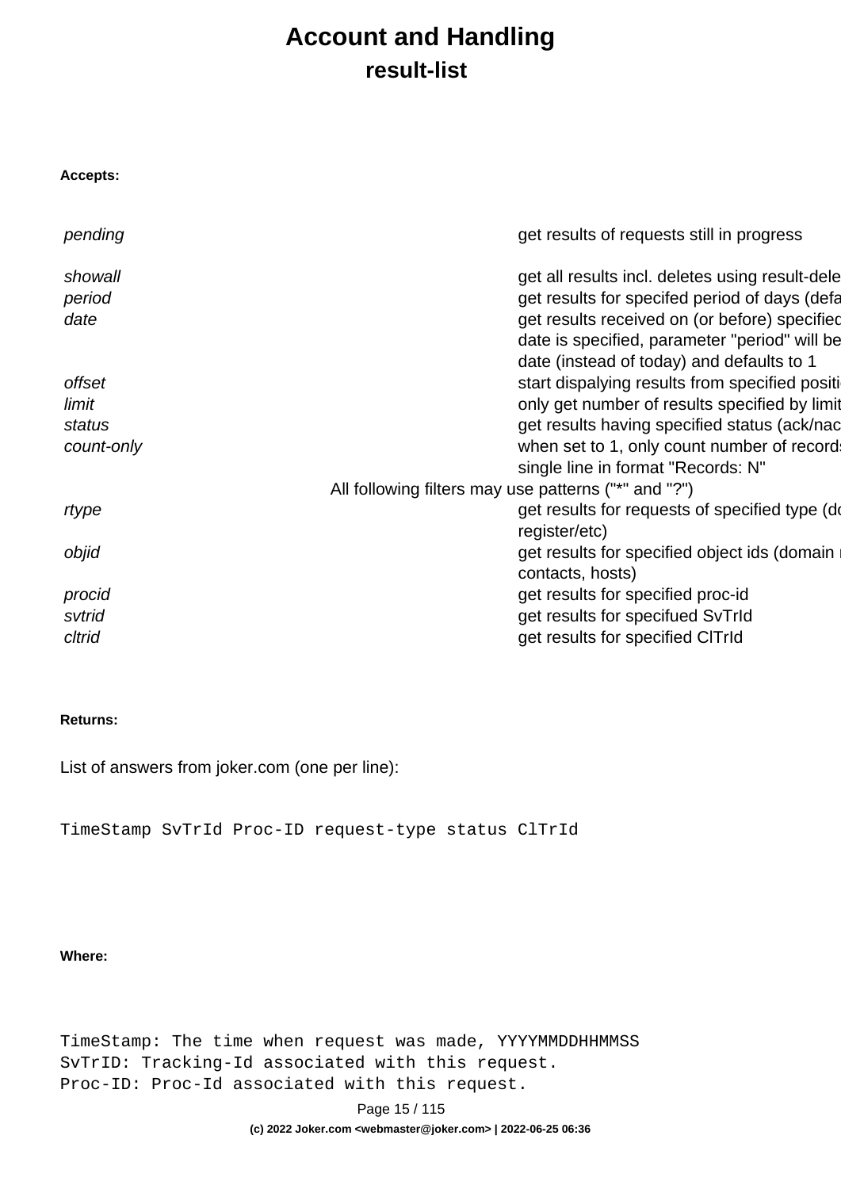# Account and Handling

## result-list

**Accepts:**

| | |
|---|---|
| *pending* | get results of requests still in progress |
| *showall* | get all results incl. deletes using result-dele |
| *period* | get results for specifed period of days (defa |
| *date* | get results received on (or before) specified date is specified, parameter "period" will be date (instead of today) and defaults to 1 |
| *offset* | start dispalying results from specified positi |
| *limit* | only get number of results specified by limit |
| *status* | get results having specified status (ack/nac |
| *count-only* | when set to 1, only count number of records single line in format "Records: N" |
| All following filters may use patterns ("*" and "?") | |
| *rtype* | get results for requests of specified type (do register/etc) |
| *objid* | get results for specified object ids (domain r contacts, hosts) |
| *procid* | get results for specified proc-id |
| *svtrid* | get results for specifued SvTrId |
| *cltrid* | get results for specified ClTrId |

**Returns:**

List of answers from joker.com (one per line):

```
TimeStamp SvTrId Proc-ID request-type status ClTrId
```

**Where:**

```
TimeStamp: The time when request was made, YYYYMMDDHHMMSS
SvTrID: Tracking-Id associated with this request.
Proc-ID: Proc-Id associated with this request.
```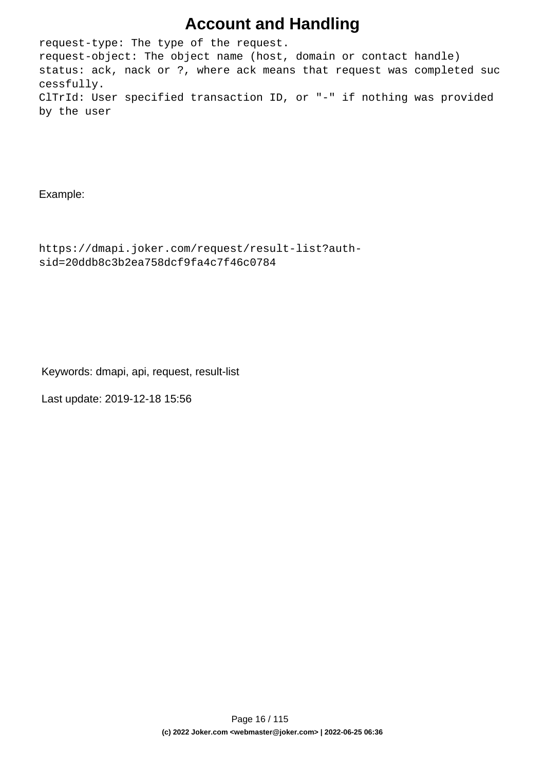```
request-type: The type of the request.
request-object: The object name (host, domain or contact handle)
status: ack, nack or ?, where ack means that request was completed suc
cessfully.
ClTrId: User specified transaction ID, or "-" if nothing was provided
by the user
```

Example:

```
https://dmapi.joker.com/request/result-list?auth-
sid=20ddb8c3b2ea758dcf9fa4c7f46c0784
```

Keywords: dmapi, api, request, result-list

Last update: 2019-12-18 15:56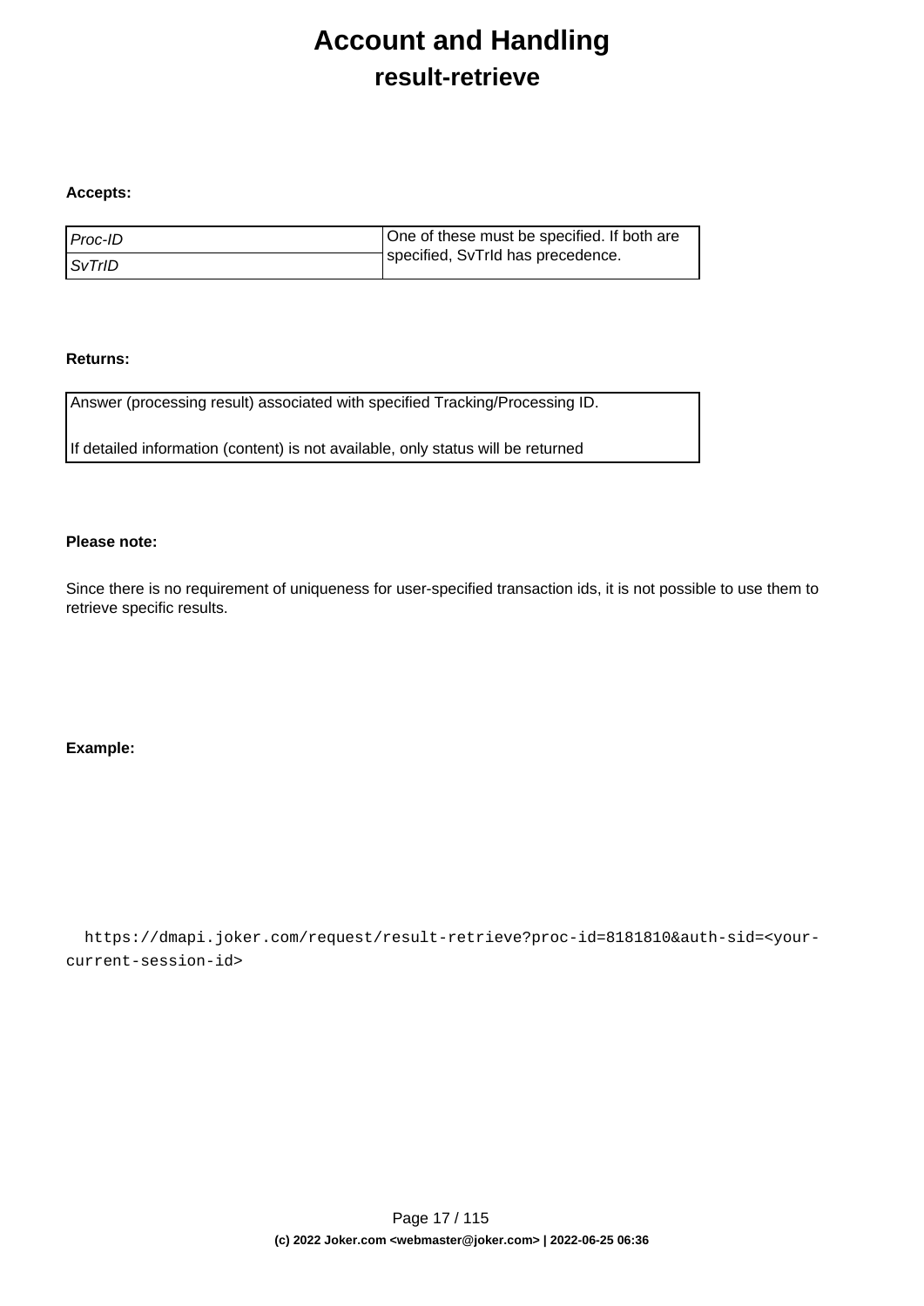# Account and Handling

## result-retrieve

**Accepts:**

| | |
|---|---|
| *Proc-ID* | One of these must be specified. If both are specified, SvTrId has precedence. |
| *SvTrID* | |

**Returns:**

| |
|---|
| Answer (processing result) associated with specified Tracking/Processing ID.<br><br>If detailed information (content) is not available, only status will be returned |

**Please note:**

Since there is no requirement of uniqueness for user-specified transaction ids, it is not possible to use them to retrieve specific results.

**Example:**

```
https://dmapi.joker.com/request/result-retrieve?proc-id=8181810&auth-sid=<your-current-session-id>
```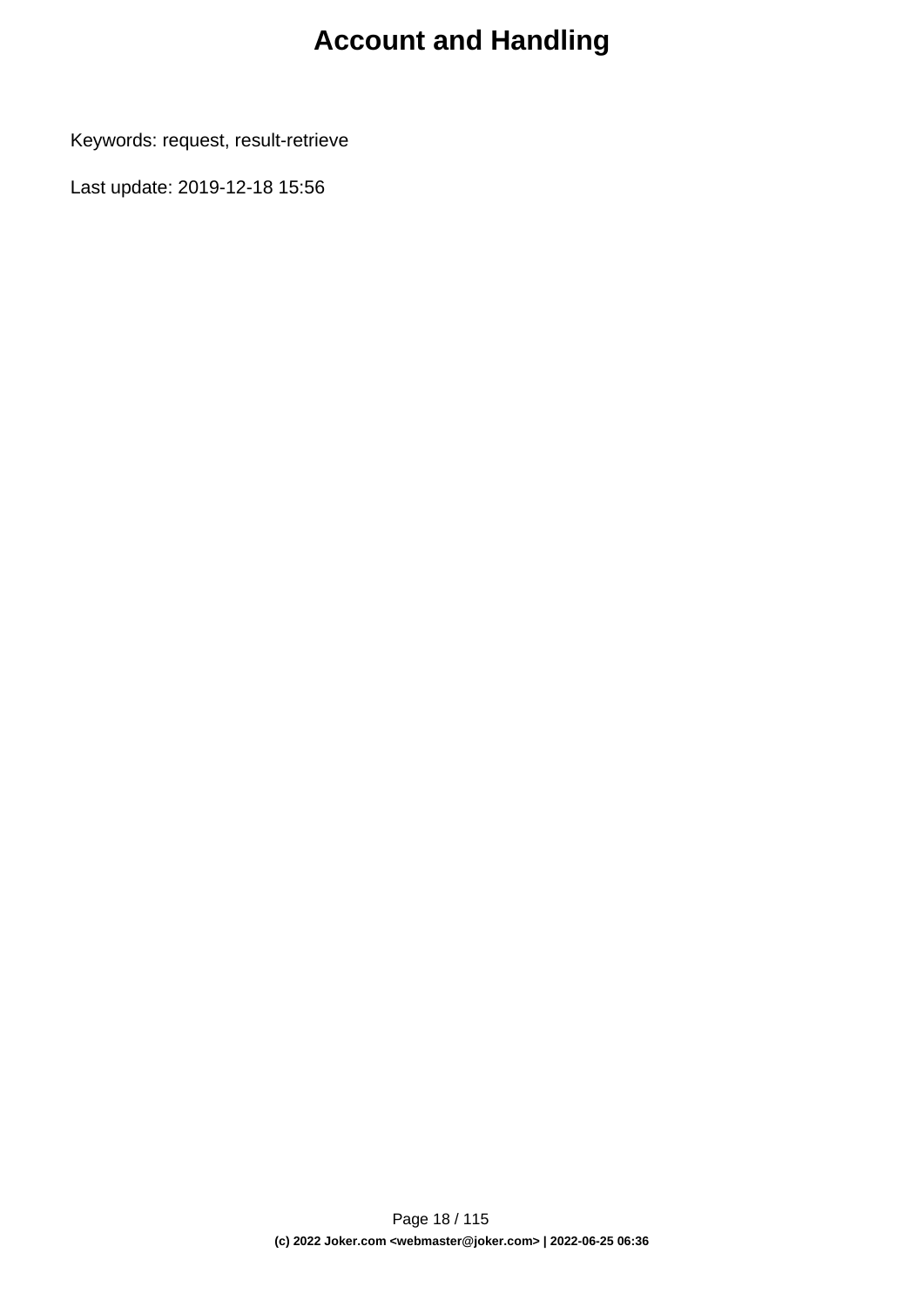# Account and Handling

Keywords: request, result-retrieve

Last update: 2019-12-18 15:56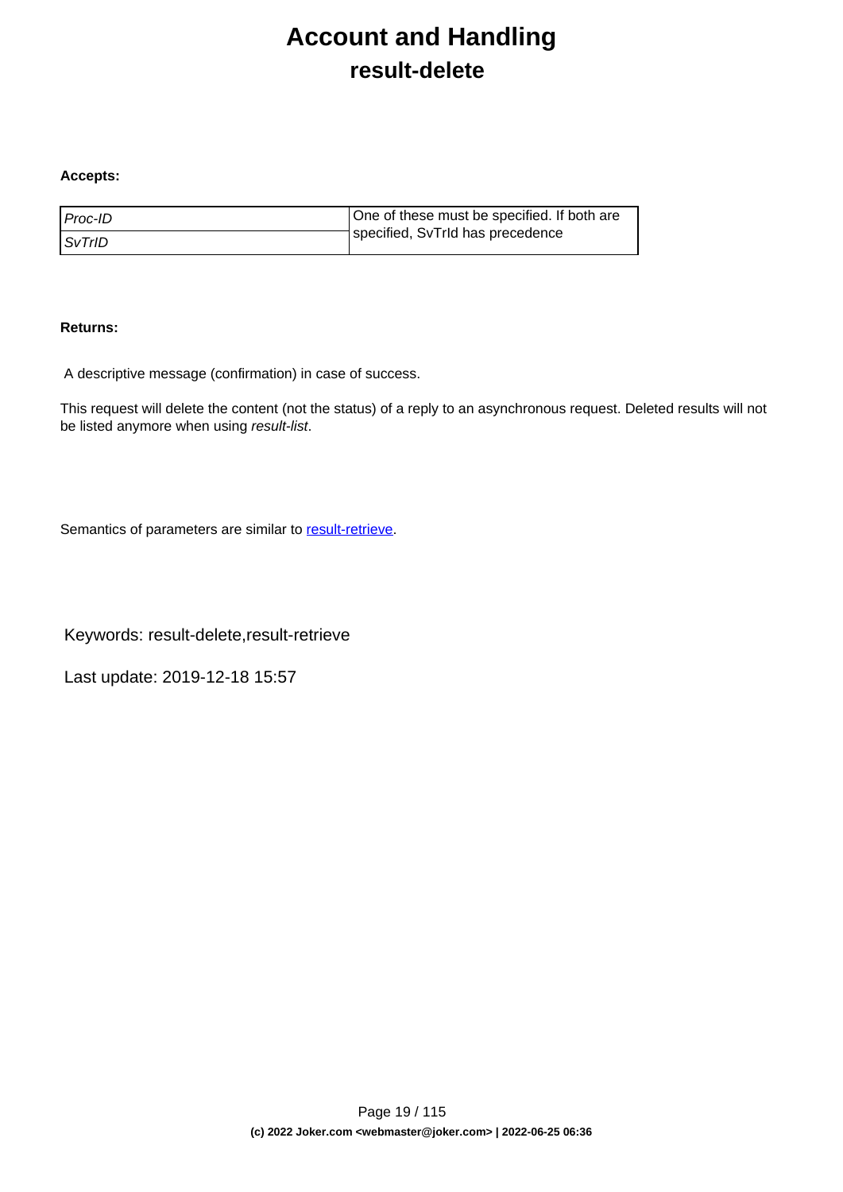# Account and Handling

## result-delete

**Accepts:**

| | |
|---|---|
| *Proc-ID* | One of these must be specified. If both are specified, SvTrId has precedence |
| *SvTrID* | |

**Returns:**

A descriptive message (confirmation) in case of success.

This request will delete the content (not the status) of a reply to an asynchronous request. Deleted results will not be listed anymore when using *result-list*.

Semantics of parameters are similar to result-retrieve.

Keywords: result-delete,result-retrieve

Last update: 2019-12-18 15:57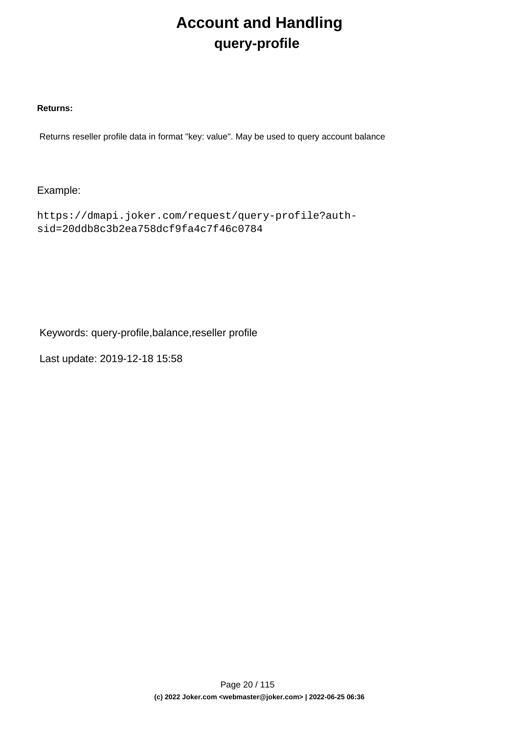# Account and Handling

## query-profile

**Returns:**

Returns reseller profile data in format "key: value". May be used to query account balance

Example:

```
https://dmapi.joker.com/request/query-profile?auth-sid=20ddb8c3b2ea758dcf9fa4c7f46c0784
```

Keywords: query-profile,balance,reseller profile

Last update: 2019-12-18 15:58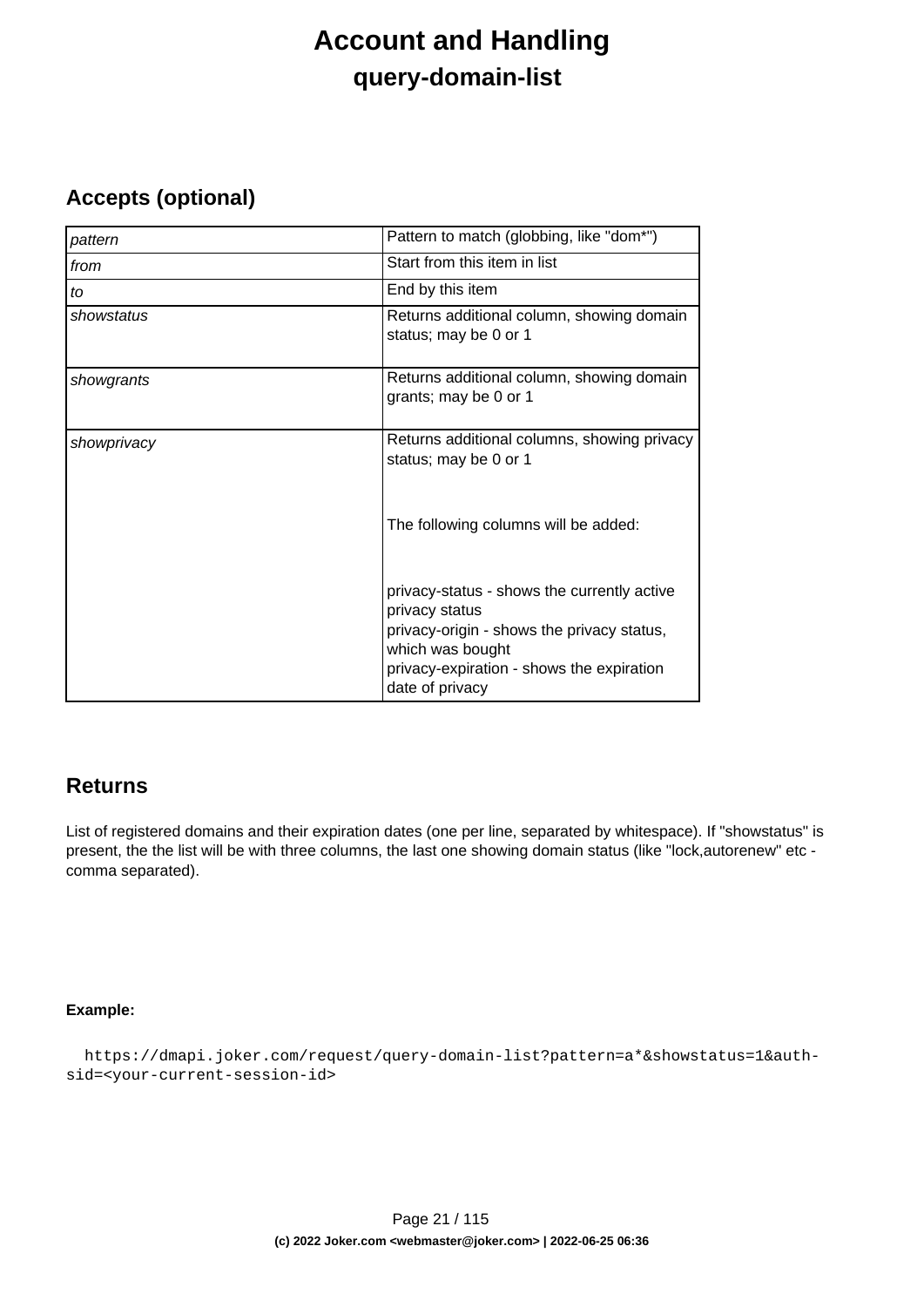# Account and Handling

## query-domain-list

### Accepts (optional)

| | |
|---|---|
| *pattern* | Pattern to match (globbing, like "dom*") |
| *from* | Start from this item in list |
| *to* | End by this item |
| *showstatus* | Returns additional column, showing domain status; may be 0 or 1 |
| *showgrants* | Returns additional column, showing domain grants; may be 0 or 1 |
| *showprivacy* | Returns additional columns, showing privacy status; may be 0 or 1<br><br>The following columns will be added:<br><br>privacy-status - shows the currently active privacy status<br>privacy-origin - shows the privacy status, which was bought<br>privacy-expiration - shows the expiration date of privacy |

### Returns

List of registered domains and their expiration dates (one per line, separated by whitespace). If "showstatus" is present, the the list will be with three columns, the last one showing domain status (like "lock,autorenew" etc - comma separated).

**Example:**

```
https://dmapi.joker.com/request/query-domain-list?pattern=a*&showstatus=1&auth-sid=<your-current-session-id>
```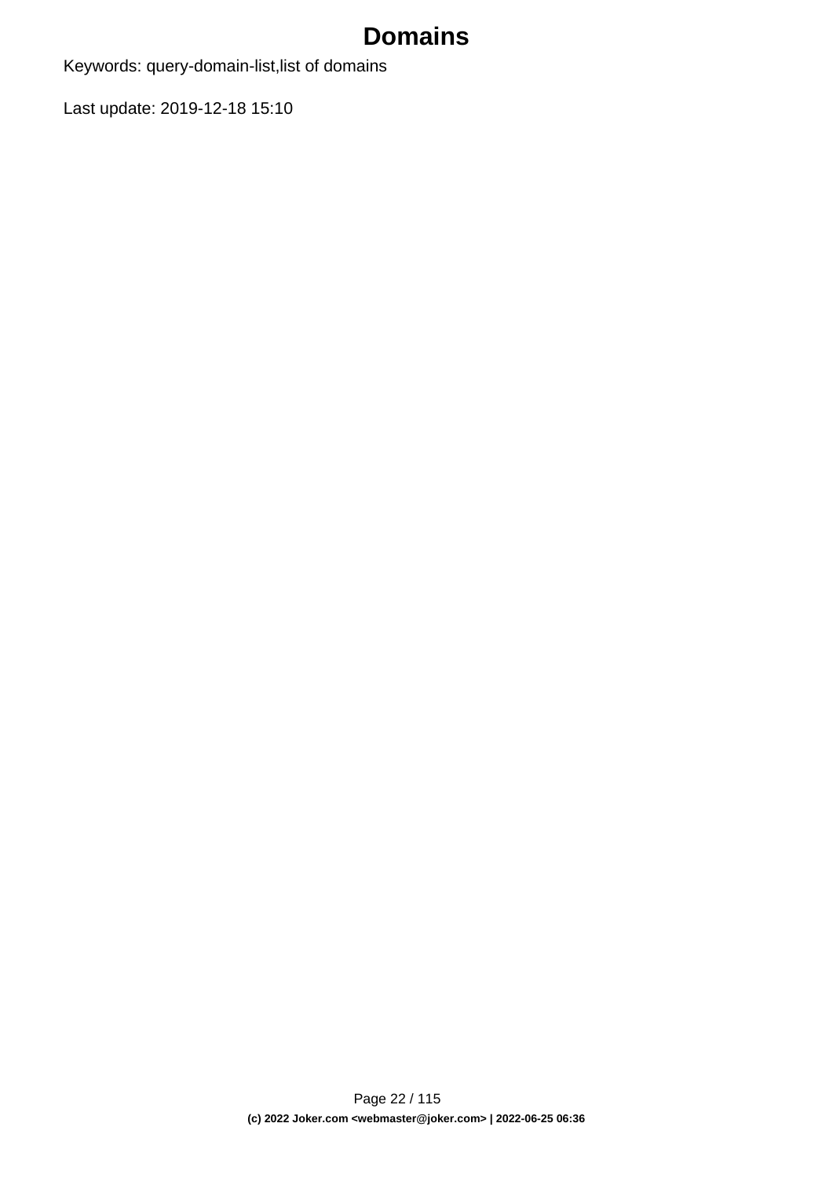# Domains

Keywords: query-domain-list,list of domains

Last update: 2019-12-18 15:10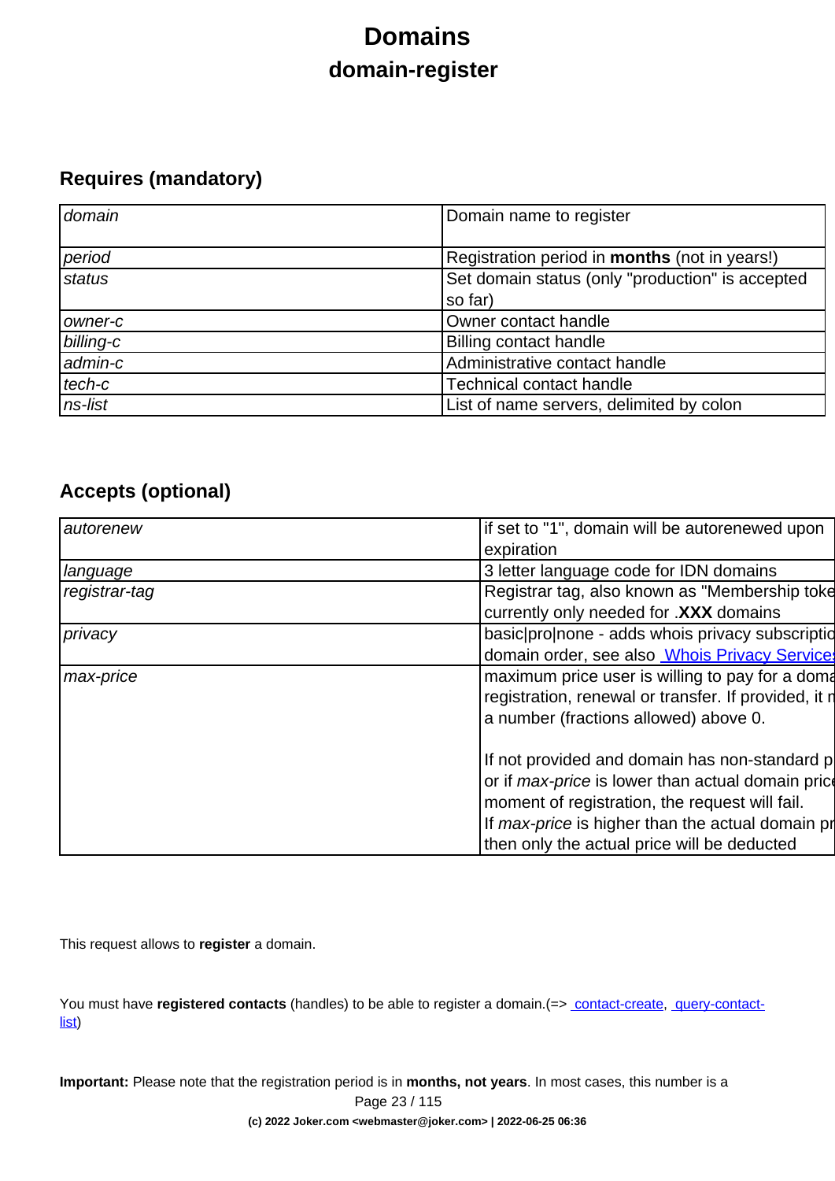# Domains

## domain-register

### Requires (mandatory)

| | |
|---|---|
| *domain* | Domain name to register |
| *period* | Registration period in **months** (not in years!) |
| *status* | Set domain status (only "production" is accepted so far) |
| *owner-c* | Owner contact handle |
| *billing-c* | Billing contact handle |
| *admin-c* | Administrative contact handle |
| *tech-c* | Technical contact handle |
| *ns-list* | List of name servers, delimited by colon |

### Accepts (optional)

| | |
|---|---|
| *autorenew* | if set to "1", domain will be autorenewed upon expiration |
| *language* | 3 letter language code for IDN domains |
| *registrar-tag* | Registrar tag, also known as "Membership toke currently only needed for .**XXX** domains |
| *privacy* | basic\|pro\|none - adds whois privacy subscriptio domain order, see also [Whois Privacy Service](#) |
| *max-price* | maximum price user is willing to pay for a doma registration, renewal or transfer. If provided, it r a number (fractions allowed) above 0.<br><br>If not provided and domain has non-standard p or if *max-price* is lower than actual domain pric moment of registration, the request will fail.<br>If *max-price* is higher than the actual domain pr then only the actual price will be deducted |

This request allows to **register** a domain.

You must have **registered contacts** (handles) to be able to register a domain.(=> [contact-create](#), [query-contact-list](#))

**Important:** Please note that the registration period is in **months, not years**. In most cases, this number is a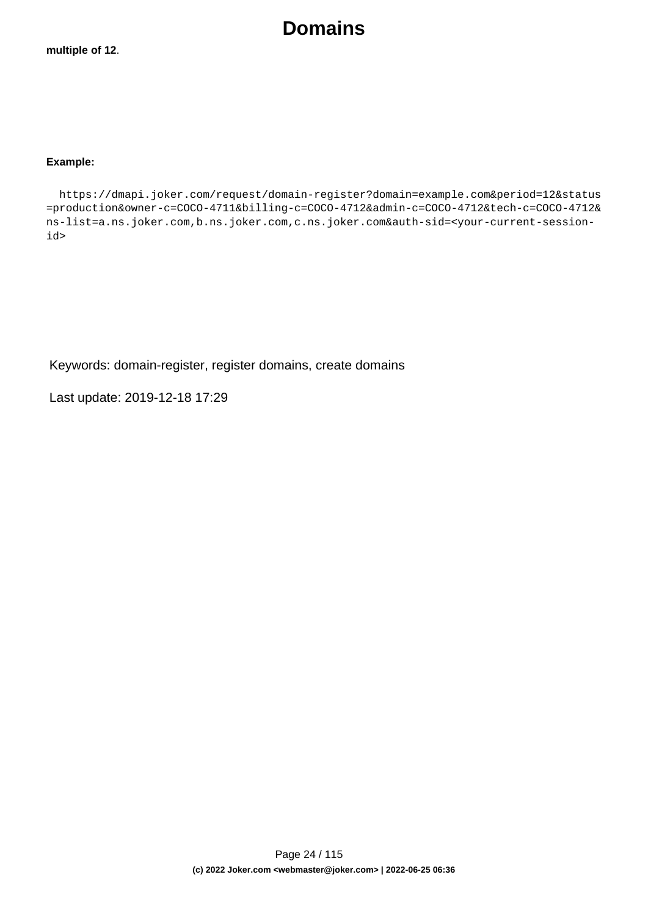**multiple of 12**.

**Example:**

```
https://dmapi.joker.com/request/domain-register?domain=example.com&period=12&status=production&owner-c=COCO-4711&billing-c=COCO-4712&admin-c=COCO-4712&tech-c=COCO-4712&ns-list=a.ns.joker.com,b.ns.joker.com,c.ns.joker.com&auth-sid=<your-current-session-id>
```

Keywords: domain-register, register domains, create domains

Last update: 2019-12-18 17:29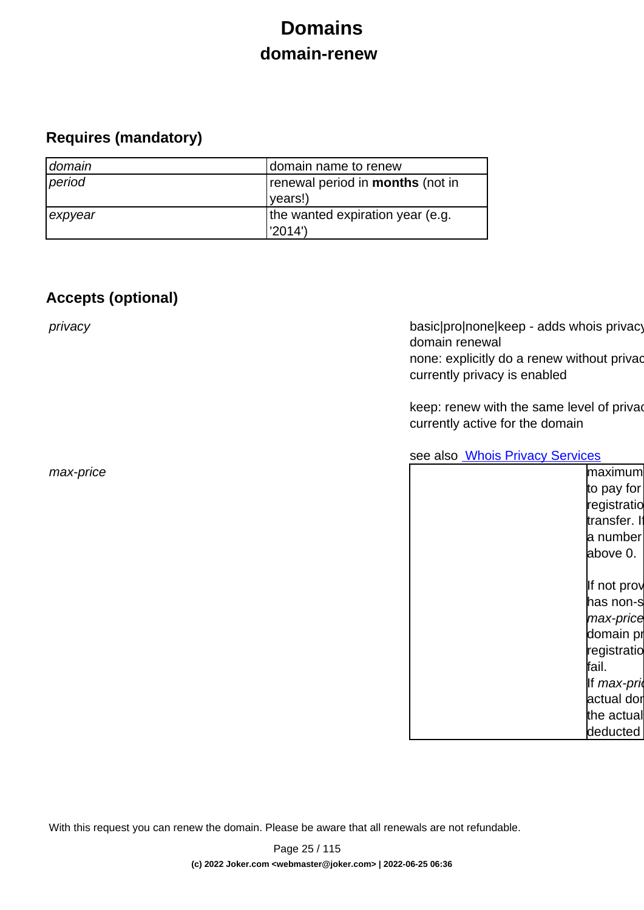# Domains

## domain-renew

### Requires (mandatory)

| | |
|---|---|
| *domain* | domain name to renew |
| *period* | renewal period in **months** (not in years!) |
| *expyear* | the wanted expiration year (e.g. '2014') |

### Accepts (optional)

| | |
|---|---|
| *privacy* | basic\|pro\|none\|keep - adds whois privacy domain renewal<br>none: explicitly do a renew without privac currently privacy is enabled<br><br>keep: renew with the same level of privac currently active for the domain<br><br>see also [Whois Privacy Services]() |
| *max-price* | maximum to pay for registratio transfer. If a number above 0.<br><br>If not prov has non-s *max-price* domain pr registratio fail.<br>If *max-pric* actual dor the actual deducted |

With this request you can renew the domain. Please be aware that all renewals are not refundable.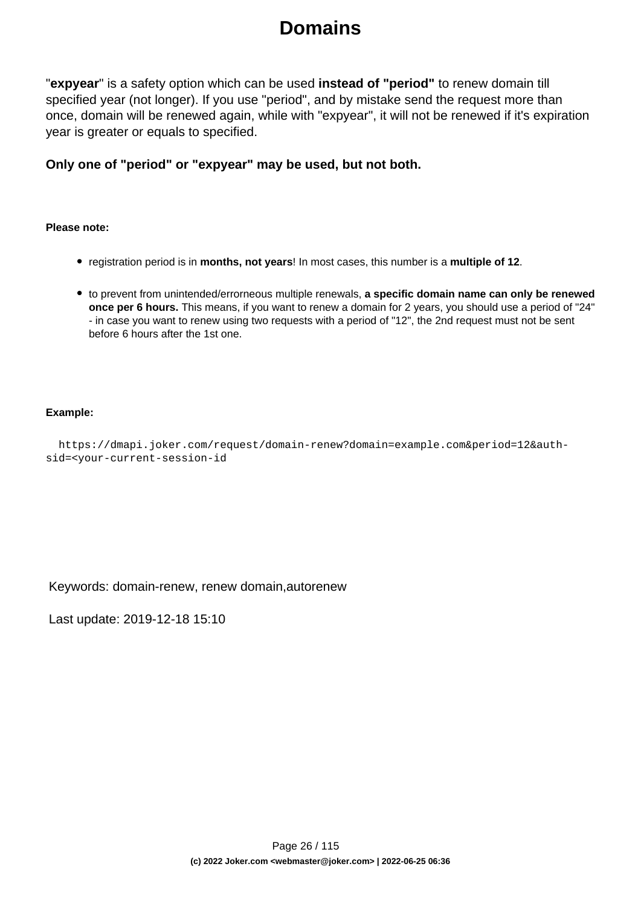"**expyear**" is a safety option which can be used **instead of "period"** to renew domain till specified year (not longer). If you use "period", and by mistake send the request more than once, domain will be renewed again, while with "expyear", it will not be renewed if it's expiration year is greater or equals to specified.

**Only one of "period" or "expyear" may be used, but not both.**

**Please note:**

- registration period is in **months, not years**! In most cases, this number is a **multiple of 12**.
- to prevent from unintended/errorneous multiple renewals, **a specific domain name can only be renewed once per 6 hours.** This means, if you want to renew a domain for 2 years, you should use a period of "24" - in case you want to renew using two requests with a period of "12", the 2nd request must not be sent before 6 hours after the 1st one.

**Example:**

```
https://dmapi.joker.com/request/domain-renew?domain=example.com&period=12&auth-sid=<your-current-session-id
```

Keywords: domain-renew, renew domain,autorenew

Last update: 2019-12-18 15:10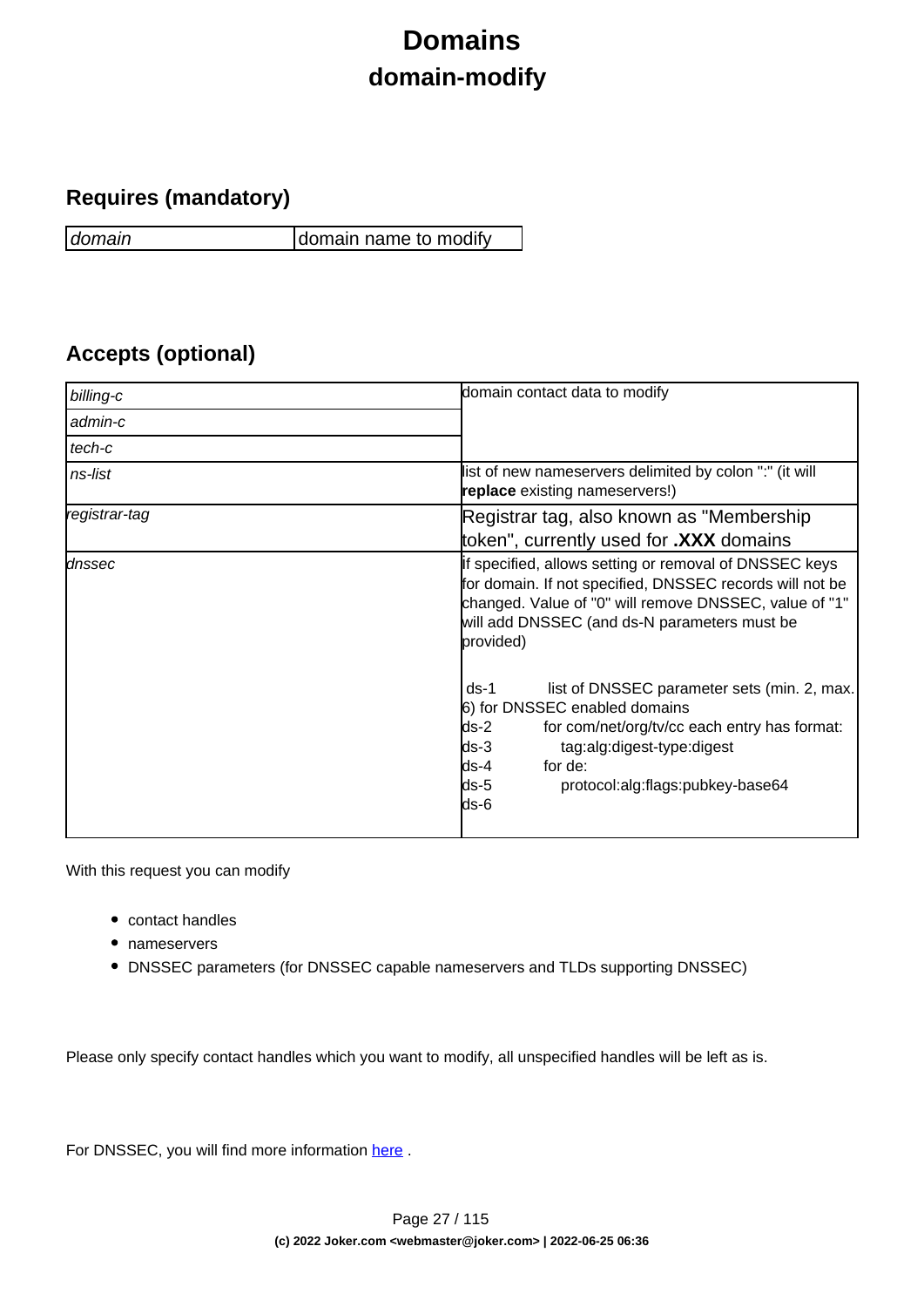# Domains

## domain-modify

### Requires (mandatory)

| | |
|---|---|
| *domain* | domain name to modify |

### Accepts (optional)

| | |
|---|---|
| *billing-c* | domain contact data to modify |
| *admin-c* | |
| *tech-c* | |
| *ns-list* | list of new nameservers delimited by colon ":" (it will **replace** existing nameservers!) |
| *registrar-tag* | Registrar tag, also known as "Membership token", currently used for **.XXX** domains |
| *dnssec* | If specified, allows setting or removal of DNSSEC keys for domain. If not specified, DNSSEC records will not be changed. Value of "0" will remove DNSSEC, value of "1" will add DNSSEC (and ds-N parameters must be provided)<br><br>ds-1 list of DNSSEC parameter sets (min. 2, max. 6) for DNSSEC enabled domains<br>ds-2 for com/net/org/tv/cc each entry has format:<br>ds-3 tag:alg:digest-type:digest<br>ds-4 for de:<br>ds-5 protocol:alg:flags:pubkey-base64<br>ds-6 |

With this request you can modify

- contact handles
- nameservers
- DNSSEC parameters (for DNSSEC capable nameservers and TLDs supporting DNSSEC)

Please only specify contact handles which you want to modify, all unspecified handles will be left as is.

For DNSSEC, you will find more information here .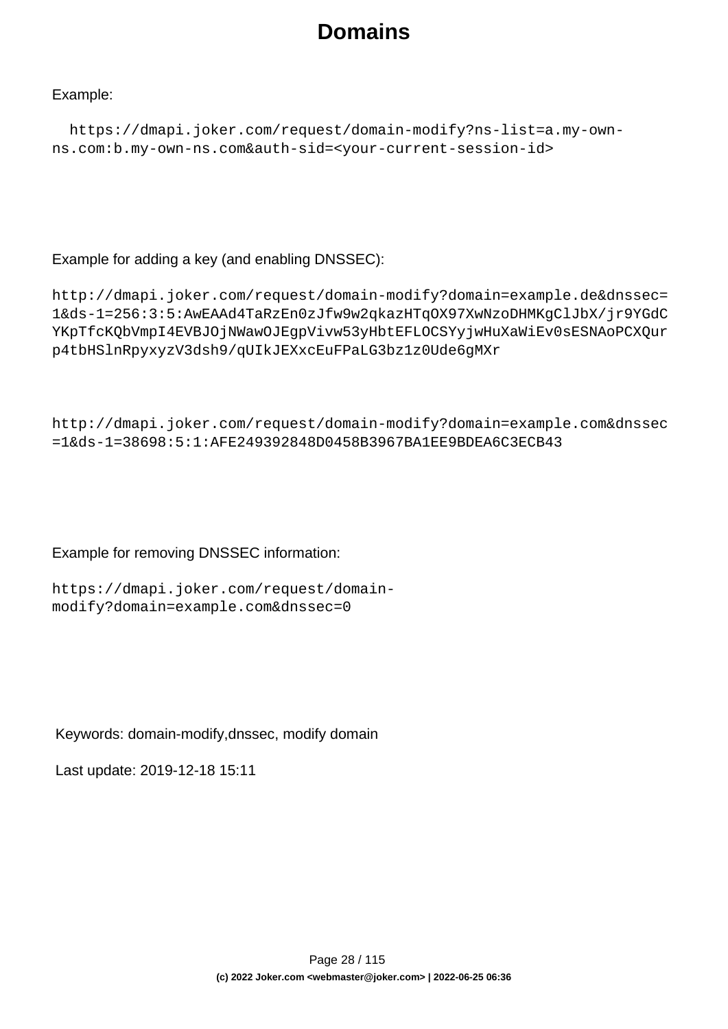Example:

```
https://dmapi.joker.com/request/domain-modify?ns-list=a.my-own-ns.com:b.my-own-ns.com&auth-sid=<your-current-session-id>
```

Example for adding a key (and enabling DNSSEC):

```
http://dmapi.joker.com/request/domain-modify?domain=example.de&dnssec=1&ds-1=256:3:5:AwEAAd4TaRzEn0zJfw9w2qkazHTqOX97XwNzoDHMKgClJbX/jr9YGdCYKpTfcKQbVmpI4EVBJOjNWawOJEgpVivw53yHbtEFLOCSYyjwHuXaWiEv0sESNAoPCXQurp4tbHSlnRpyxyzV3dsh9/qUIkJEXxcEuFPaLG3bz1z0Ude6gMXr
```

```
http://dmapi.joker.com/request/domain-modify?domain=example.com&dnssec=1&ds-1=38698:5:1:AFE249392848D0458B3967BA1EE9BDEA6C3ECB43
```

Example for removing DNSSEC information:

```
https://dmapi.joker.com/request/domain-modify?domain=example.com&dnssec=0
```

Keywords: domain-modify,dnssec, modify domain

Last update: 2019-12-18 15:11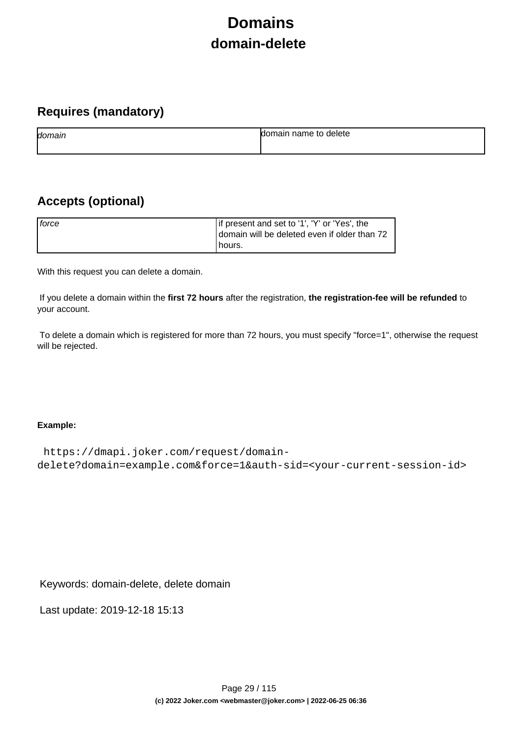# Domains

## domain-delete

### Requires (mandatory)

| | |
|---|---|
| *domain* | domain name to delete |

### Accepts (optional)

| | |
|---|---|
| *force* | if present and set to '1', 'Y' or 'Yes', the domain will be deleted even if older than 72 hours. |

With this request you can delete a domain.

If you delete a domain within the **first 72 hours** after the registration, **the registration-fee will be refunded** to your account.

To delete a domain which is registered for more than 72 hours, you must specify "force=1", otherwise the request will be rejected.

**Example:**

```
https://dmapi.joker.com/request/domain-delete?domain=example.com&force=1&auth-sid=<your-current-session-id>
```

Keywords: domain-delete, delete domain

Last update: 2019-12-18 15:13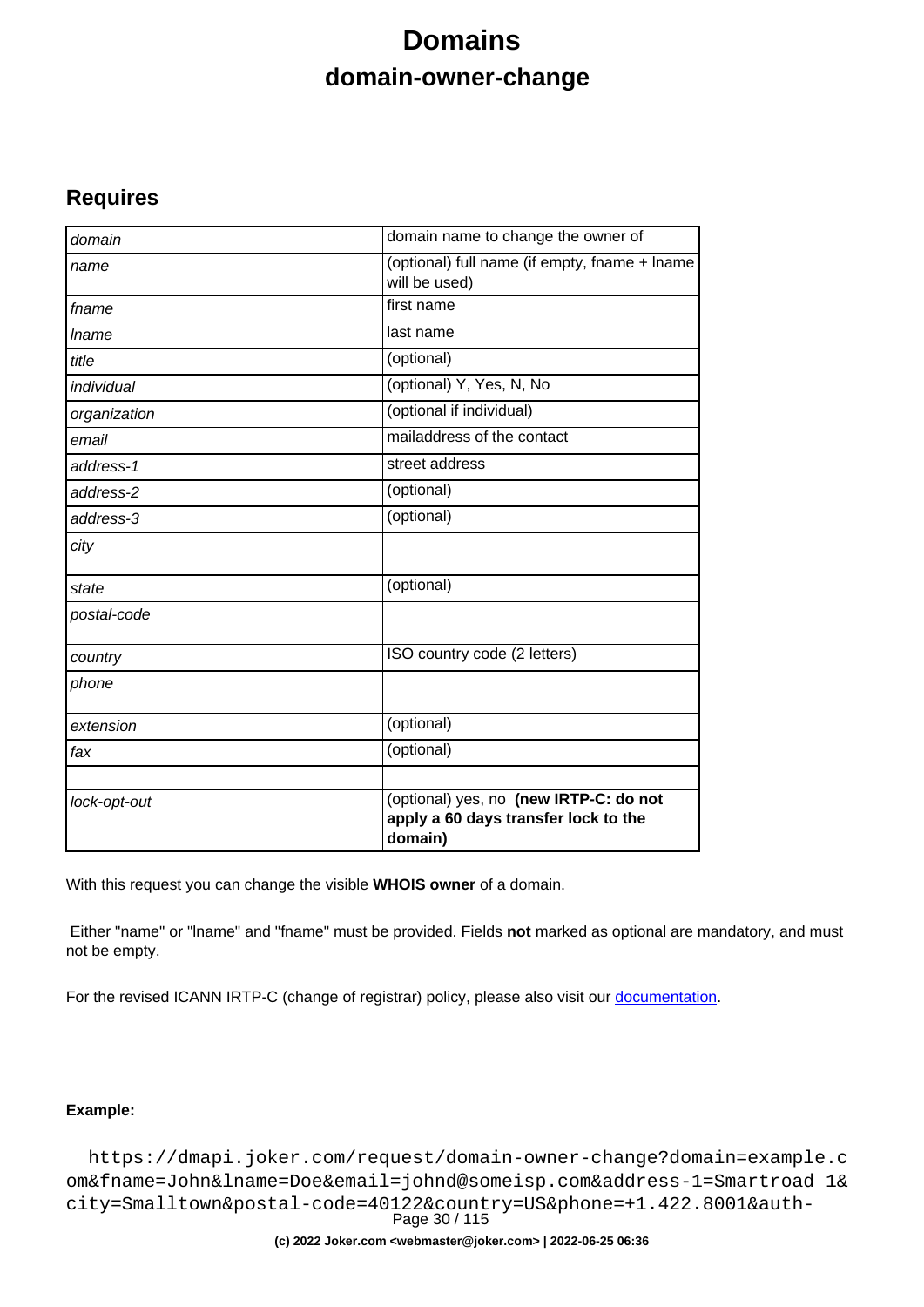# Domains

## domain-owner-change

### Requires

| | |
|---|---|
| *domain* | domain name to change the owner of |
| *name* | (optional) full name (if empty, fname + lname will be used) |
| *fname* | first name |
| *lname* | last name |
| *title* | (optional) |
| *individual* | (optional) Y, Yes, N, No |
| *organization* | (optional if individual) |
| *email* | mailaddress of the contact |
| *address-1* | street address |
| *address-2* | (optional) |
| *address-3* | (optional) |
| *city* | |
| *state* | (optional) |
| *postal-code* | |
| *country* | ISO country code (2 letters) |
| *phone* | |
| *extension* | (optional) |
| *fax* | (optional) |
| | |
| *lock-opt-out* | (optional) yes, no **(new IRTP-C: do not apply a 60 days transfer lock to the domain)** |

With this request you can change the visible **WHOIS owner** of a domain.

Either "name" or "lname" and "fname" must be provided. Fields **not** marked as optional are mandatory, and must not be empty.

For the revised ICANN IRTP-C (change of registrar) policy, please also visit our documentation.

**Example:**

```
https://dmapi.joker.com/request/domain-owner-change?domain=example.com&fname=John&lname=Doe&email=johnd@someisp.com&address-1=Smartroad 1&city=Smalltown&postal-code=40122&country=US&phone=+1.422.8001&auth-
```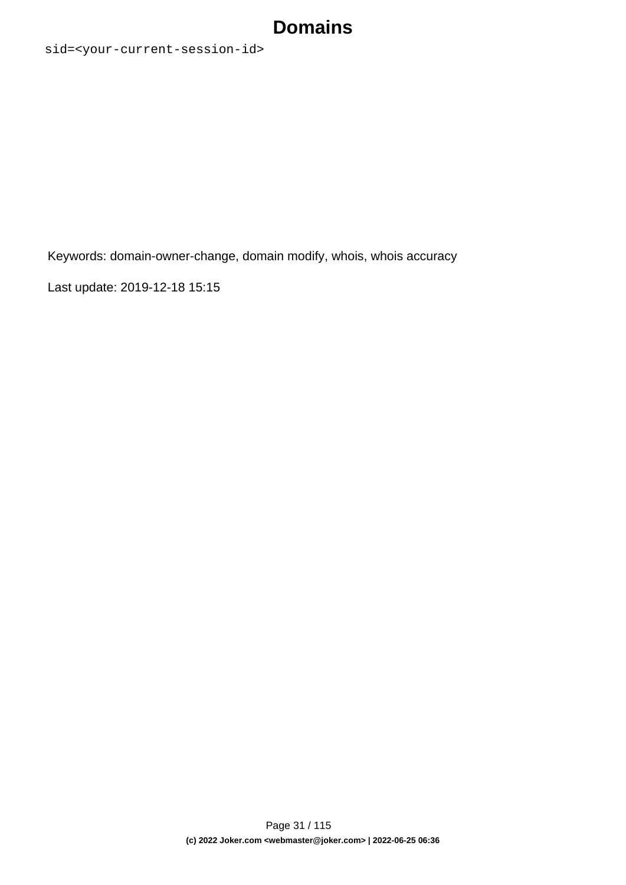```
sid=<your-current-session-id>
```

Keywords: domain-owner-change, domain modify, whois, whois accuracy

Last update: 2019-12-18 15:15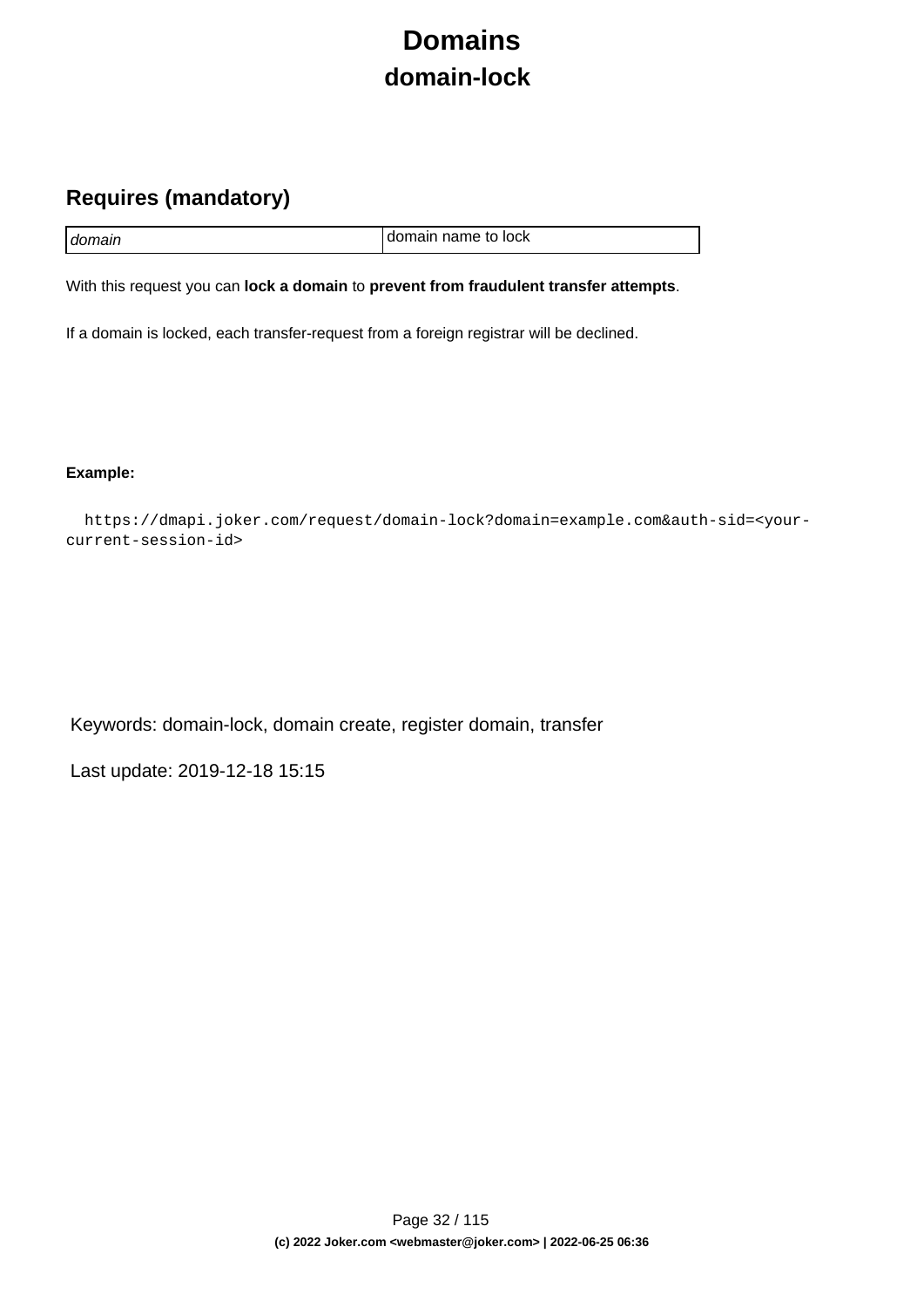# Domains

## domain-lock

### Requires (mandatory)

| | |
|---|---|
| *domain* | domain name to lock |

With this request you can **lock a domain** to **prevent from fraudulent transfer attempts**.

If a domain is locked, each transfer-request from a foreign registrar will be declined.

**Example:**

```
https://dmapi.joker.com/request/domain-lock?domain=example.com&auth-sid=<your-current-session-id>
```

Keywords: domain-lock, domain create, register domain, transfer

Last update: 2019-12-18 15:15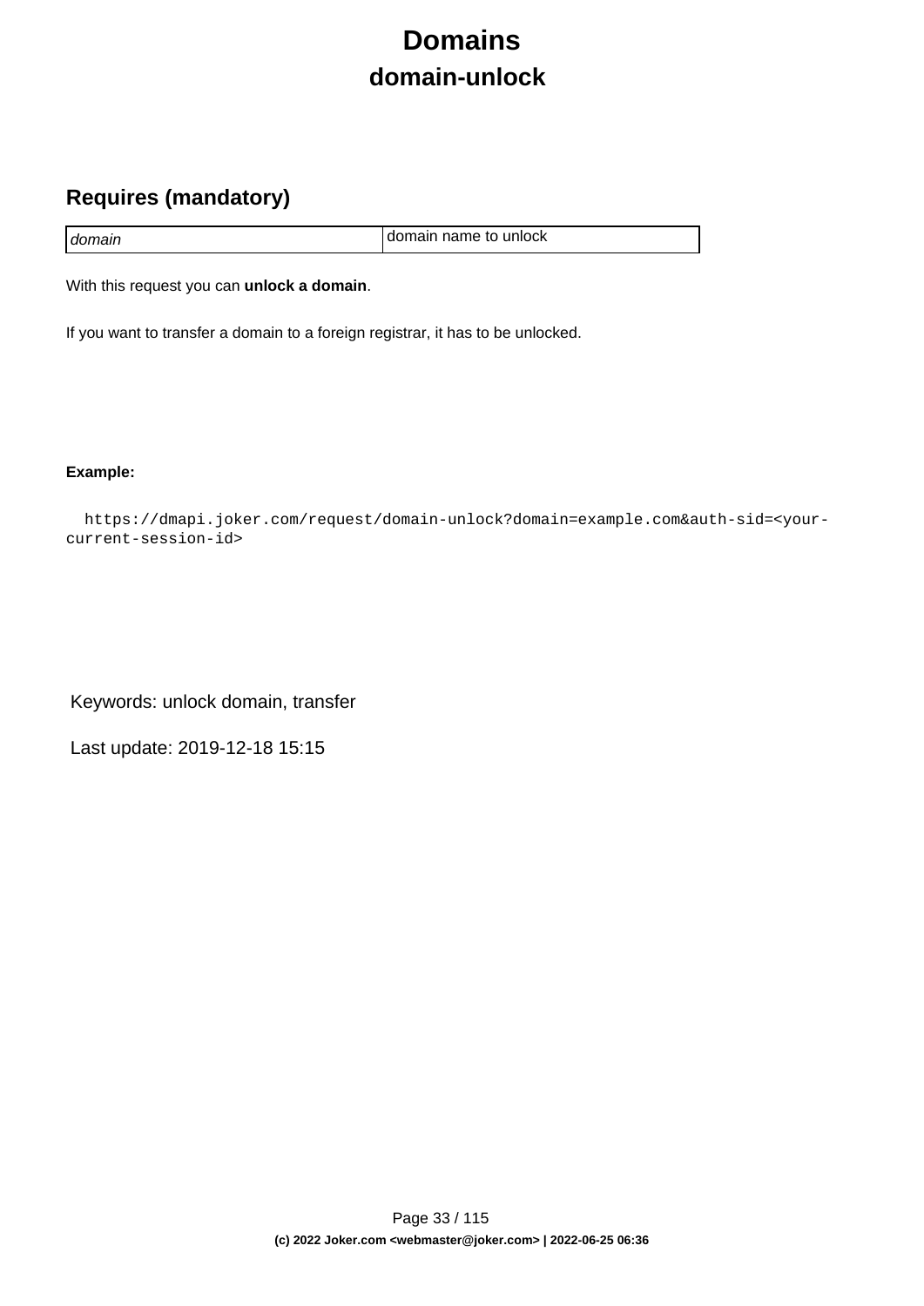# Domains

## domain-unlock

### Requires (mandatory)

| | |
|---|---|
| *domain* | domain name to unlock |

With this request you can **unlock a domain**.

If you want to transfer a domain to a foreign registrar, it has to be unlocked.

**Example:**

```
https://dmapi.joker.com/request/domain-unlock?domain=example.com&auth-sid=<your-current-session-id>
```

Keywords: unlock domain, transfer

Last update: 2019-12-18 15:15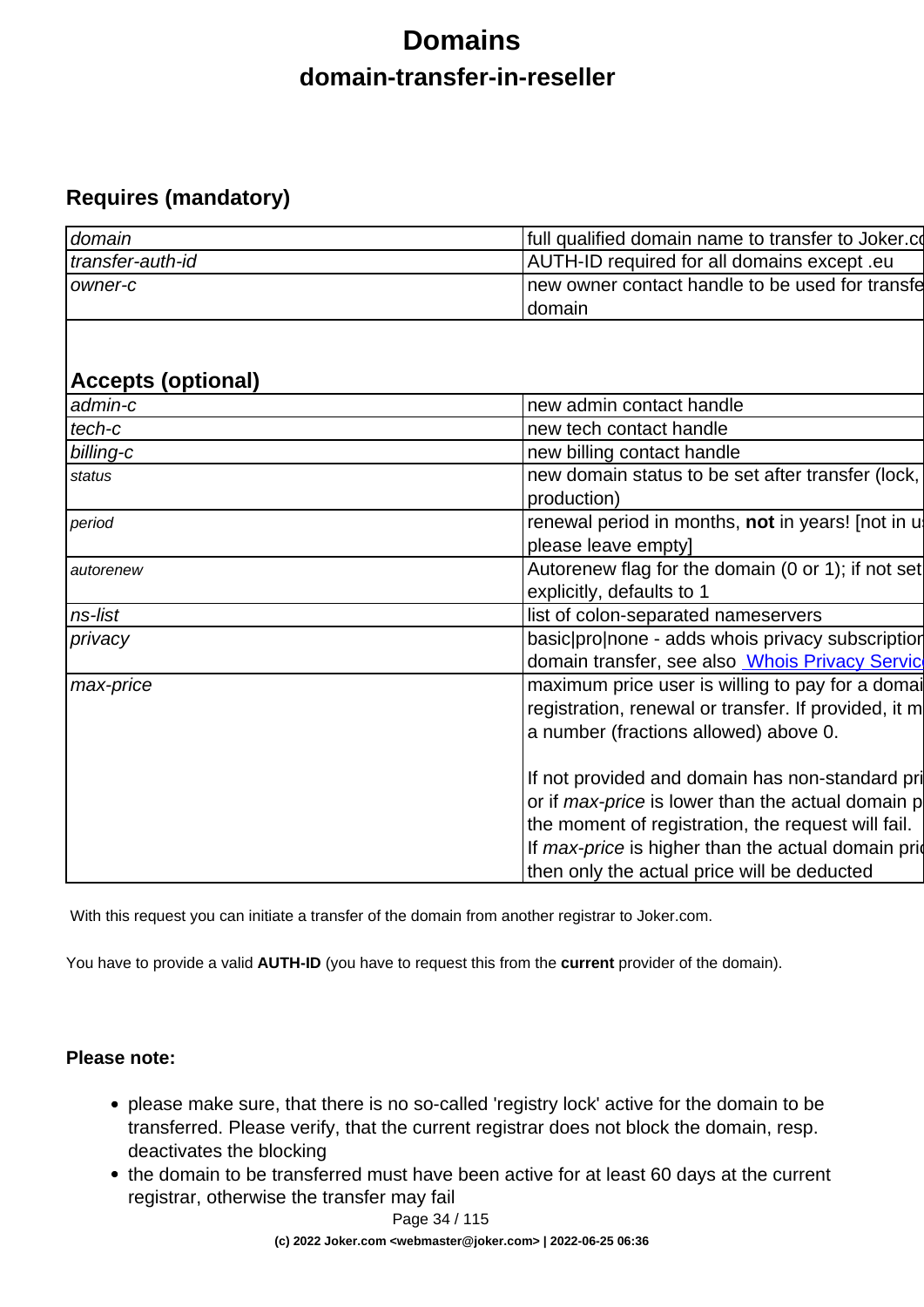# Domains

## domain-transfer-in-reseller

### Requires (mandatory)

| | |
|---|---|
| *domain* | full qualified domain name to transfer to Joker.co |
| *transfer-auth-id* | AUTH-ID required for all domains except .eu |
| *owner-c* | new owner contact handle to be used for transfe domain |

### Accepts (optional)

| | |
|---|---|
| *admin-c* | new admin contact handle |
| *tech-c* | new tech contact handle |
| *billing-c* | new billing contact handle |
| *status* | new domain status to be set after transfer (lock, production) |
| *period* | renewal period in months, **not** in years! [not in u please leave empty] |
| *autorenew* | Autorenew flag for the domain (0 or 1); if not set explicitly, defaults to 1 |
| *ns-list* | list of colon-separated nameservers |
| *privacy* | basic\|pro\|none - adds whois privacy subscriptior domain transfer, see also Whois Privacy Servic |
| *max-price* | maximum price user is willing to pay for a domai registration, renewal or transfer. If provided, it m a number (fractions allowed) above 0.<br><br>If not provided and domain has non-standard pri or if *max-price* is lower than the actual domain p the moment of registration, the request will fail. If *max-price* is higher than the actual domain pri then only the actual price will be deducted |

With this request you can initiate a transfer of the domain from another registrar to Joker.com.

You have to provide a valid **AUTH-ID** (you have to request this from the **current** provider of the domain).

**Please note:**

- please make sure, that there is no so-called 'registry lock' active for the domain to be transferred. Please verify, that the current registrar does not block the domain, resp. deactivates the blocking
- the domain to be transferred must have been active for at least 60 days at the current registrar, otherwise the transfer may fail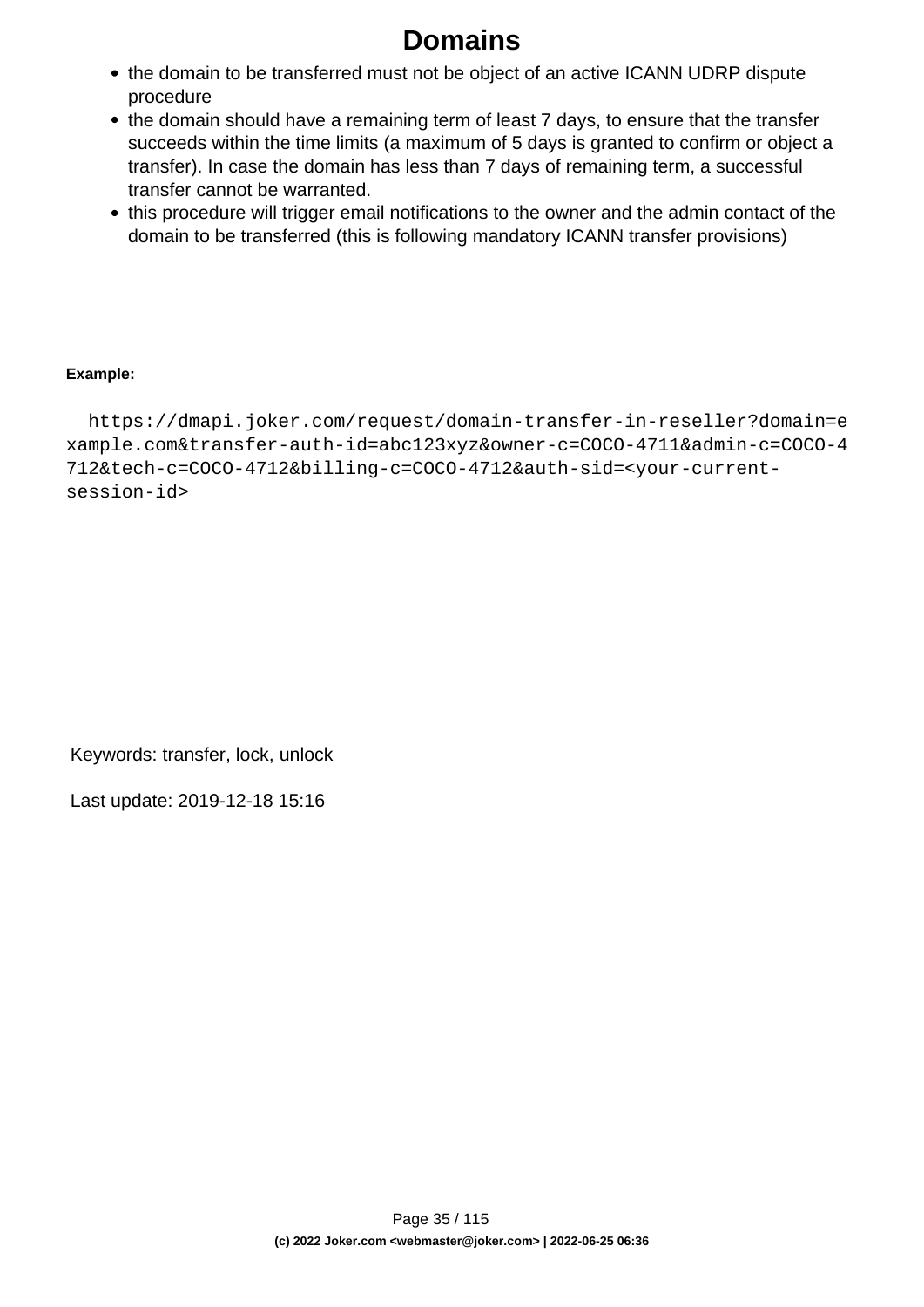- the domain to be transferred must not be object of an active ICANN UDRP dispute procedure
- the domain should have a remaining term of least 7 days, to ensure that the transfer succeeds within the time limits (a maximum of 5 days is granted to confirm or object a transfer). In case the domain has less than 7 days of remaining term, a successful transfer cannot be warranted.
- this procedure will trigger email notifications to the owner and the admin contact of the domain to be transferred (this is following mandatory ICANN transfer provisions)

**Example:**

```
https://dmapi.joker.com/request/domain-transfer-in-reseller?domain=example.com&transfer-auth-id=abc123xyz&owner-c=COCO-4711&admin-c=COCO-4712&tech-c=COCO-4712&billing-c=COCO-4712&auth-sid=<your-current-session-id>
```

Keywords: transfer, lock, unlock

Last update: 2019-12-18 15:16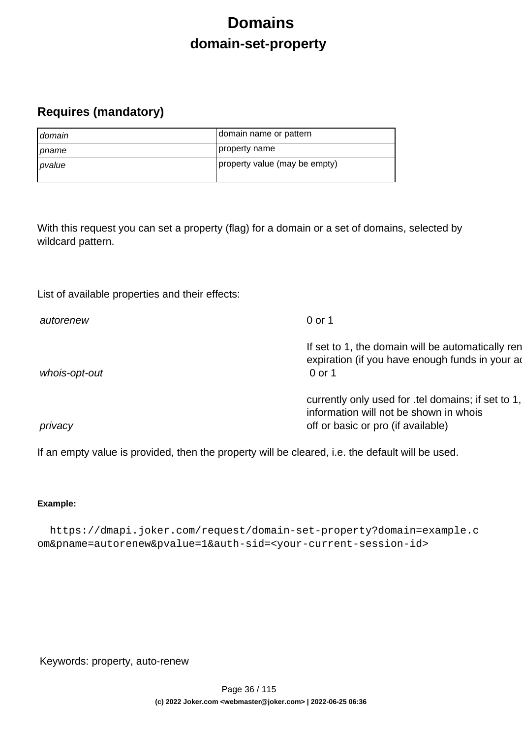# Domains

## domain-set-property

### Requires (mandatory)

| | |
|---|---|
| *domain* | domain name or pattern |
| *pname* | property name |
| *pvalue* | property value (may be empty) |

With this request you can set a property (flag) for a domain or a set of domains, selected by wildcard pattern.

List of available properties and their effects:

| | |
|---|---|
| *autorenew* | 0 or 1<br><br>If set to 1, the domain will be automatically ren expiration (if you have enough funds in your ac |
| *whois-opt-out* | 0 or 1<br><br>currently only used for .tel domains; if set to 1, information will not be shown in whois |
| *privacy* | off or basic or pro (if available) |

If an empty value is provided, then the property will be cleared, i.e. the default will be used.

**Example:**

```
https://dmapi.joker.com/request/domain-set-property?domain=example.com&pname=autorenew&pvalue=1&auth-sid=<your-current-session-id>
```

Keywords: property, auto-renew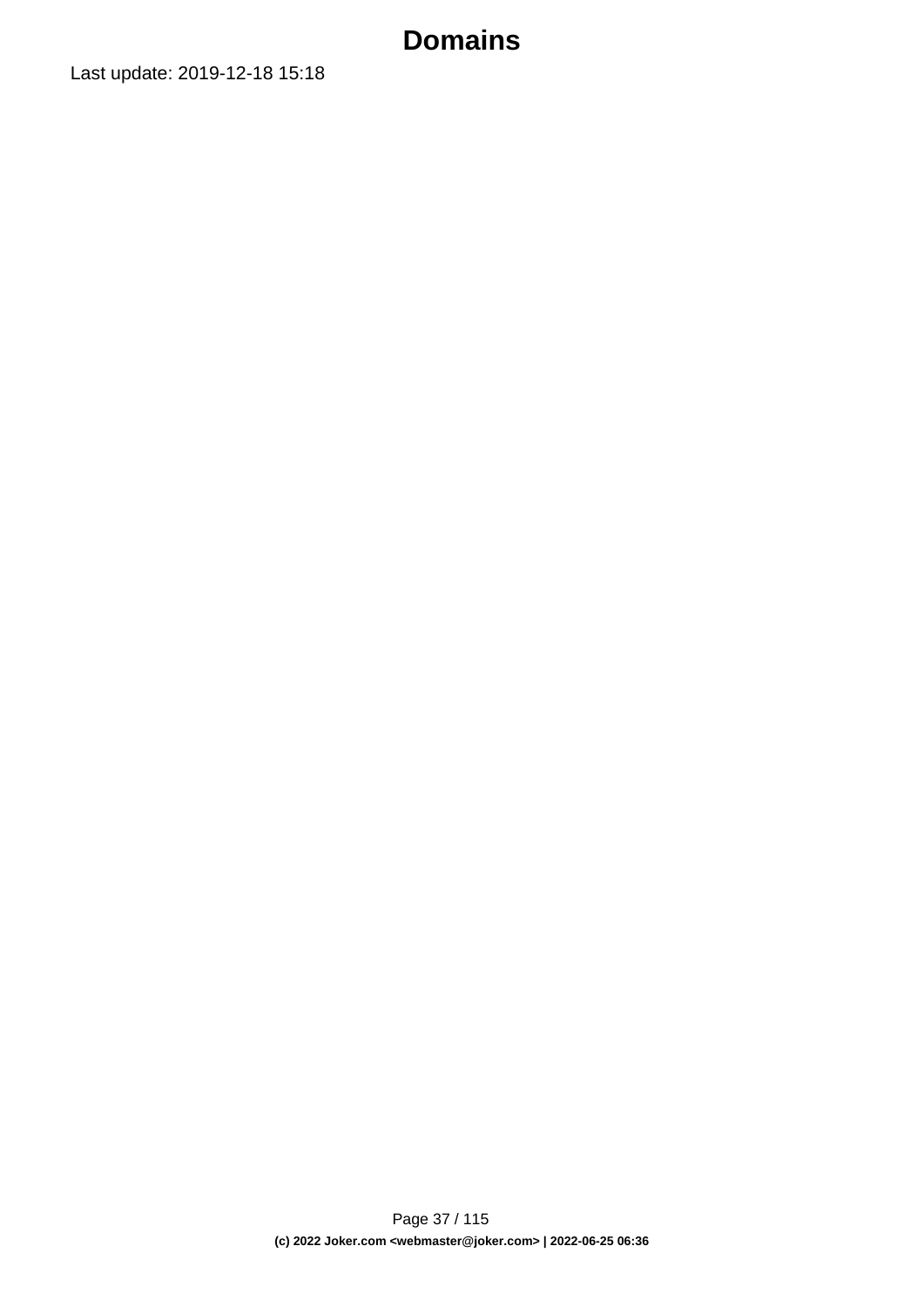# Domains

Last update: 2019-12-18 15:18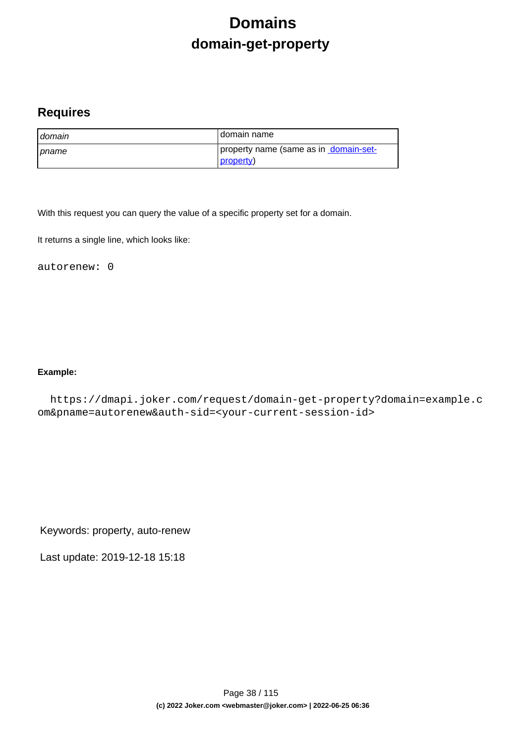# Domains

## domain-get-property

### Requires

| | |
|---|---|
| *domain* | domain name |
| *pname* | property name (same as in domain-set-property) |

With this request you can query the value of a specific property set for a domain.

It returns a single line, which looks like:

```
autorenew: 0
```

**Example:**

```
https://dmapi.joker.com/request/domain-get-property?domain=example.com&pname=autorenew&auth-sid=<your-current-session-id>
```

Keywords: property, auto-renew

Last update: 2019-12-18 15:18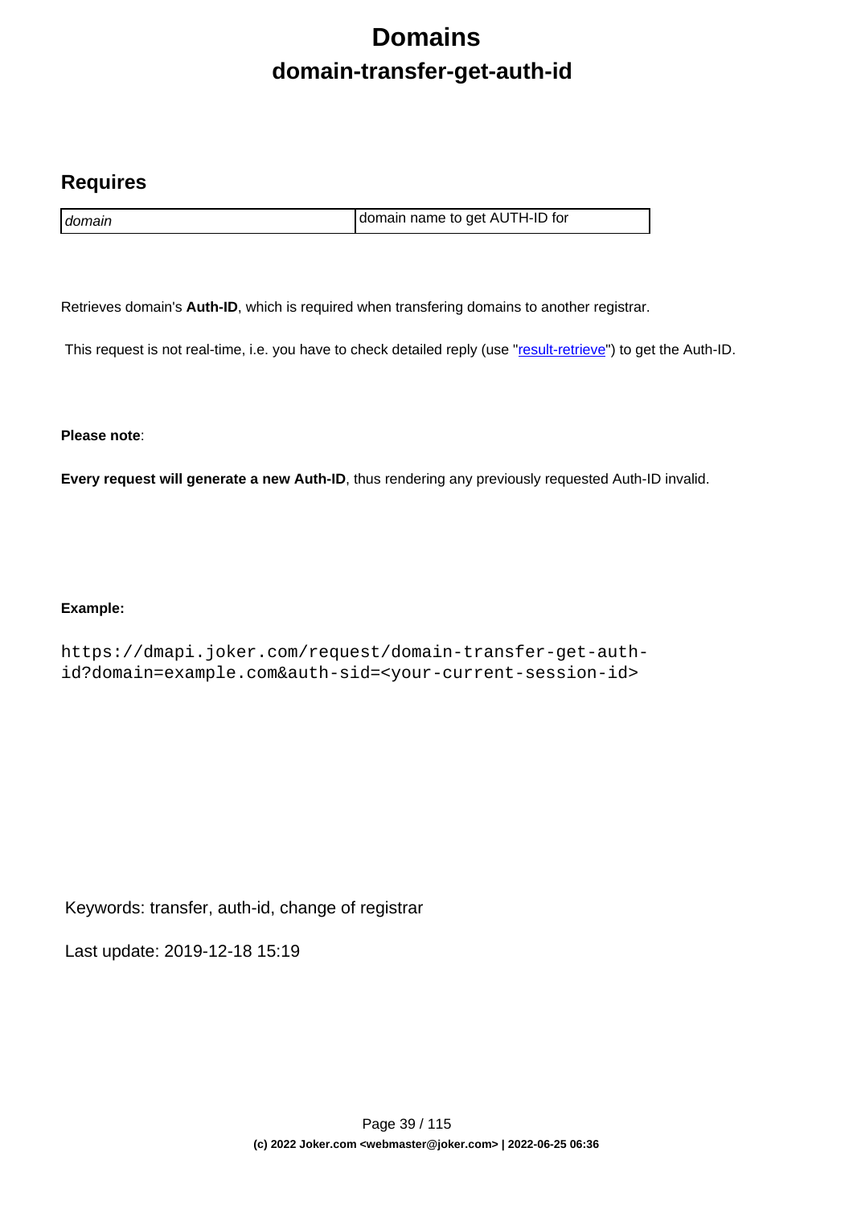# Domains

## domain-transfer-get-auth-id

### Requires

| *domain* | domain name to get AUTH-ID for |
|---|---|

Retrieves domain's **Auth-ID**, which is required when transfering domains to another registrar.

This request is not real-time, i.e. you have to check detailed reply (use "result-retrieve") to get the Auth-ID.

**Please note**:

**Every request will generate a new Auth-ID**, thus rendering any previously requested Auth-ID invalid.

**Example:**

```
https://dmapi.joker.com/request/domain-transfer-get-auth-id?domain=example.com&auth-sid=<your-current-session-id>
```

Keywords: transfer, auth-id, change of registrar

Last update: 2019-12-18 15:19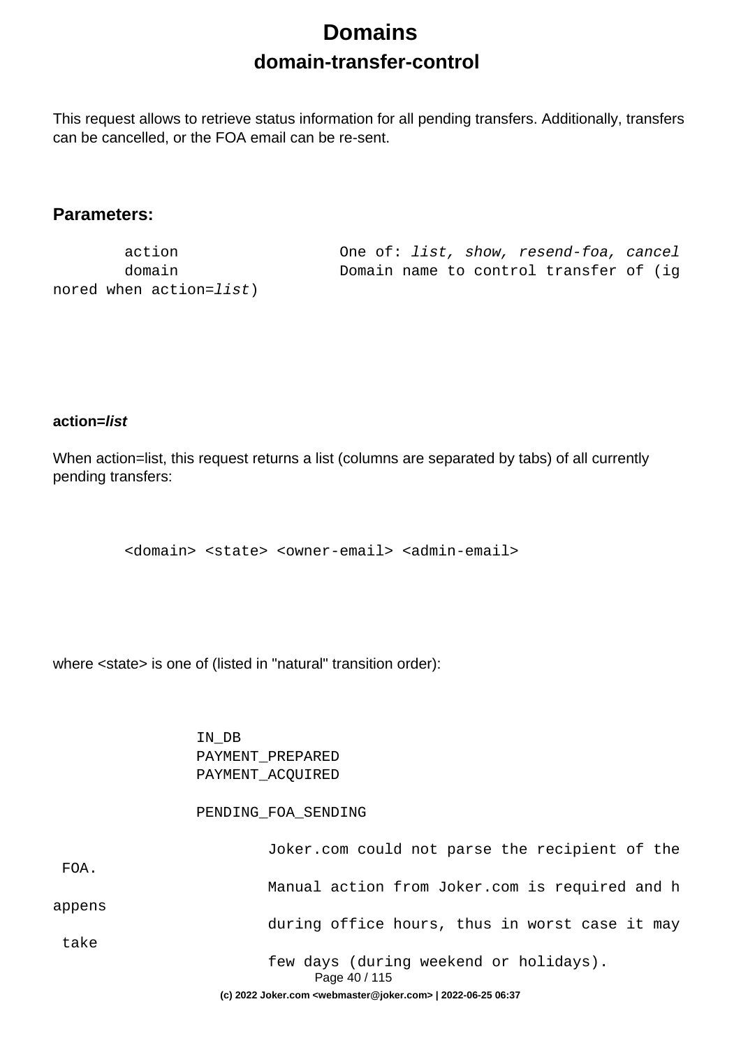# Domains

## domain-transfer-control

This request allows to retrieve status information for all pending transfers. Additionally, transfers can be cancelled, or the FOA email can be re-sent.

### Parameters:

```
        action                One of: list, show, resend-foa, cancel
        domain                Domain name to control transfer of (ignored when action=list)
```

**action=*list***

When action=list, this request returns a list (columns are separated by tabs) of all currently pending transfers:

```
        <domain> <state> <owner-email> <admin-email>
```

where <state> is one of (listed in "natural" transition order):

```
                IN_DB
                PAYMENT_PREPARED
                PAYMENT_ACQUIRED

                PENDING_FOA_SENDING

                        Joker.com could not parse the recipient of the FOA.
                        Manual action from Joker.com is required and happens
                        during office hours, thus in worst case it may take
                        few days (during weekend or holidays).
```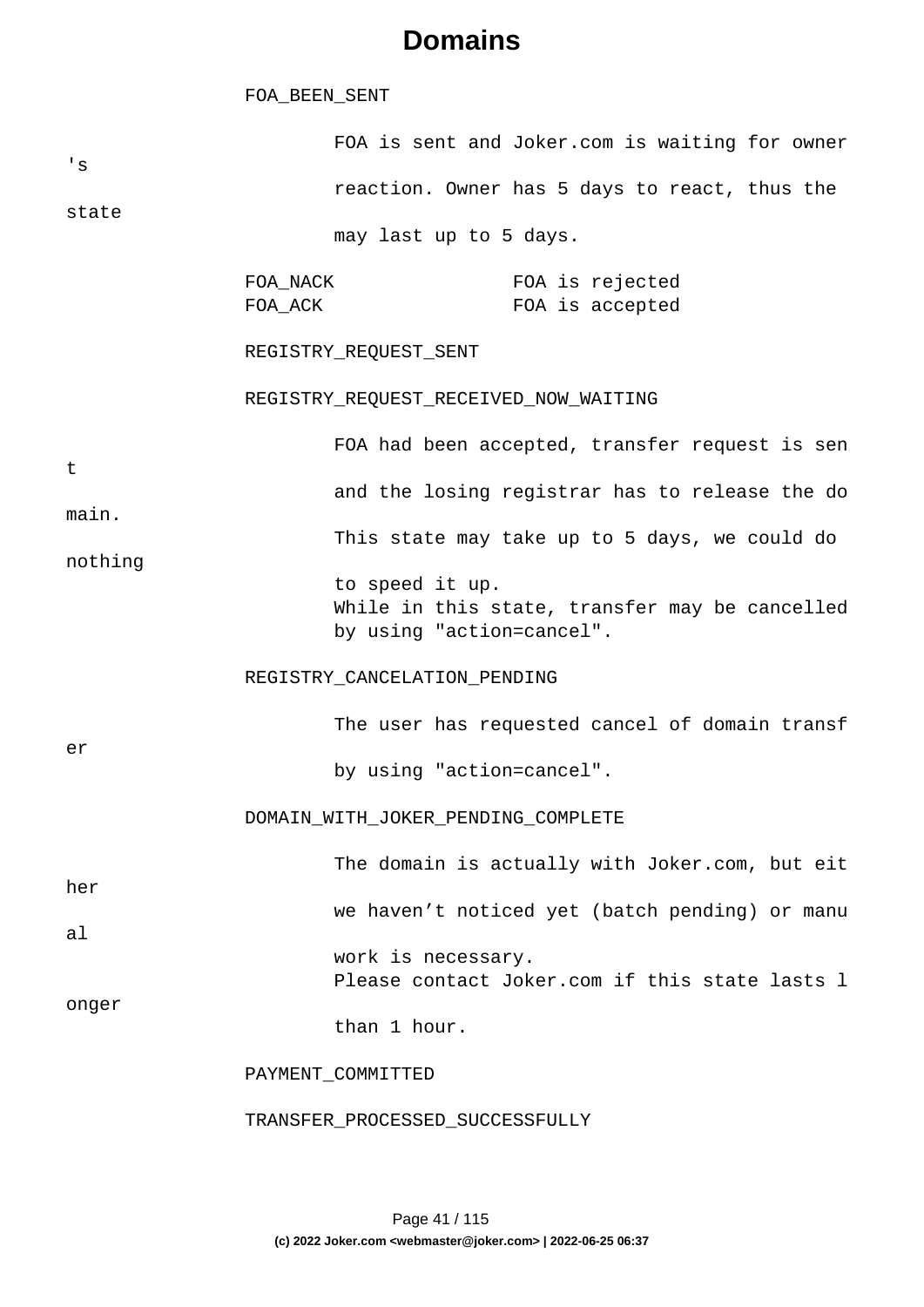```
FOA_BEEN_SENT

        FOA is sent and Joker.com is waiting for owner's
        reaction. Owner has 5 days to react, thus the state
        may last up to 5 days.

FOA_NACK                FOA is rejected
FOA_ACK                 FOA is accepted

REGISTRY_REQUEST_SENT

REGISTRY_REQUEST_RECEIVED_NOW_WAITING

        FOA had been accepted, transfer request is sent
        and the losing registrar has to release the domain.
        This state may take up to 5 days, we could do nothing
        to speed it up.
        While in this state, transfer may be cancelled
        by using "action=cancel".

REGISTRY_CANCELATION_PENDING

        The user has requested cancel of domain transfer
        by using "action=cancel".

DOMAIN_WITH_JOKER_PENDING_COMPLETE

        The domain is actually with Joker.com, but either
        we haven’t noticed yet (batch pending) or manual
        work is necessary.
        Please contact Joker.com if this state lasts longer
        than 1 hour.

PAYMENT_COMMITTED

TRANSFER_PROCESSED_SUCCESSFULLY
```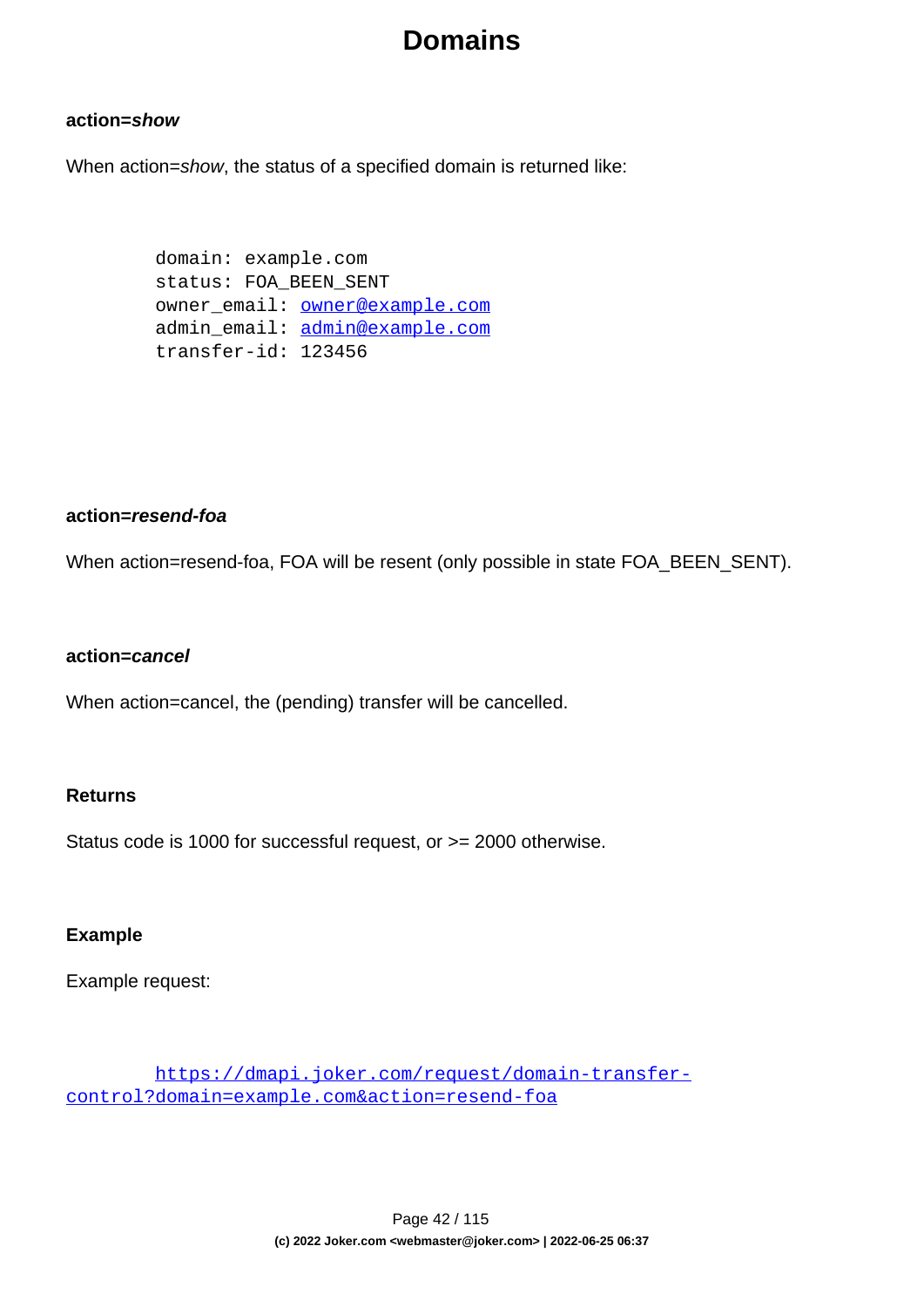#### action=*show*

When action=*show*, the status of a specified domain is returned like:

```
domain: example.com
status: FOA_BEEN_SENT
owner_email: owner@example.com
admin_email: admin@example.com
transfer-id: 123456
```

#### action=*resend-foa*

When action=resend-foa, FOA will be resent (only possible in state FOA_BEEN_SENT).

#### action=*cancel*

When action=cancel, the (pending) transfer will be cancelled.

#### Returns

Status code is 1000 for successful request, or >= 2000 otherwise.

#### Example

Example request:

```
https://dmapi.joker.com/request/domain-transfer-control?domain=example.com&action=resend-foa
```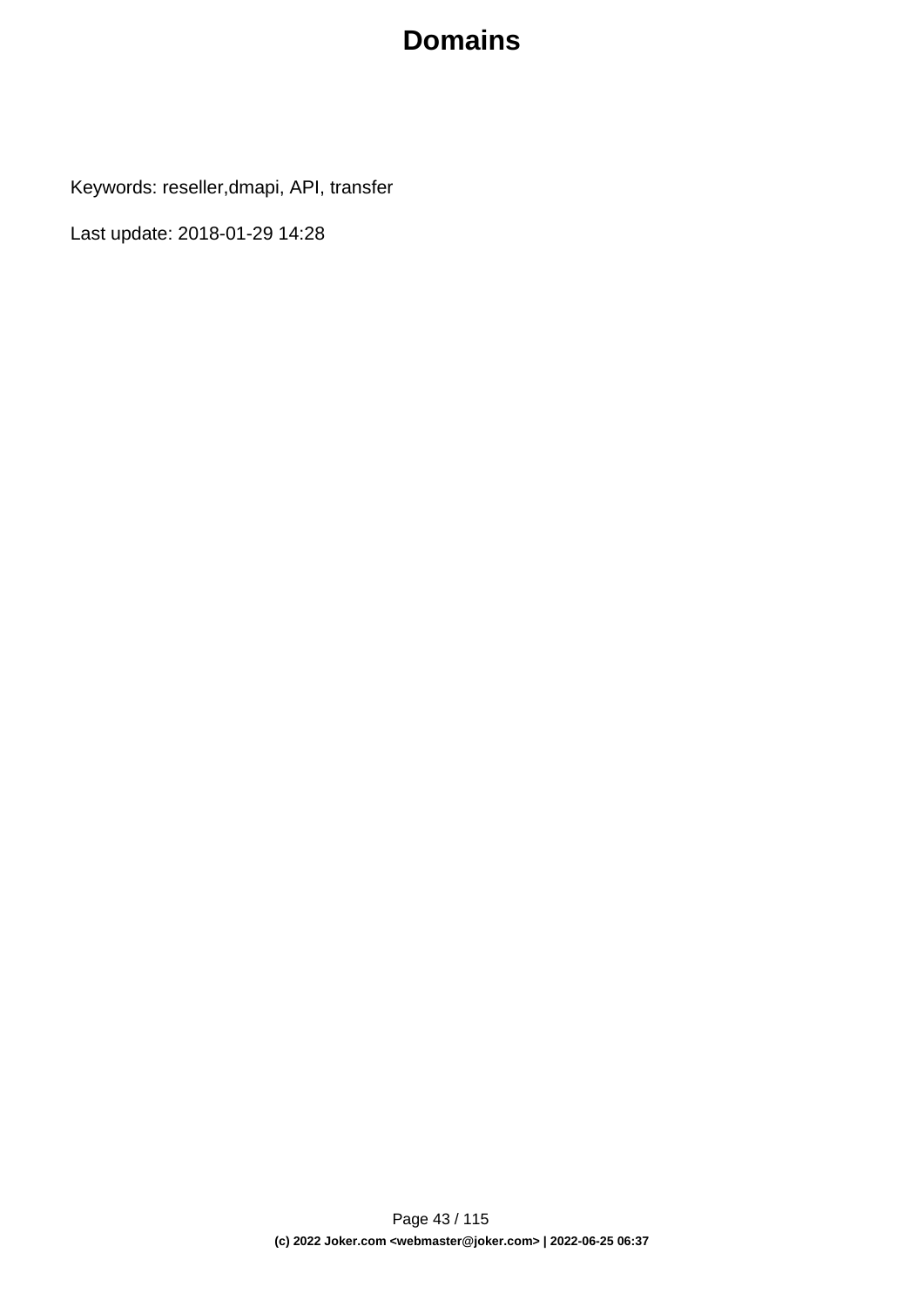# Domains

Keywords: reseller,dmapi, API, transfer

Last update: 2018-01-29 14:28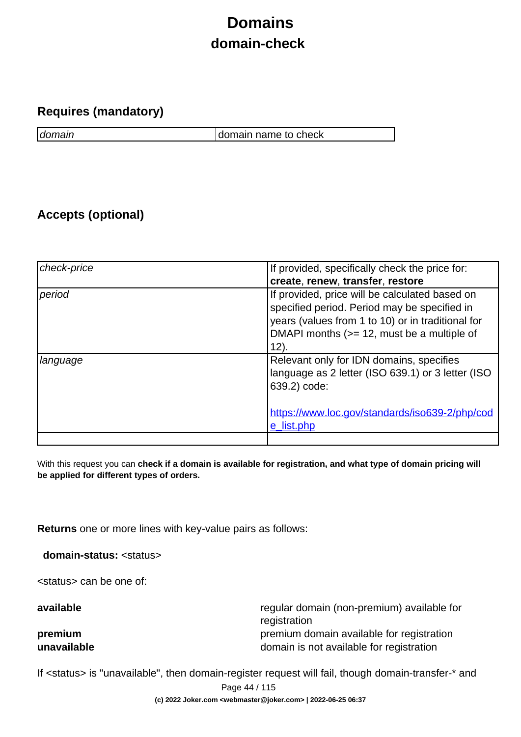# Domains

## domain-check

### Requires (mandatory)

| | |
|---|---|
| *domain* | domain name to check |

### Accepts (optional)

| | |
|---|---|
| *check-price* | If provided, specifically check the price for: **create**, **renew**, **transfer**, **restore** |
| *period* | If provided, price will be calculated based on specified period. Period may be specified in years (values from 1 to 10) or in traditional for DMAPI months (>= 12, must be a multiple of 12). |
| *language* | Relevant only for IDN domains, specifies language as 2 letter (ISO 639.1) or 3 letter (ISO 639.2) code:<br><br>[https://www.loc.gov/standards/iso639-2/php/code_list.php](https://www.loc.gov/standards/iso639-2/php/code_list.php) |
| | |

With this request you can **check if a domain is available for registration, and what type of domain pricing will be applied for different types of orders.**

**Returns** one or more lines with key-value pairs as follows:

**domain-status:** <status>

<status> can be one of:

| | |
|---|---|
| **available** | regular domain (non-premium) available for registration |
| **premium** | premium domain available for registration |
| **unavailable** | domain is not available for registration |

If <status> is "unavailable", then domain-register request will fail, though domain-transfer-* and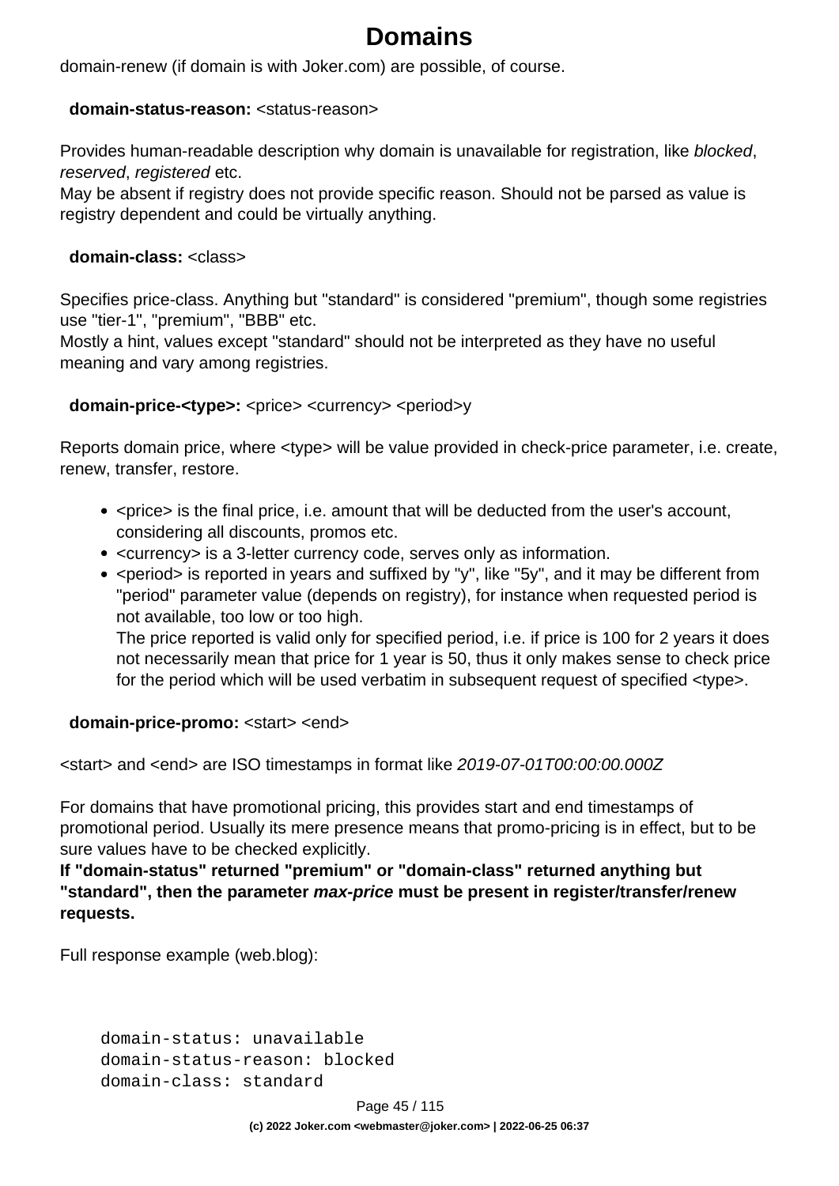domain-renew (if domain is with Joker.com) are possible, of course.

**domain-status-reason:** <status-reason>

Provides human-readable description why domain is unavailable for registration, like *blocked*, *reserved*, *registered* etc.
May be absent if registry does not provide specific reason. Should not be parsed as value is registry dependent and could be virtually anything.

**domain-class:** <class>

Specifies price-class. Anything but "standard" is considered "premium", though some registries use "tier-1", "premium", "BBB" etc.
Mostly a hint, values except "standard" should not be interpreted as they have no useful meaning and vary among registries.

**domain-price-<type>:** <price> <currency> <period>y

Reports domain price, where <type> will be value provided in check-price parameter, i.e. create, renew, transfer, restore.

- <price> is the final price, i.e. amount that will be deducted from the user's account, considering all discounts, promos etc.
- <currency> is a 3-letter currency code, serves only as information.
- <period> is reported in years and suffixed by "y", like "5y", and it may be different from "period" parameter value (depends on registry), for instance when requested period is not available, too low or too high.
  The price reported is valid only for specified period, i.e. if price is 100 for 2 years it does not necessarily mean that price for 1 year is 50, thus it only makes sense to check price for the period which will be used verbatim in subsequent request of specified <type>.

**domain-price-promo:** <start> <end>

<start> and <end> are ISO timestamps in format like *2019-07-01T00:00:00.000Z*

For domains that have promotional pricing, this provides start and end timestamps of promotional period. Usually its mere presence means that promo-pricing is in effect, but to be sure values have to be checked explicitly.
**If "domain-status" returned "premium" or "domain-class" returned anything but "standard", then the parameter *max-price* must be present in register/transfer/renew requests.**

Full response example (web.blog):

```
domain-status: unavailable
domain-status-reason: blocked
domain-class: standard
```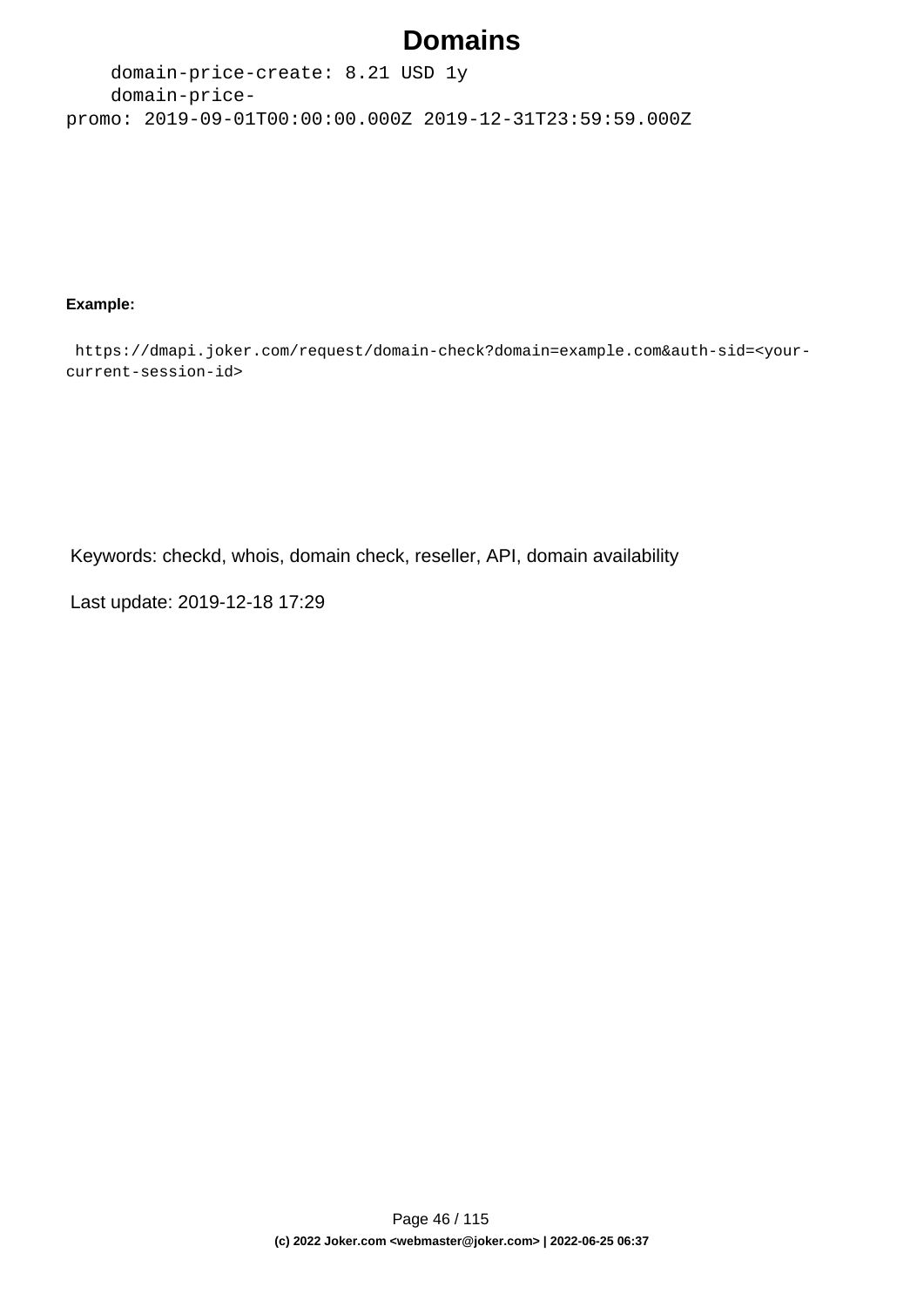```
    domain-price-create: 8.21 USD 1y
    domain-price-promo: 2019-09-01T00:00:00.000Z 2019-12-31T23:59:59.000Z
```

**Example:**

```
https://dmapi.joker.com/request/domain-check?domain=example.com&auth-sid=<your-current-session-id>
```

Keywords: checkd, whois, domain check, reseller, API, domain availability

Last update: 2019-12-18 17:29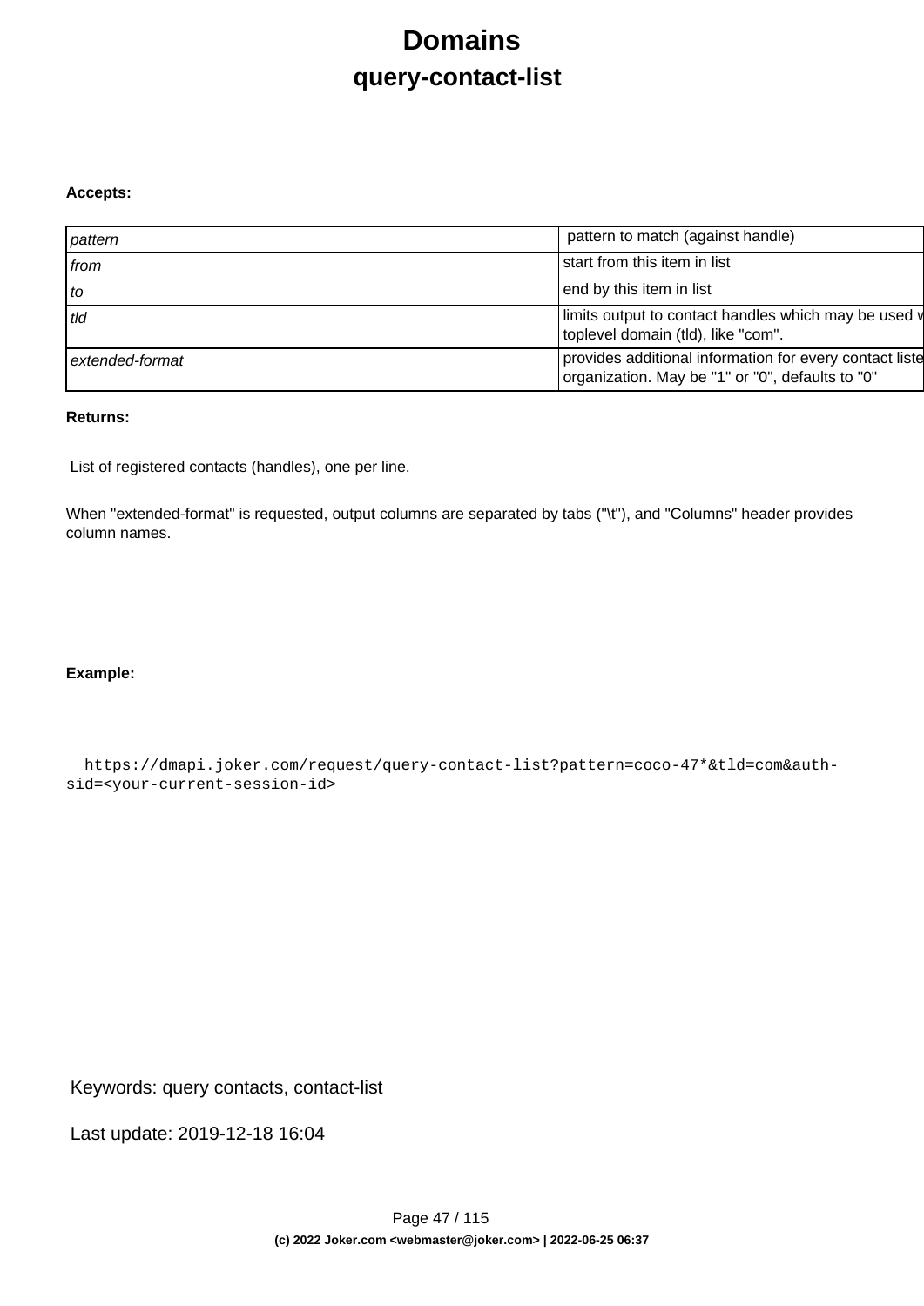# Domains

## query-contact-list

**Accepts:**

| | |
|---|---|
| *pattern* | pattern to match (against handle) |
| *from* | start from this item in list |
| *to* | end by this item in list |
| *tld* | limits output to contact handles which may be used v toplevel domain (tld), like "com". |
| *extended-format* | provides additional information for every contact liste organization. May be "1" or "0", defaults to "0" |

**Returns:**

List of registered contacts (handles), one per line.

When "extended-format" is requested, output columns are separated by tabs ("\t"), and "Columns" header provides column names.

**Example:**

```
https://dmapi.joker.com/request/query-contact-list?pattern=coco-47*&tld=com&auth-sid=<your-current-session-id>
```

Keywords: query contacts, contact-list

Last update: 2019-12-18 16:04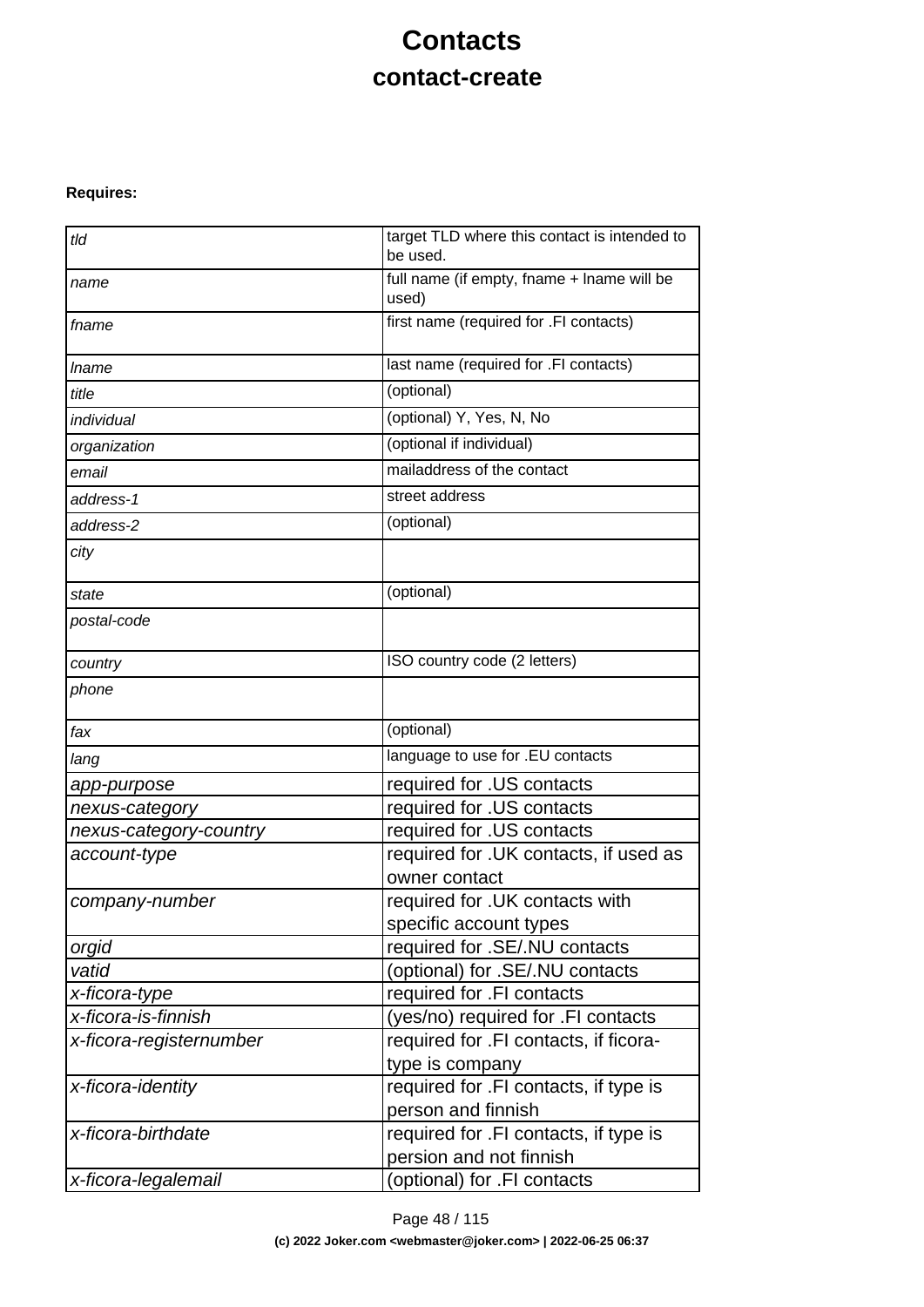# Contacts

## contact-create

**Requires:**

| | |
|---|---|
| *tld* | target TLD where this contact is intended to be used. |
| *name* | full name (if empty, fname + lname will be used) |
| *fname* | first name (required for .FI contacts) |
| *lname* | last name (required for .FI contacts) |
| *title* | (optional) |
| *individual* | (optional) Y, Yes, N, No |
| *organization* | (optional if individual) |
| *email* | mailaddress of the contact |
| *address-1* | street address |
| *address-2* | (optional) |
| *city* | |
| *state* | (optional) |
| *postal-code* | |
| *country* | ISO country code (2 letters) |
| *phone* | |
| *fax* | (optional) |
| *lang* | language to use for .EU contacts |
| *app-purpose* | required for .US contacts |
| *nexus-category* | required for .US contacts |
| *nexus-category-country* | required for .US contacts |
| *account-type* | required for .UK contacts, if used as owner contact |
| *company-number* | required for .UK contacts with specific account types |
| *orgid* | required for .SE/.NU contacts |
| *vatid* | (optional) for .SE/.NU contacts |
| *x-ficora-type* | required for .FI contacts |
| *x-ficora-is-finnish* | (yes/no) required for .FI contacts |
| *x-ficora-registernumber* | required for .FI contacts, if ficora-type is company |
| *x-ficora-identity* | required for .FI contacts, if type is person and finnish |
| *x-ficora-birthdate* | required for .FI contacts, if type is persion and not finnish |
| *x-ficora-legalemail* | (optional) for .FI contacts |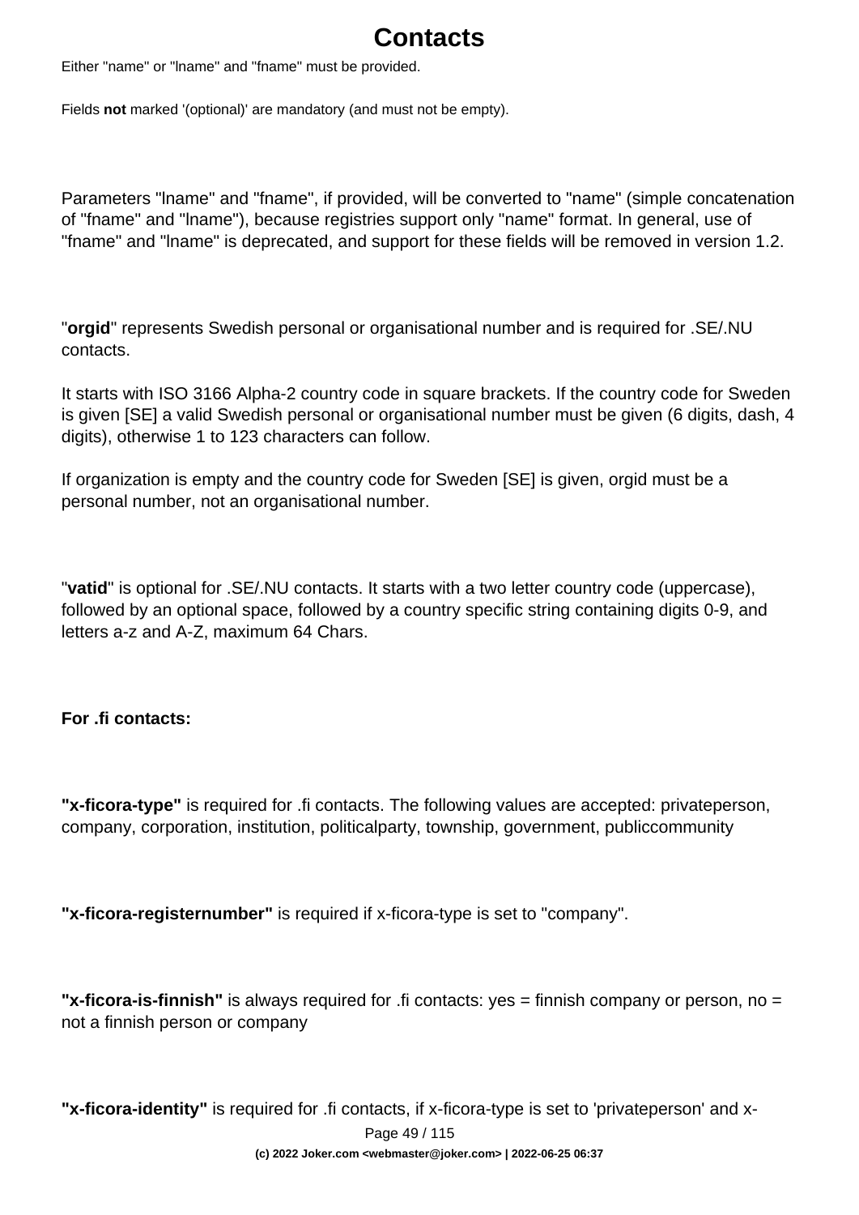# Contacts

Either "name" or "lname" and "fname" must be provided.

Fields **not** marked '(optional)' are mandatory (and must not be empty).

Parameters "lname" and "fname", if provided, will be converted to "name" (simple concatenation of "fname" and "lname"), because registries support only "name" format. In general, use of "fname" and "lname" is deprecated, and support for these fields will be removed in version 1.2.

"**orgid**" represents Swedish personal or organisational number and is required for .SE/.NU contacts.

It starts with ISO 3166 Alpha-2 country code in square brackets. If the country code for Sweden is given [SE] a valid Swedish personal or organisational number must be given (6 digits, dash, 4 digits), otherwise 1 to 123 characters can follow.

If organization is empty and the country code for Sweden [SE] is given, orgid must be a personal number, not an organisational number.

"**vatid**" is optional for .SE/.NU contacts. It starts with a two letter country code (uppercase), followed by an optional space, followed by a country specific string containing digits 0-9, and letters a-z and A-Z, maximum 64 Chars.

**For .fi contacts:**

**"x-ficora-type"** is required for .fi contacts. The following values are accepted: privateperson, company, corporation, institution, politicalparty, township, government, publiccommunity

**"x-ficora-registernumber"** is required if x-ficora-type is set to "company".

**"x-ficora-is-finnish"** is always required for .fi contacts: yes = finnish company or person, no = not a finnish person or company

**"x-ficora-identity"** is required for .fi contacts, if x-ficora-type is set to 'privateperson' and x-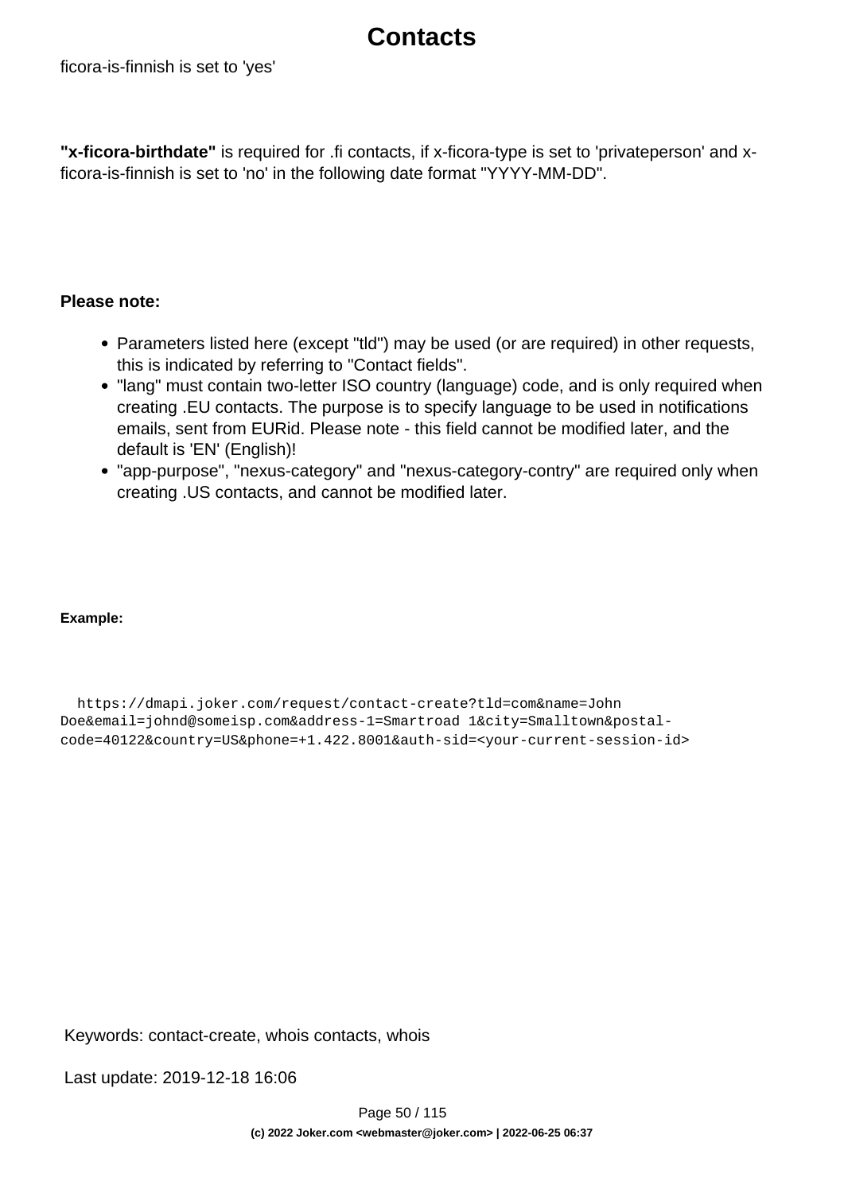ficora-is-finnish is set to 'yes'

**"x-ficora-birthdate"** is required for .fi contacts, if x-ficora-type is set to 'privateperson' and x-ficora-is-finnish is set to 'no' in the following date format "YYYY-MM-DD".

**Please note:**

- Parameters listed here (except "tld") may be used (or are required) in other requests, this is indicated by referring to "Contact fields".
- "lang" must contain two-letter ISO country (language) code, and is only required when creating .EU contacts. The purpose is to specify language to be used in notifications emails, sent from EURid. Please note - this field cannot be modified later, and the default is 'EN' (English)!
- "app-purpose", "nexus-category" and "nexus-category-contry" are required only when creating .US contacts, and cannot be modified later.

**Example:**

```
  https://dmapi.joker.com/request/contact-create?tld=com&name=John
Doe&email=johnd@someisp.com&address-1=Smartroad 1&city=Smalltown&postal-
code=40122&country=US&phone=+1.422.8001&auth-sid=<your-current-session-id>
```

Keywords: contact-create, whois contacts, whois

Last update: 2019-12-18 16:06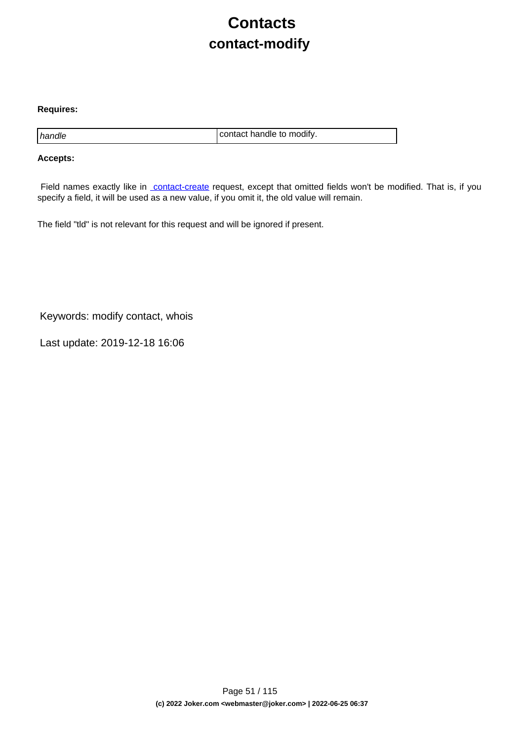# Contacts

## contact-modify

**Requires:**

| | |
|---|---|
| *handle* | contact handle to modify. |

**Accepts:**

Field names exactly like in contact-create request, except that omitted fields won't be modified. That is, if you specify a field, it will be used as a new value, if you omit it, the old value will remain.

The field "tld" is not relevant for this request and will be ignored if present.

Keywords: modify contact, whois

Last update: 2019-12-18 16:06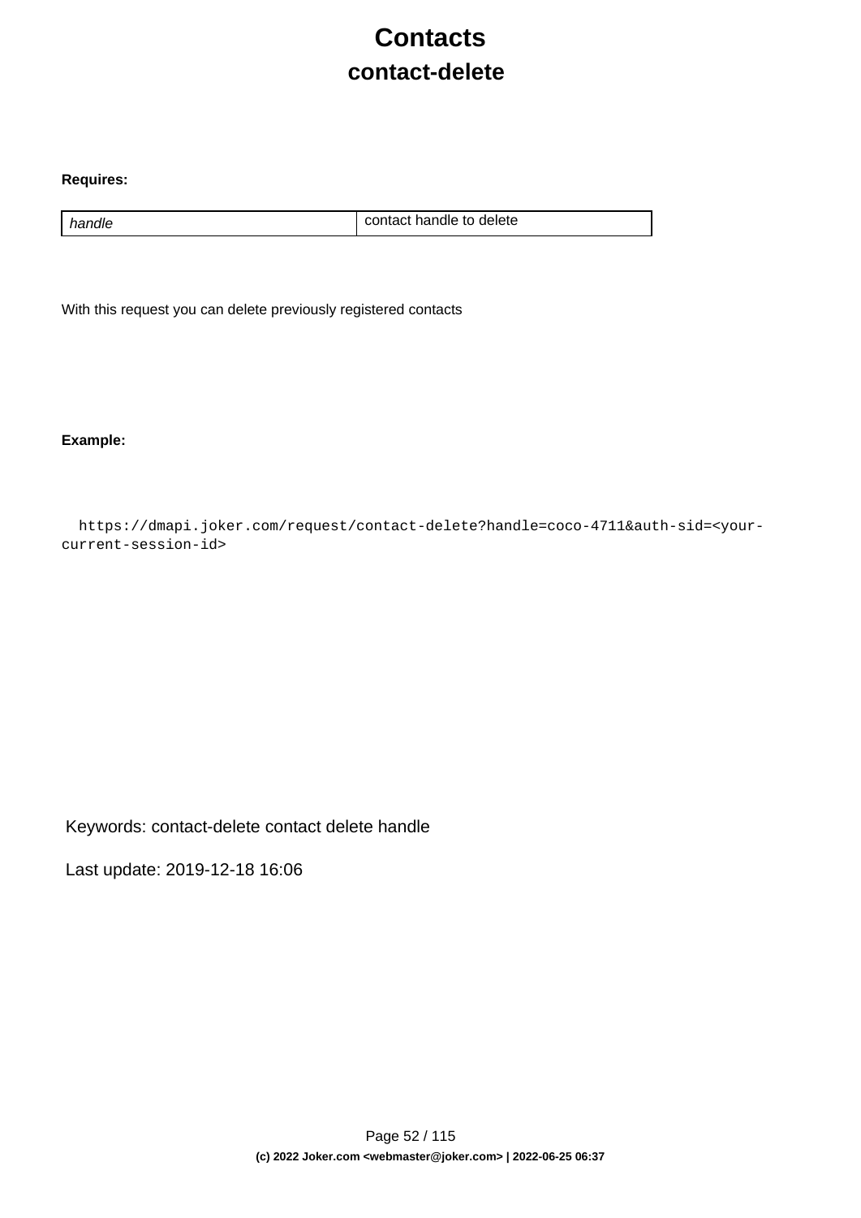# Contacts

## contact-delete

**Requires:**

| | |
|---|---|
| *handle* | contact handle to delete |

With this request you can delete previously registered contacts

**Example:**

```
https://dmapi.joker.com/request/contact-delete?handle=coco-4711&auth-sid=<your-current-session-id>
```

Keywords: contact-delete contact delete handle

Last update: 2019-12-18 16:06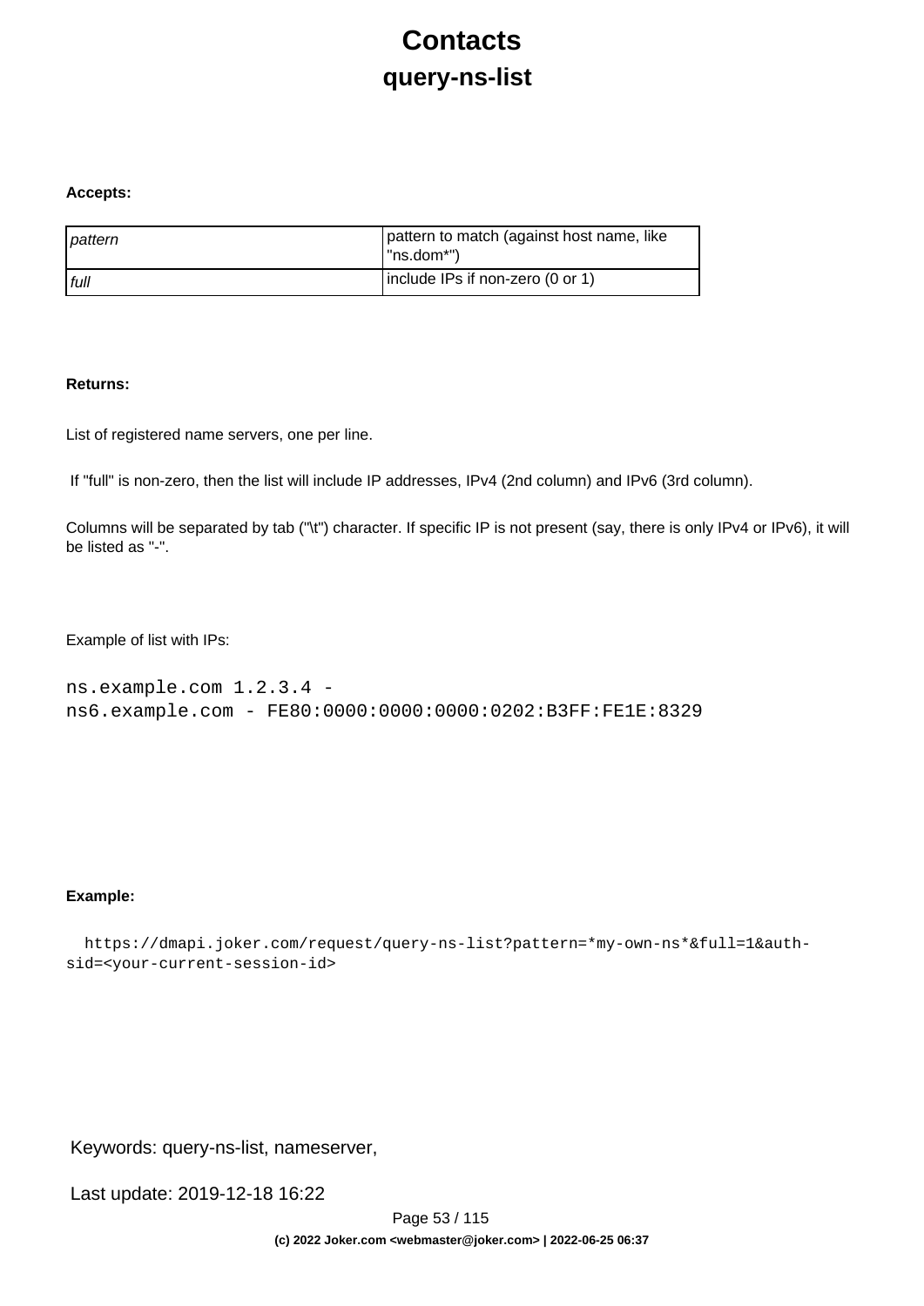# Contacts

## query-ns-list

**Accepts:**

| | |
|---|---|
| *pattern* | pattern to match (against host name, like "ns.dom*") |
| *full* | include IPs if non-zero (0 or 1) |

**Returns:**

List of registered name servers, one per line.

If "full" is non-zero, then the list will include IP addresses, IPv4 (2nd column) and IPv6 (3rd column).

Columns will be separated by tab ("\t") character. If specific IP is not present (say, there is only IPv4 or IPv6), it will be listed as "-".

Example of list with IPs:

```
ns.example.com 1.2.3.4 -
ns6.example.com - FE80:0000:0000:0000:0202:B3FF:FE1E:8329
```

**Example:**

```
   https://dmapi.joker.com/request/query-ns-list?pattern=*my-own-ns*&full=1&auth-sid=<your-current-session-id>
```

Keywords: query-ns-list, nameserver,

Last update: 2019-12-18 16:22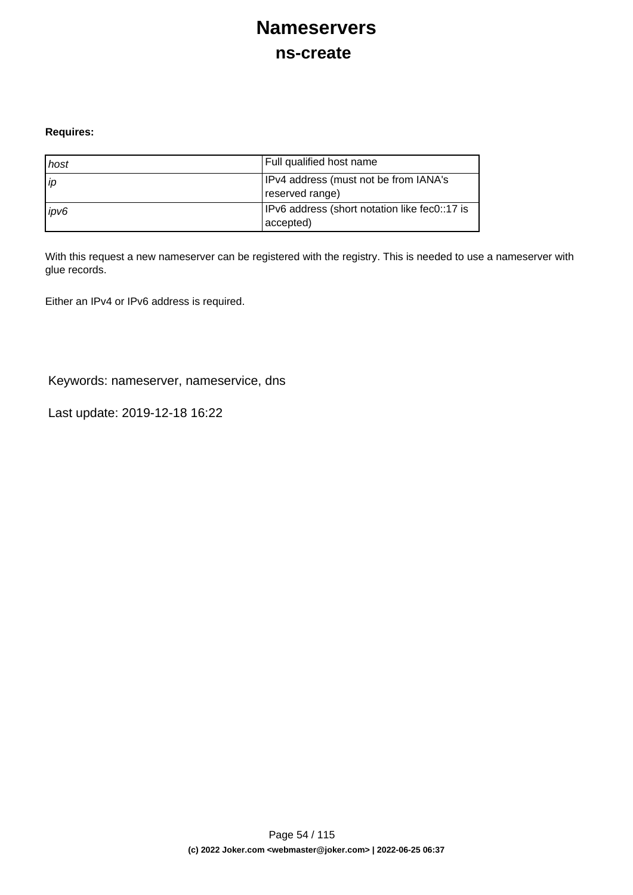# Nameservers

## ns-create

**Requires:**

| | |
|---|---|
| *host* | Full qualified host name |
| *ip* | IPv4 address (must not be from IANA's reserved range) |
| *ipv6* | IPv6 address (short notation like fec0::17 is accepted) |

With this request a new nameserver can be registered with the registry. This is needed to use a nameserver with glue records.

Either an IPv4 or IPv6 address is required.

Keywords: nameserver, nameservice, dns

Last update: 2019-12-18 16:22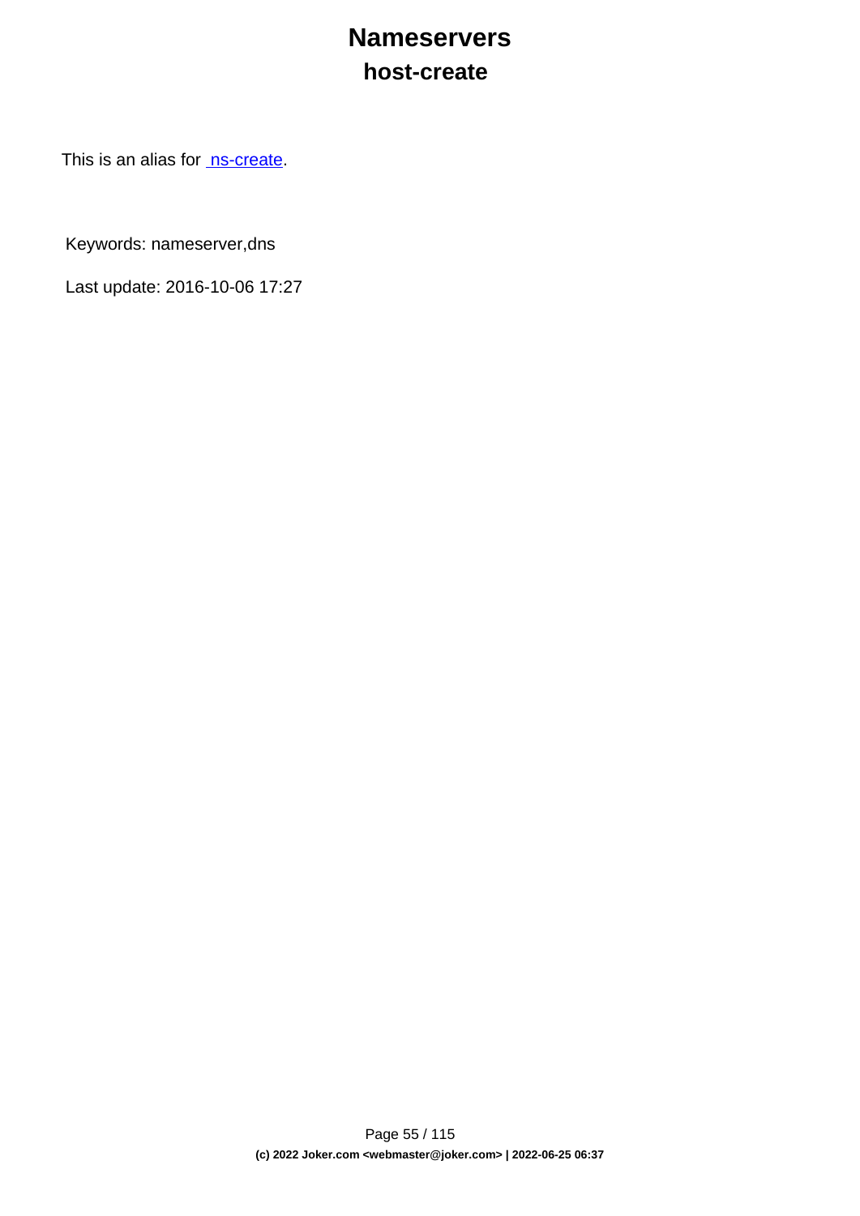# Nameservers

## host-create

This is an alias for ns-create.

Keywords: nameserver,dns

Last update: 2016-10-06 17:27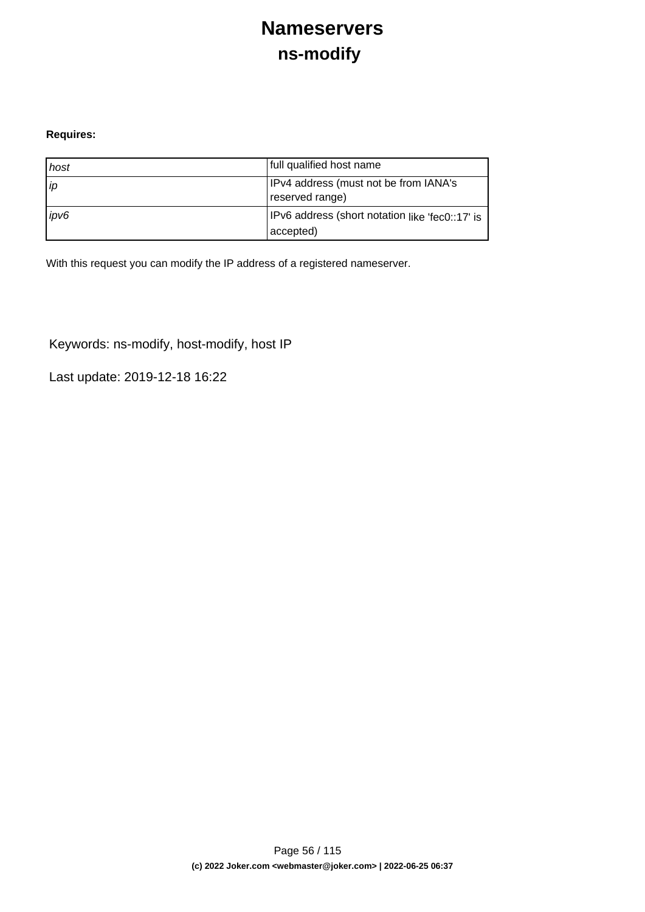# Nameservers

## ns-modify

**Requires:**

| | |
|---|---|
| *host* | full qualified host name |
| *ip* | IPv4 address (must not be from IANA's reserved range) |
| *ipv6* | IPv6 address (short notation like 'fec0::17' is accepted) |

With this request you can modify the IP address of a registered nameserver.

Keywords: ns-modify, host-modify, host IP

Last update: 2019-12-18 16:22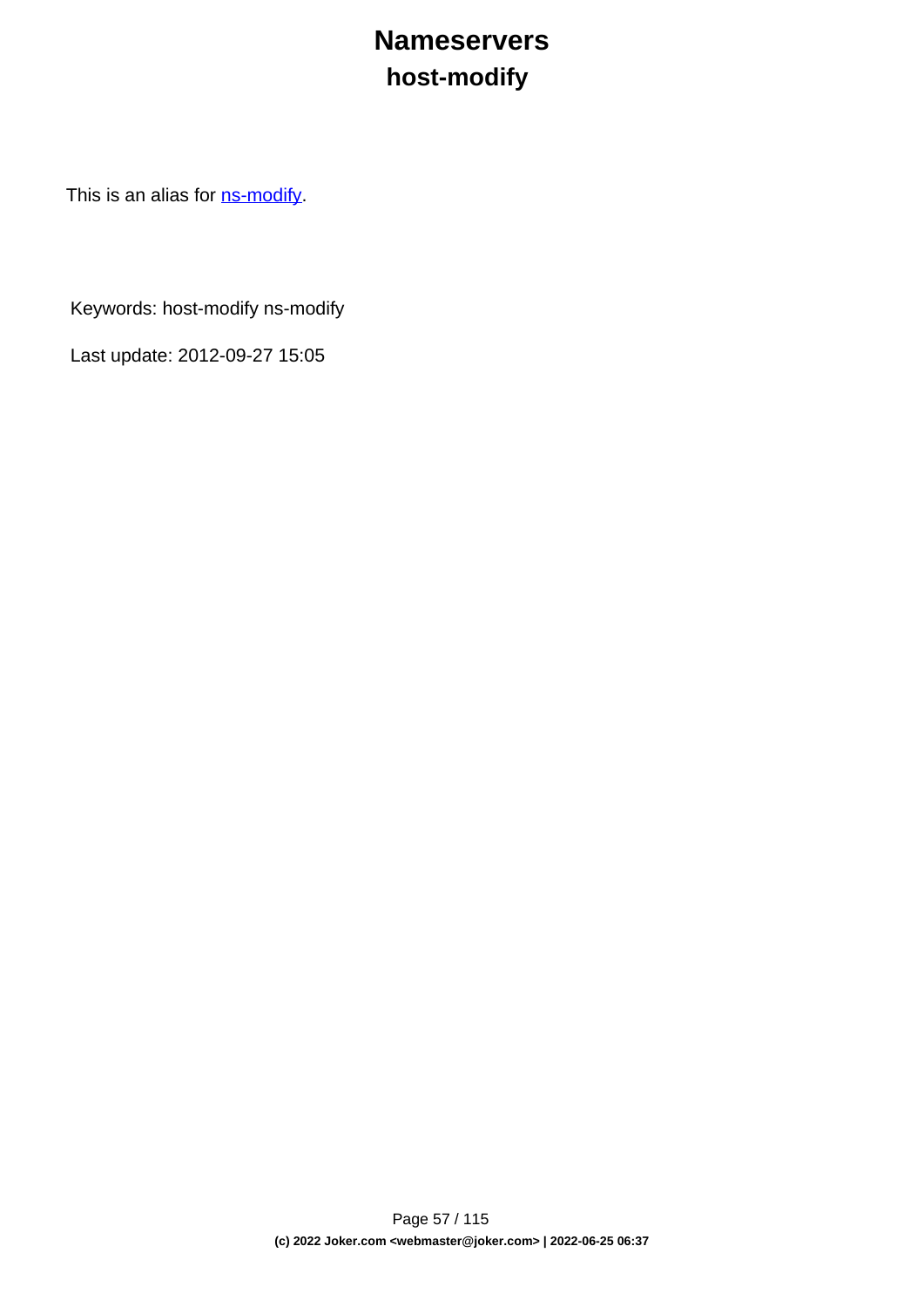# Nameservers

## host-modify

This is an alias for [ns-modify](ns-modify).

Keywords: host-modify ns-modify

Last update: 2012-09-27 15:05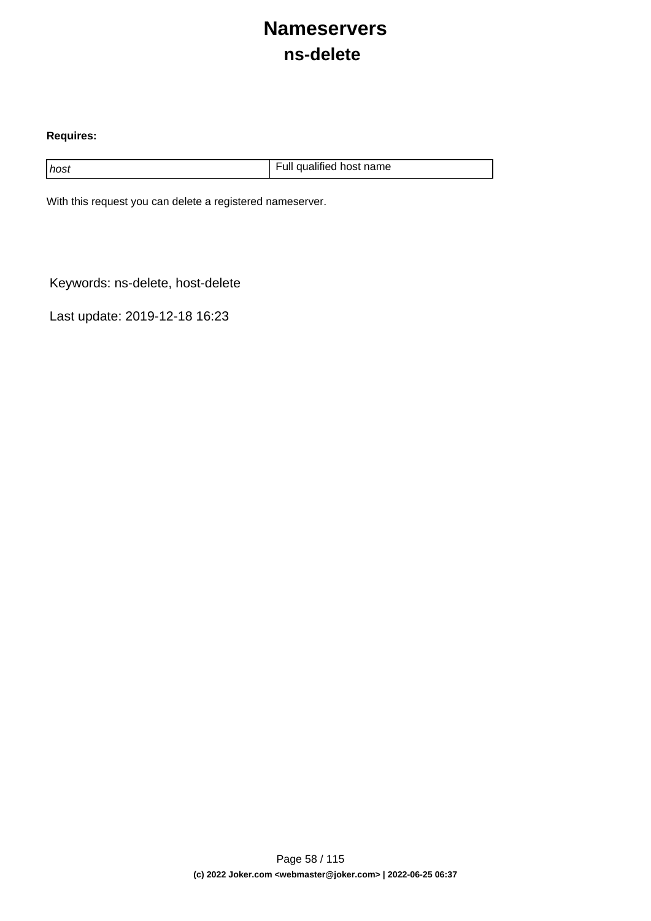# Nameservers

## ns-delete

**Requires:**

| | |
|---|---|
| *host* | Full qualified host name |

With this request you can delete a registered nameserver.

Keywords: ns-delete, host-delete

Last update: 2019-12-18 16:23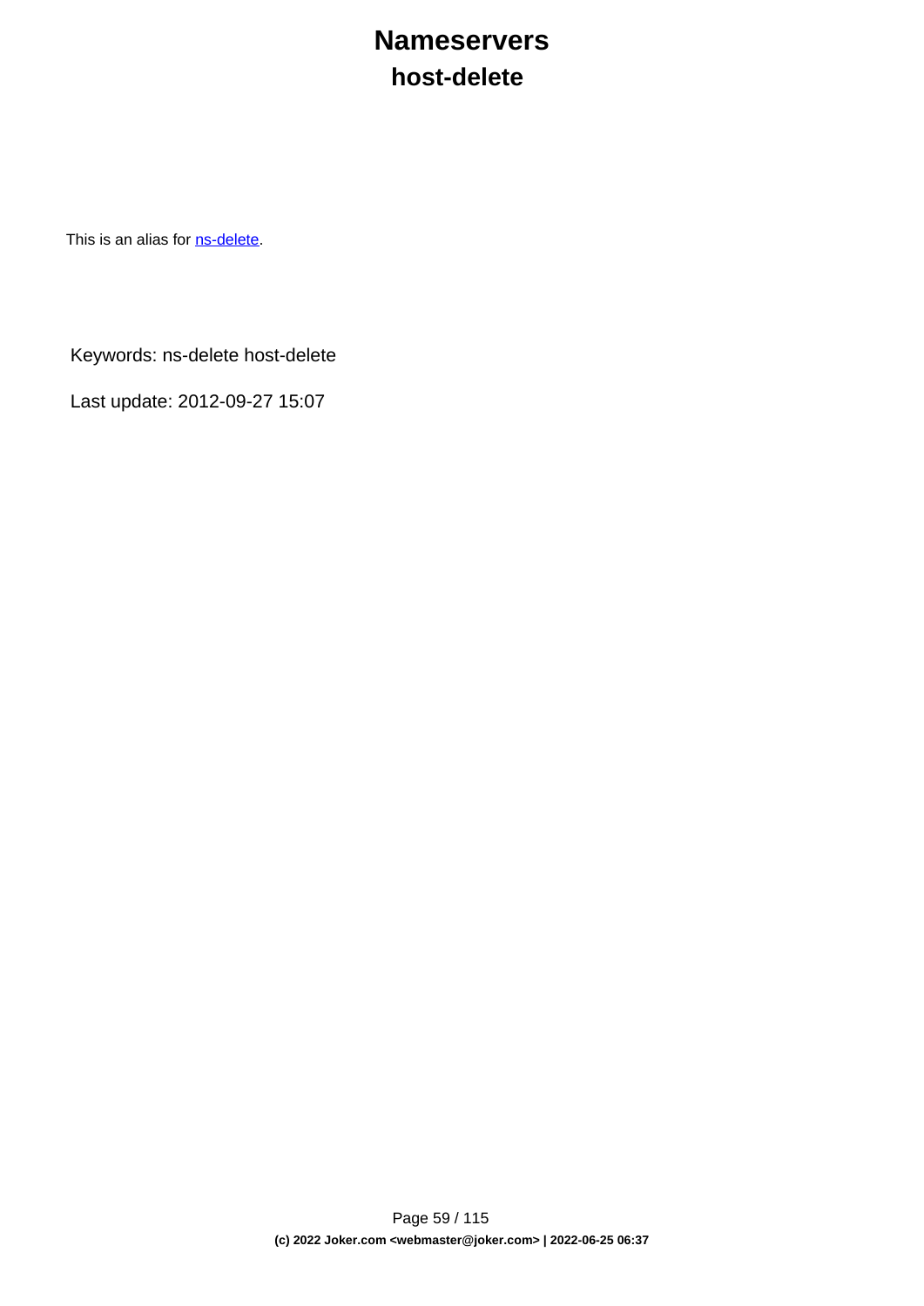# Nameservers

## host-delete

This is an alias for [ns-delete](ns-delete).

Keywords: ns-delete host-delete

Last update: 2012-09-27 15:07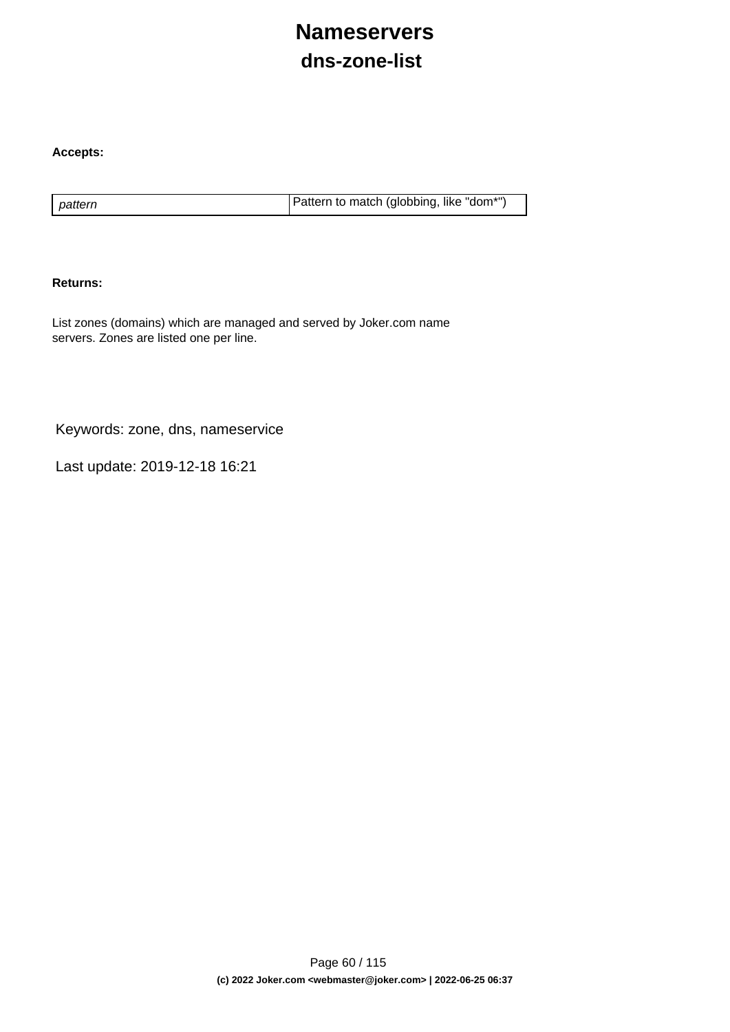# Nameservers

## dns-zone-list

**Accepts:**

| | |
|---|---|
| *pattern* | Pattern to match (globbing, like "dom*") |

**Returns:**

List zones (domains) which are managed and served by Joker.com name servers. Zones are listed one per line.

Keywords: zone, dns, nameservice

Last update: 2019-12-18 16:21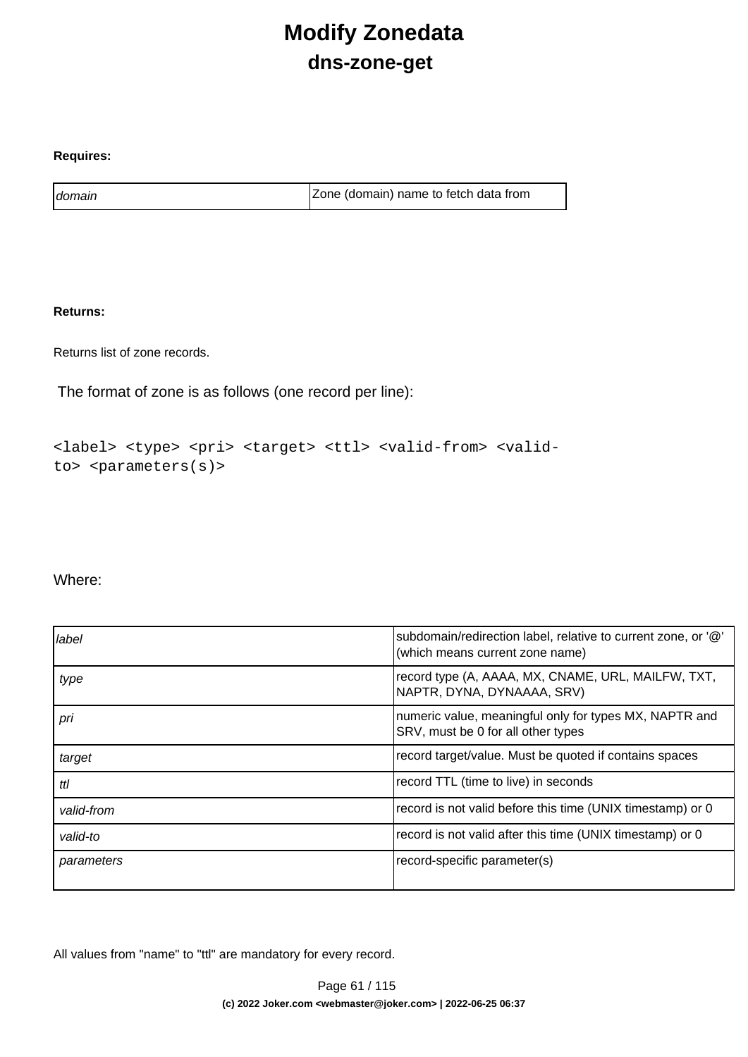# Modify Zonedata

## dns-zone-get

**Requires:**

| | |
|---|---|
| *domain* | Zone (domain) name to fetch data from |

**Returns:**

Returns list of zone records.

The format of zone is as follows (one record per line):

```
<label> <type> <pri> <target> <ttl> <valid-from> <valid-to> <parameters(s)>
```

Where:

| | |
|---|---|
| *label* | subdomain/redirection label, relative to current zone, or '@' (which means current zone name) |
| *type* | record type (A, AAAA, MX, CNAME, URL, MAILFW, TXT, NAPTR, DYNA, DYNAAAA, SRV) |
| *pri* | numeric value, meaningful only for types MX, NAPTR and SRV, must be 0 for all other types |
| *target* | record target/value. Must be quoted if contains spaces |
| *ttl* | record TTL (time to live) in seconds |
| *valid-from* | record is not valid before this time (UNIX timestamp) or 0 |
| *valid-to* | record is not valid after this time (UNIX timestamp) or 0 |
| *parameters* | record-specific parameter(s) |

All values from "name" to "ttl" are mandatory for every record.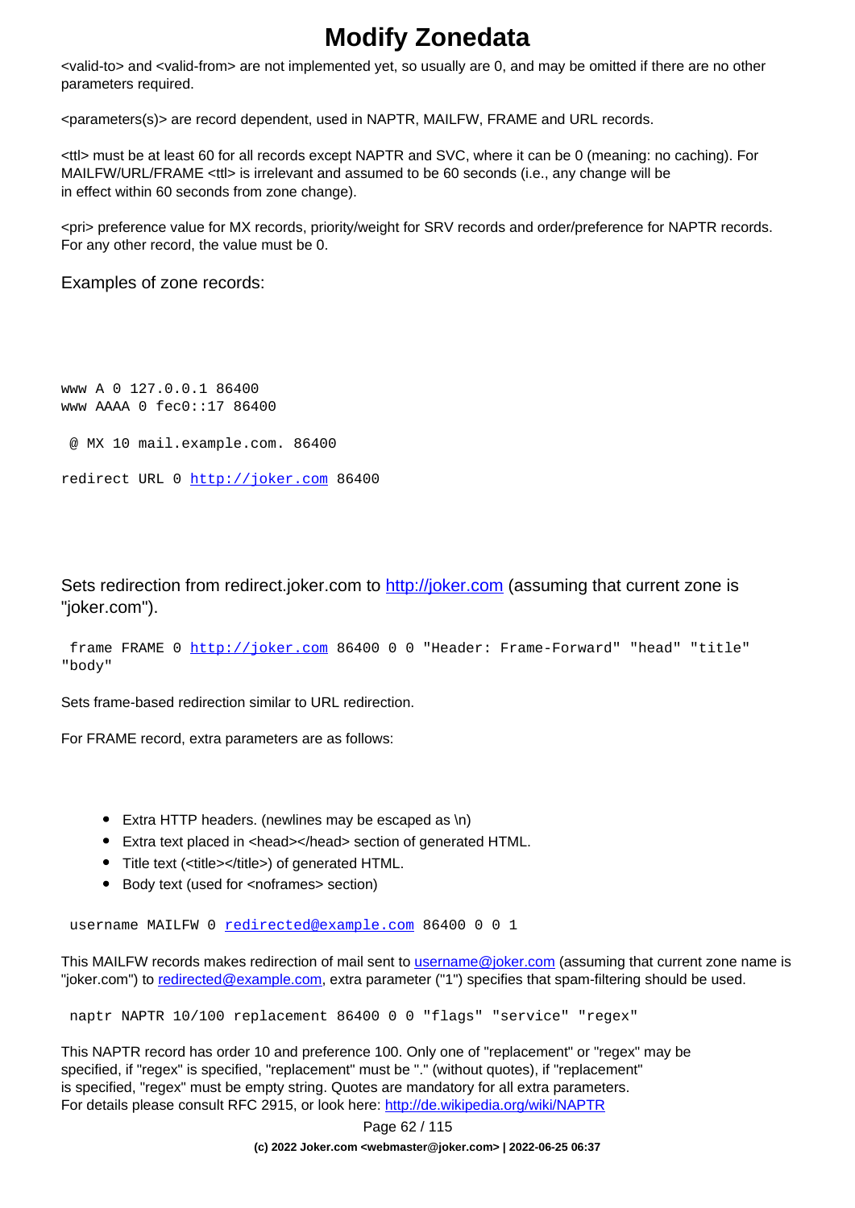<valid-to> and <valid-from> are not implemented yet, so usually are 0, and may be omitted if there are no other parameters required.

<parameters(s)> are record dependent, used in NAPTR, MAILFW, FRAME and URL records.

<ttl> must be at least 60 for all records except NAPTR and SVC, where it can be 0 (meaning: no caching). For MAILFW/URL/FRAME <ttl> is irrelevant and assumed to be 60 seconds (i.e., any change will be in effect within 60 seconds from zone change).

<pri> preference value for MX records, priority/weight for SRV records and order/preference for NAPTR records. For any other record, the value must be 0.

Examples of zone records:

```
www A 0 127.0.0.1 86400
www AAAA 0 fec0::17 86400
```

```
@ MX 10 mail.example.com. 86400
```

```
redirect URL 0 http://joker.com 86400
```

Sets redirection from redirect.joker.com to http://joker.com (assuming that current zone is "joker.com").

```
frame FRAME 0 http://joker.com 86400 0 0 "Header: Frame-Forward" "head" "title" "body"
```

Sets frame-based redirection similar to URL redirection.

For FRAME record, extra parameters are as follows:

- Extra HTTP headers. (newlines may be escaped as \n)
- Extra text placed in <head></head> section of generated HTML.
- Title text (<title></title>) of generated HTML.
- Body text (used for <noframes> section)

```
username MAILFW 0 redirected@example.com 86400 0 0 1
```

This MAILFW records makes redirection of mail sent to username@joker.com (assuming that current zone name is "joker.com") to redirected@example.com, extra parameter ("1") specifies that spam-filtering should be used.

```
naptr NAPTR 10/100 replacement 86400 0 0 "flags" "service" "regex"
```

This NAPTR record has order 10 and preference 100. Only one of "replacement" or "regex" may be specified, if "regex" is specified, "replacement" must be "." (without quotes), if "replacement" is specified, "regex" must be empty string. Quotes are mandatory for all extra parameters. For details please consult RFC 2915, or look here: http://de.wikipedia.org/wiki/NAPTR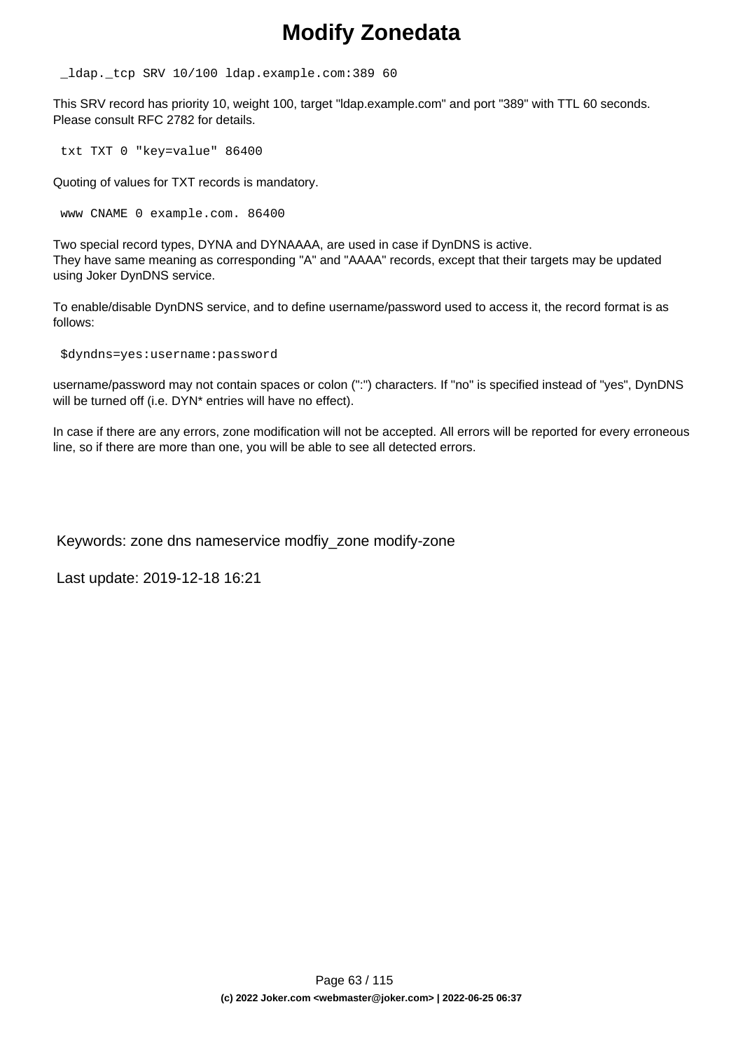# Modify Zonedata

```
_ldap._tcp SRV 10/100 ldap.example.com:389 60
```

This SRV record has priority 10, weight 100, target "ldap.example.com" and port "389" with TTL 60 seconds. Please consult RFC 2782 for details.

```
txt TXT 0 "key=value" 86400
```

Quoting of values for TXT records is mandatory.

```
www CNAME 0 example.com. 86400
```

Two special record types, DYNA and DYNAAAA, are used in case if DynDNS is active.
They have same meaning as corresponding "A" and "AAAA" records, except that their targets may be updated using Joker DynDNS service.

To enable/disable DynDNS service, and to define username/password used to access it, the record format is as follows:

```
$dyndns=yes:username:password
```

username/password may not contain spaces or colon (":") characters. If "no" is specified instead of "yes", DynDNS will be turned off (i.e. DYN* entries will have no effect).

In case if there are any errors, zone modification will not be accepted. All errors will be reported for every erroneous line, so if there are more than one, you will be able to see all detected errors.

Keywords: zone dns nameservice modfiy_zone modify-zone

Last update: 2019-12-18 16:21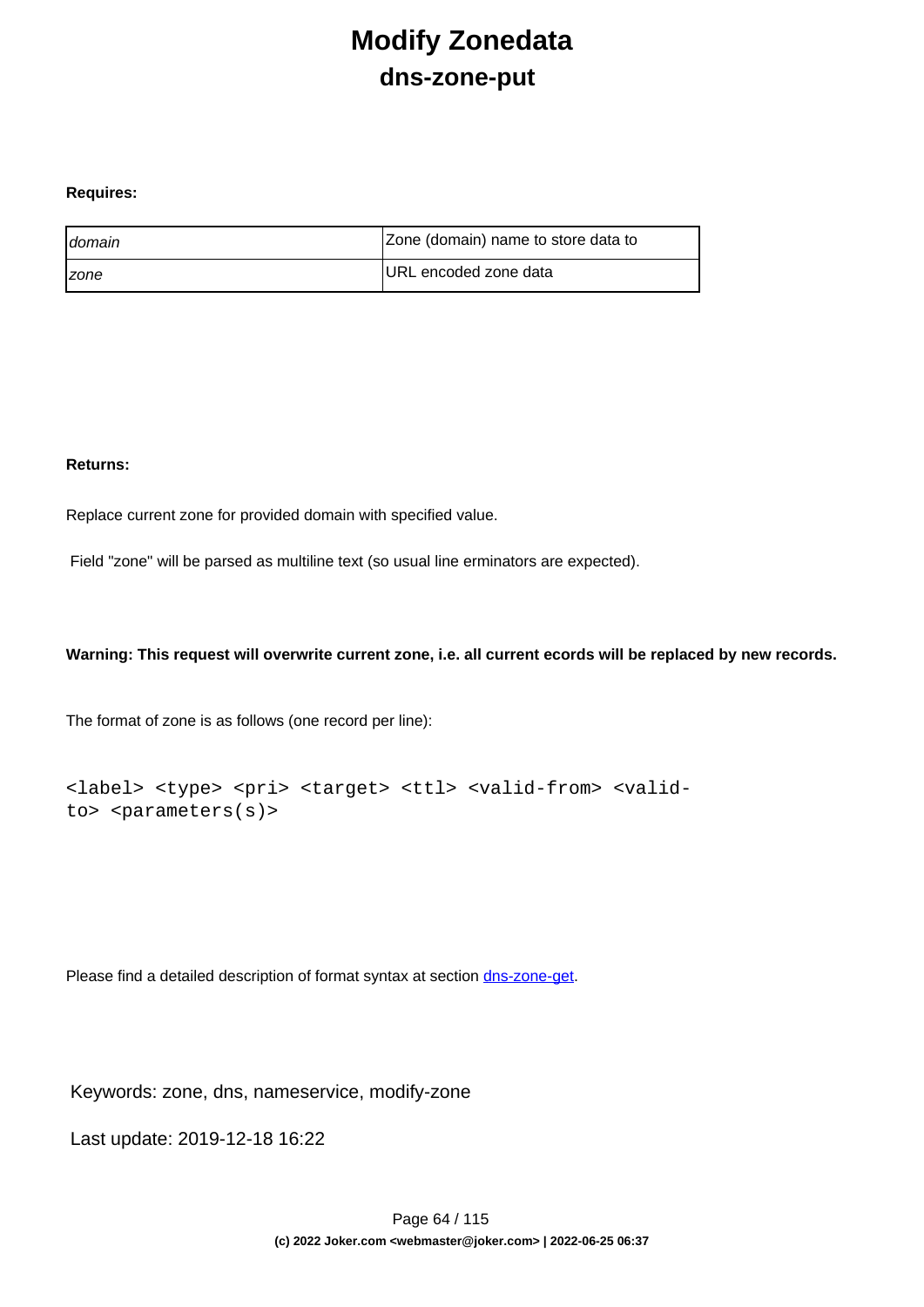# Modify Zonedata

## dns-zone-put

**Requires:**

| | |
|---|---|
| *domain* | Zone (domain) name to store data to |
| *zone* | URL encoded zone data |

**Returns:**

Replace current zone for provided domain with specified value.

Field "zone" will be parsed as multiline text (so usual line erminators are expected).

**Warning: This request will overwrite current zone, i.e. all current ecords will be replaced by new records.**

The format of zone is as follows (one record per line):

```
<label> <type> <pri> <target> <ttl> <valid-from> <valid-to> <parameters(s)>
```

Please find a detailed description of format syntax at section dns-zone-get.

Keywords: zone, dns, nameservice, modify-zone

Last update: 2019-12-18 16:22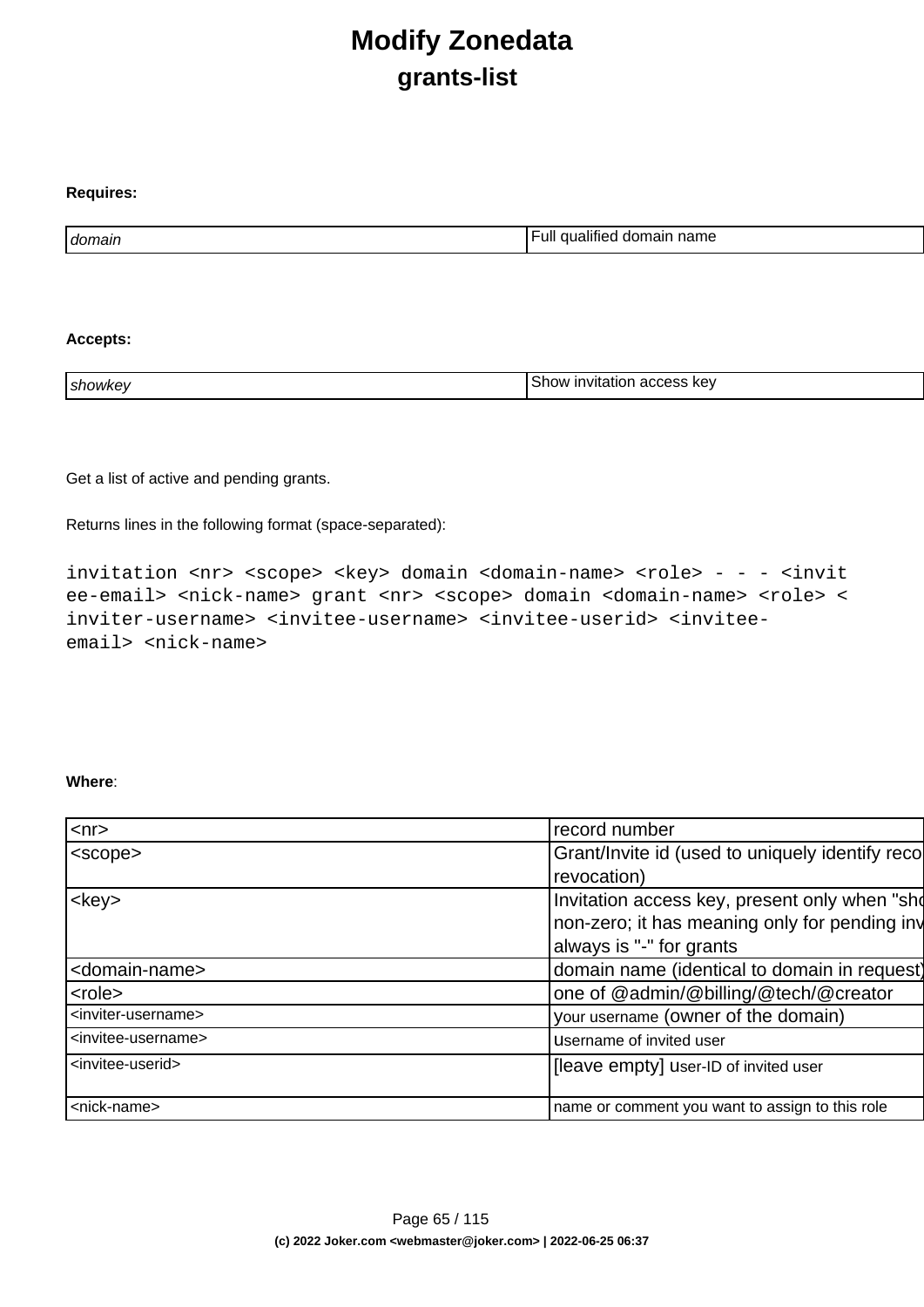# Modify Zonedata

## grants-list

**Requires:**

| | |
|---|---|
| *domain* | Full qualified domain name |

**Accepts:**

| | |
|---|---|
| *showkey* | Show invitation access key |

Get a list of active and pending grants.

Returns lines in the following format (space-separated):

```
invitation <nr> <scope> <key> domain <domain-name> <role> - - - <invitee-email> <nick-name> grant <nr> <scope> domain <domain-name> <role> <inviter-username> <invitee-username> <invitee-userid> <invitee-email> <nick-name>
```

**Where**:

| | |
|---|---|
| <nr> | record number |
| <scope> | Grant/Invite id (used to uniquely identify reco revocation) |
| <key> | Invitation access key, present only when "sho non-zero; it has meaning only for pending inv always is "-" for grants |
| <domain-name> | domain name (identical to domain in request) |
| <role> | one of @admin/@billing/@tech/@creator |
| <inviter-username> | your username (owner of the domain) |
| <invitee-username> | username of invited user |
| <invitee-userid> | [leave empty] user-ID of invited user |
| <nick-name> | name or comment you want to assign to this role |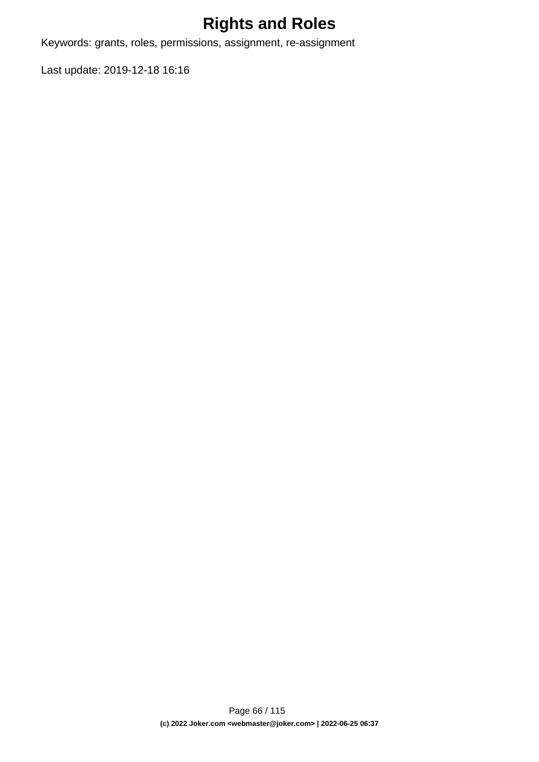# Rights and Roles

Keywords: grants, roles, permissions, assignment, re-assignment

Last update: 2019-12-18 16:16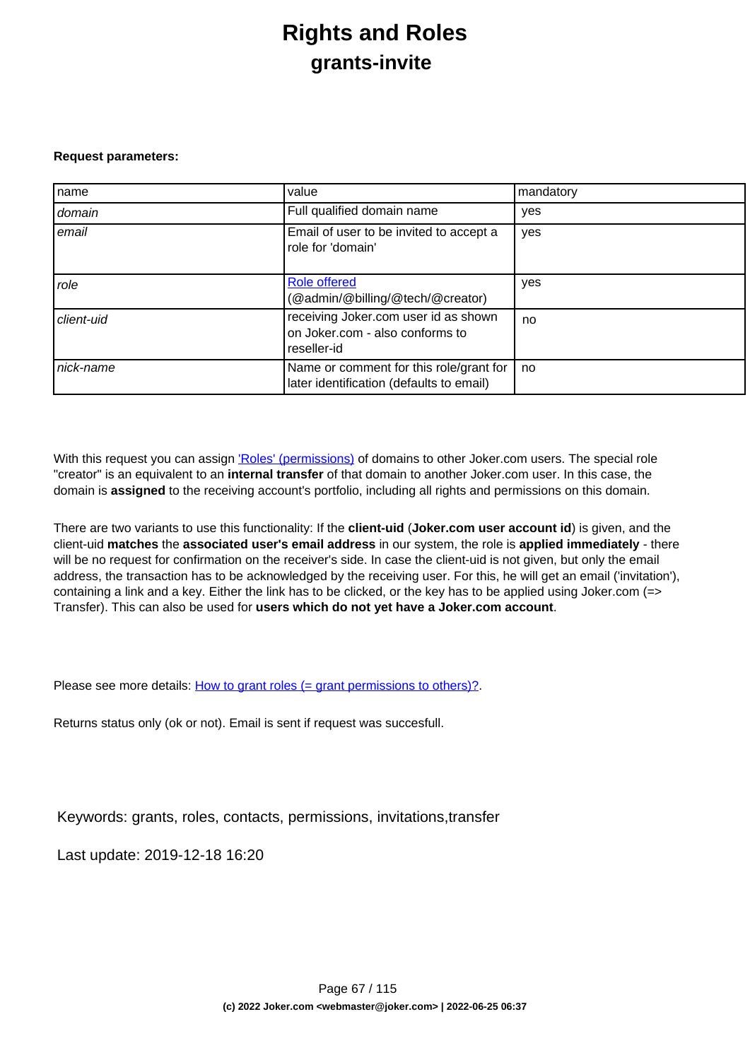# Rights and Roles

## grants-invite

**Request parameters:**

| name | value | mandatory |
|---|---|---|
| *domain* | Full qualified domain name | yes |
| *email* | Email of user to be invited to accept a role for 'domain' | yes |
| *role* | Role offered (@admin/@billing/@tech/@creator) | yes |
| *client-uid* | receiving Joker.com user id as shown on Joker.com - also conforms to reseller-id | no |
| *nick-name* | Name or comment for this role/grant for later identification (defaults to email) | no |

With this request you can assign 'Roles' (permissions) of domains to other Joker.com users. The special role "creator" is an equivalent to an **internal transfer** of that domain to another Joker.com user. In this case, the domain is **assigned** to the receiving account's portfolio, including all rights and permissions on this domain.

There are two variants to use this functionality: If the **client-uid** (**Joker.com user account id**) is given, and the client-uid **matches** the **associated user's email address** in our system, the role is **applied immediately** - there will be no request for confirmation on the receiver's side. In case the client-uid is not given, but only the email address, the transaction has to be acknowledged by the receiving user. For this, he will get an email ('invitation'), containing a link and a key. Either the link has to be clicked, or the key has to be applied using Joker.com (=> Transfer). This can also be used for **users which do not yet have a Joker.com account**.

Please see more details: How to grant roles (= grant permissions to others)?.

Returns status only (ok or not). Email is sent if request was succesfull.

Keywords: grants, roles, contacts, permissions, invitations,transfer

Last update: 2019-12-18 16:20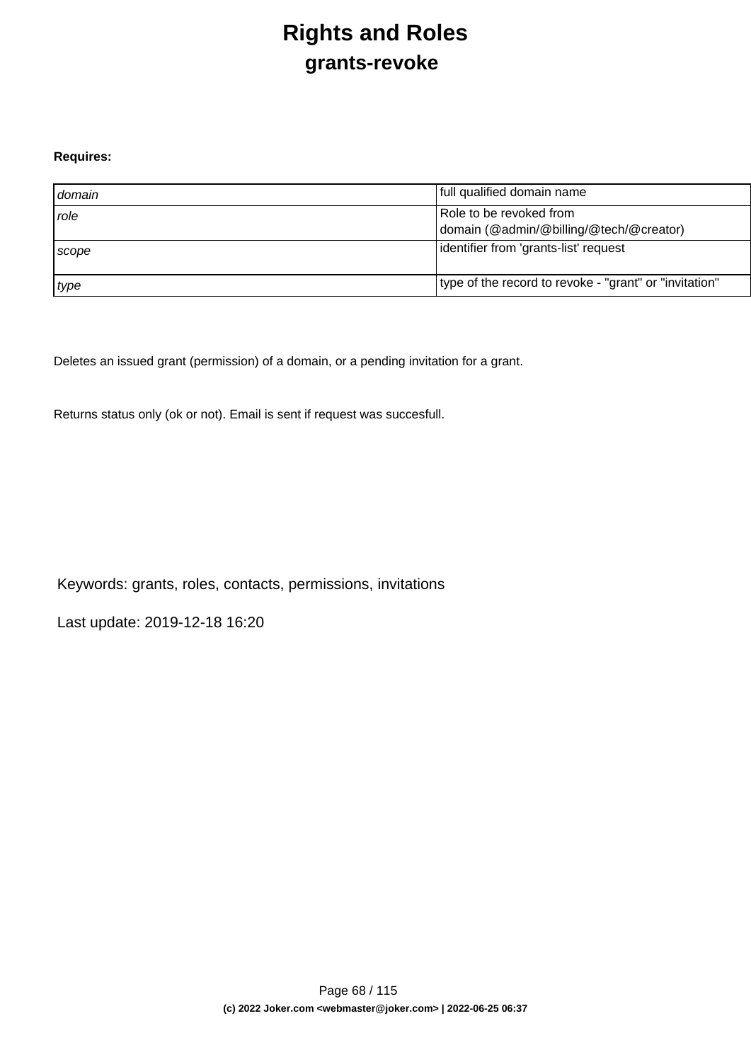# Rights and Roles

## grants-revoke

**Requires:**

| | |
|---|---|
| *domain* | full qualified domain name |
| *role* | Role to be revoked from domain (@admin/@billing/@tech/@creator) |
| *scope* | identifier from 'grants-list' request |
| *type* | type of the record to revoke - "grant" or "invitation" |

Deletes an issued grant (permission) of a domain, or a pending invitation for a grant.

Returns status only (ok or not). Email is sent if request was succesfull.

Keywords: grants, roles, contacts, permissions, invitations

Last update: 2019-12-18 16:20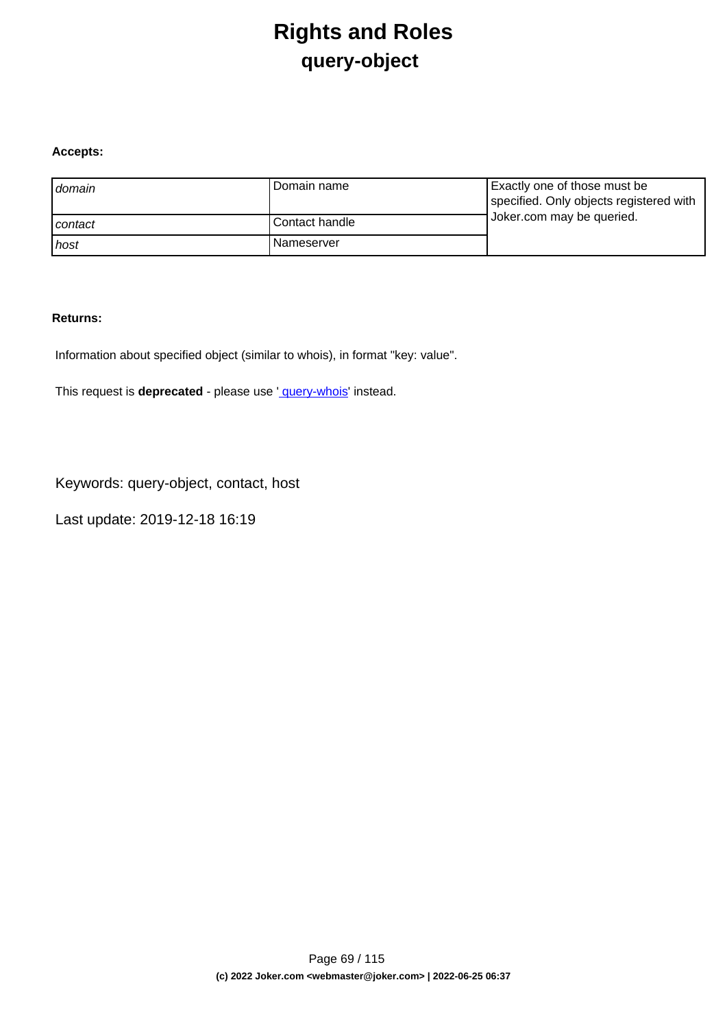# Rights and Roles

## query-object

**Accepts:**

| | | |
|---|---|---|
| *domain* | Domain name | Exactly one of those must be specified. Only objects registered with Joker.com may be queried. |
| *contact* | Contact handle | |
| *host* | Nameserver | |

**Returns:**

Information about specified object (similar to whois), in format "key: value".

This request is **deprecated** - please use ' query-whois' instead.

Keywords: query-object, contact, host

Last update: 2019-12-18 16:19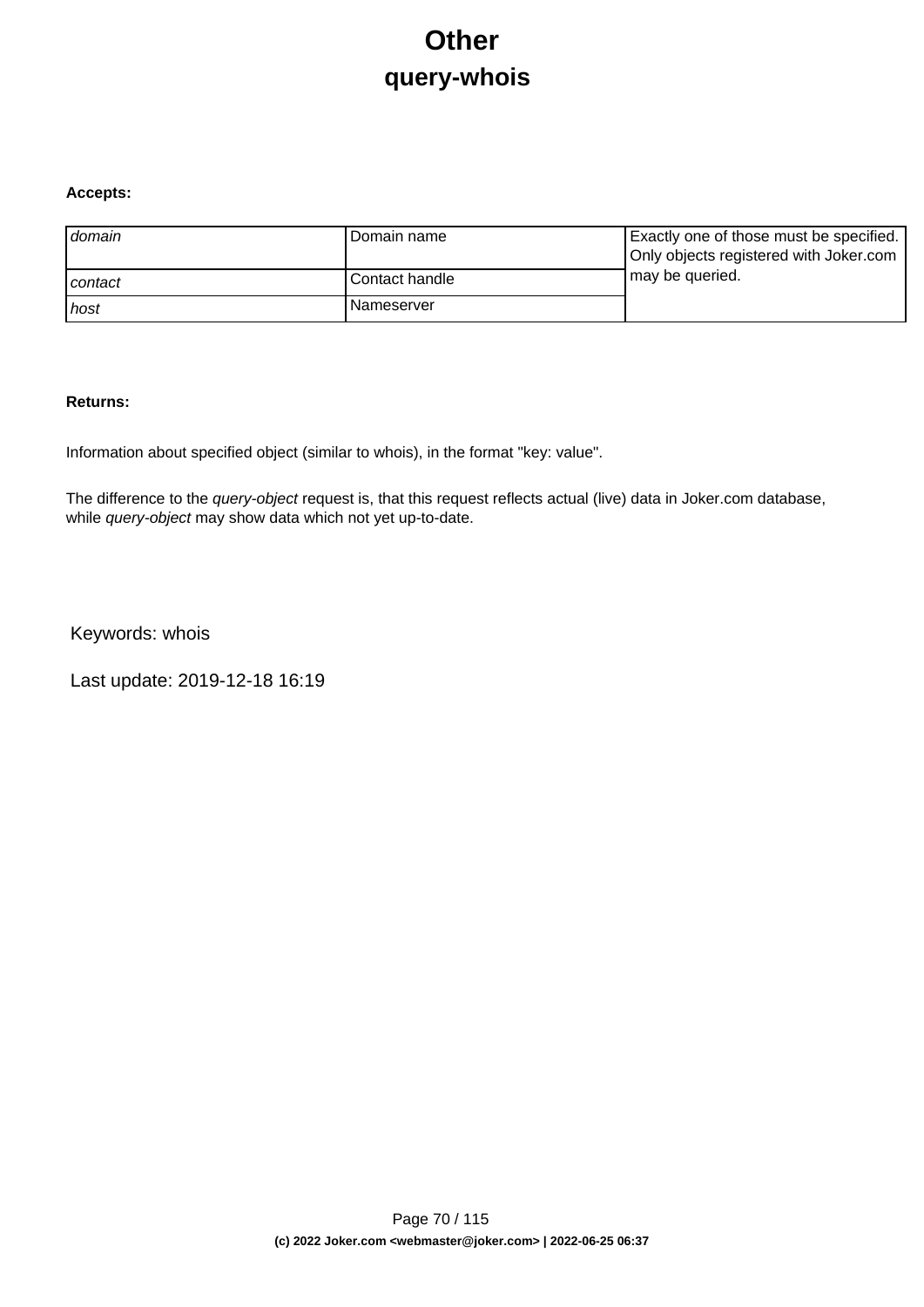# Other

## query-whois

**Accepts:**

| | | |
|---|---|---|
| *domain* | Domain name | Exactly one of those must be specified. Only objects registered with Joker.com may be queried. |
| *contact* | Contact handle | |
| *host* | Nameserver | |

**Returns:**

Information about specified object (similar to whois), in the format "key: value".

The difference to the *query-object* request is, that this request reflects actual (live) data in Joker.com database, while *query-object* may show data which not yet up-to-date.

Keywords: whois

Last update: 2019-12-18 16:19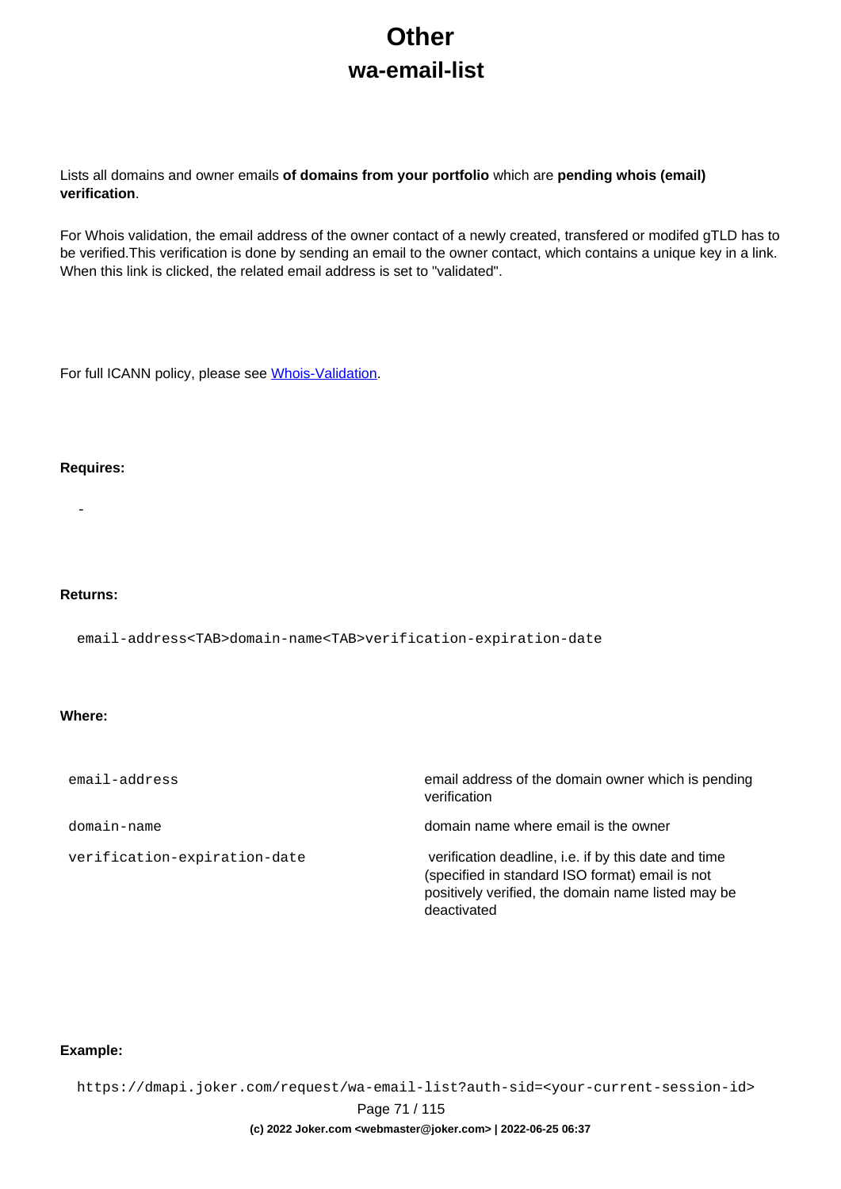# Other

## wa-email-list

Lists all domains and owner emails **of domains from your portfolio** which are **pending whois (email) verification**.

For Whois validation, the email address of the owner contact of a newly created, transfered or modifed gTLD has to be verified.This verification is done by sending an email to the owner contact, which contains a unique key in a link. When this link is clicked, the related email address is set to "validated".

For full ICANN policy, please see Whois-Validation.

**Requires:**

-

**Returns:**

```
email-address<TAB>domain-name<TAB>verification-expiration-date
```

**Where:**

| | |
|---|---|
| `email-address` | email address of the domain owner which is pending verification |
| `domain-name` | domain name where email is the owner |
| `verification-expiration-date` | verification deadline, i.e. if by this date and time (specified in standard ISO format) email is not positively verified, the domain name listed may be deactivated |

**Example:**

```
https://dmapi.joker.com/request/wa-email-list?auth-sid=<your-current-session-id>
```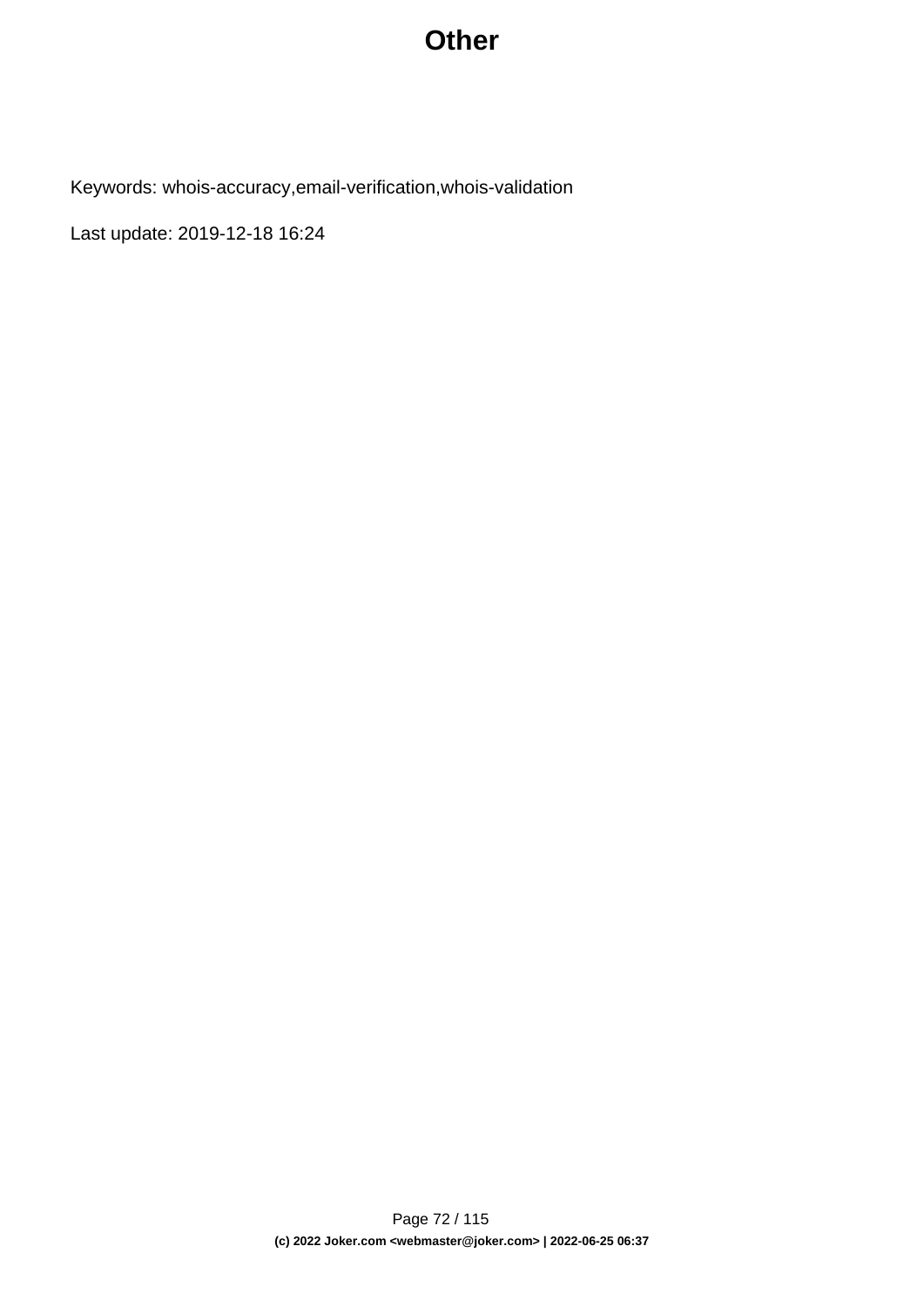# Other

Keywords: whois-accuracy,email-verification,whois-validation

Last update: 2019-12-18 16:24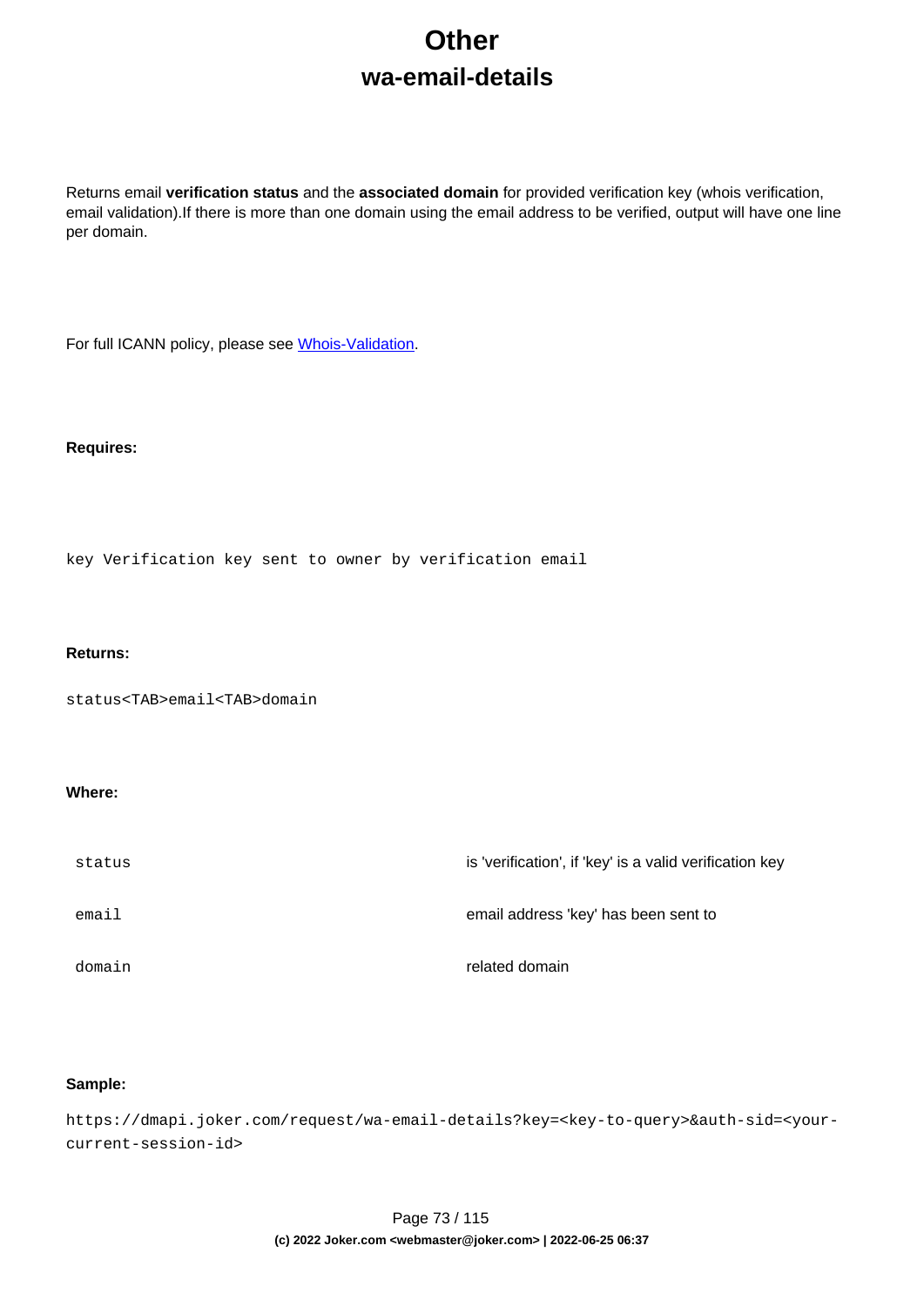# Other

## wa-email-details

Returns email **verification status** and the **associated domain** for provided verification key (whois verification, email validation).If there is more than one domain using the email address to be verified, output will have one line per domain.

For full ICANN policy, please see [Whois-Validation](Whois-Validation).

**Requires:**

```
key Verification key sent to owner by verification email
```

**Returns:**

```
status<TAB>email<TAB>domain
```

**Where:**

| | |
|---|---|
| `status` | is 'verification', if 'key' is a valid verification key |
| `email` | email address 'key' has been sent to |
| `domain` | related domain |

**Sample:**

```
https://dmapi.joker.com/request/wa-email-details?key=<key-to-query>&auth-sid=<your-current-session-id>
```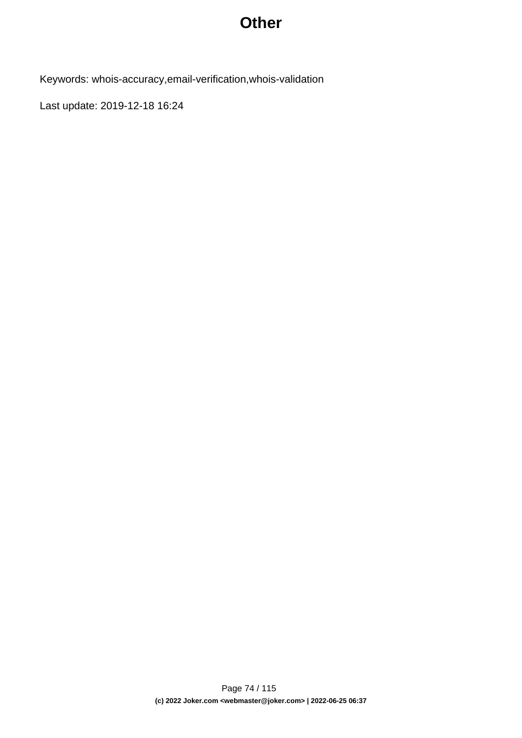# Other

Keywords: whois-accuracy,email-verification,whois-validation

Last update: 2019-12-18 16:24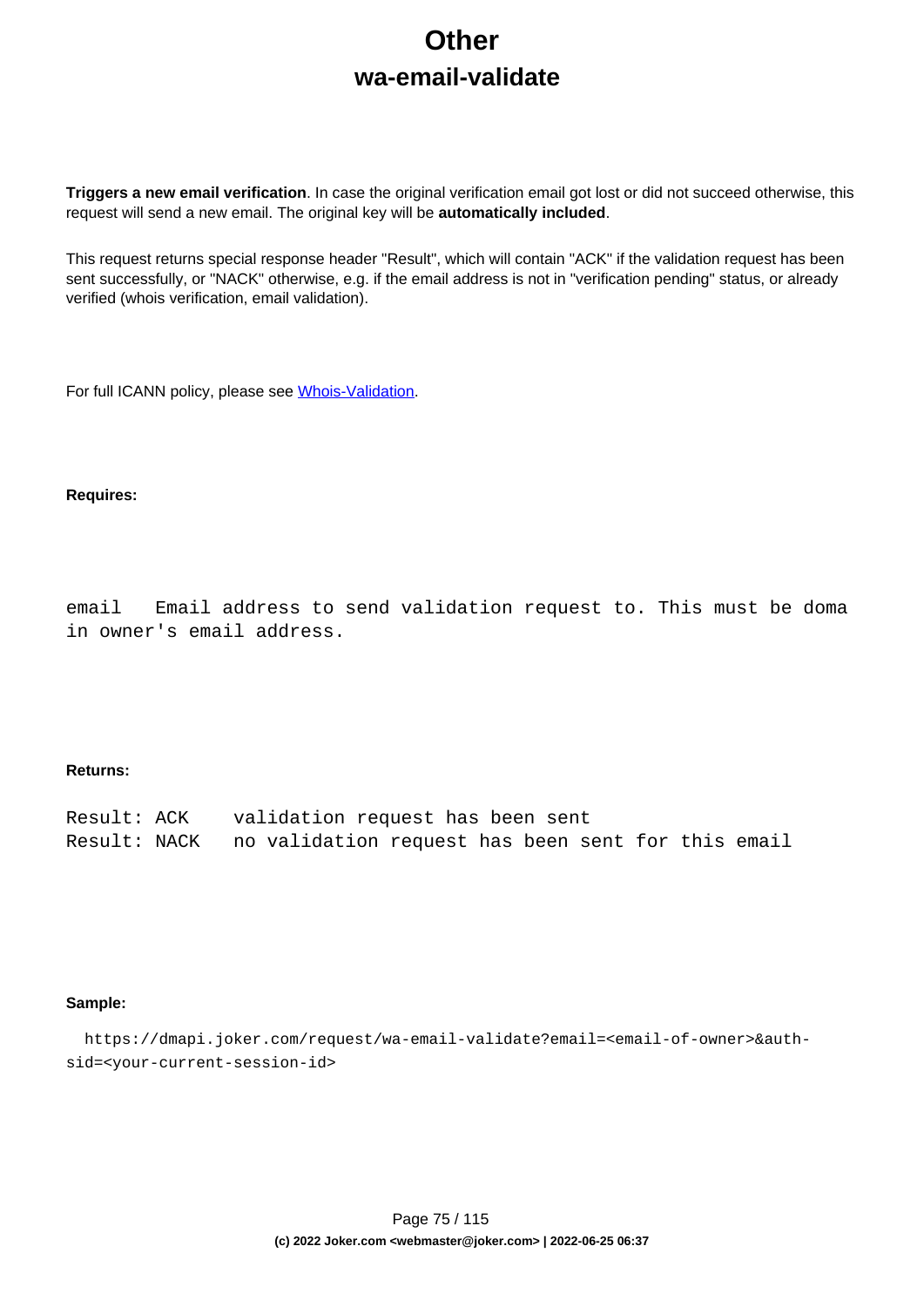# Other

## wa-email-validate

**Triggers a new email verification**. In case the original verification email got lost or did not succeed otherwise, this request will send a new email. The original key will be **automatically included**.

This request returns special response header "Result", which will contain "ACK" if the validation request has been sent successfully, or "NACK" otherwise, e.g. if the email address is not in "verification pending" status, or already verified (whois verification, email validation).

For full ICANN policy, please see Whois-Validation.

**Requires:**

```
email   Email address to send validation request to. This must be doma
in owner's email address.
```

**Returns:**

```
Result: ACK    validation request has been sent
Result: NACK   no validation request has been sent for this email
```

**Sample:**

```
  https://dmapi.joker.com/request/wa-email-validate?email=<email-of-owner>&auth-
sid=<your-current-session-id>
```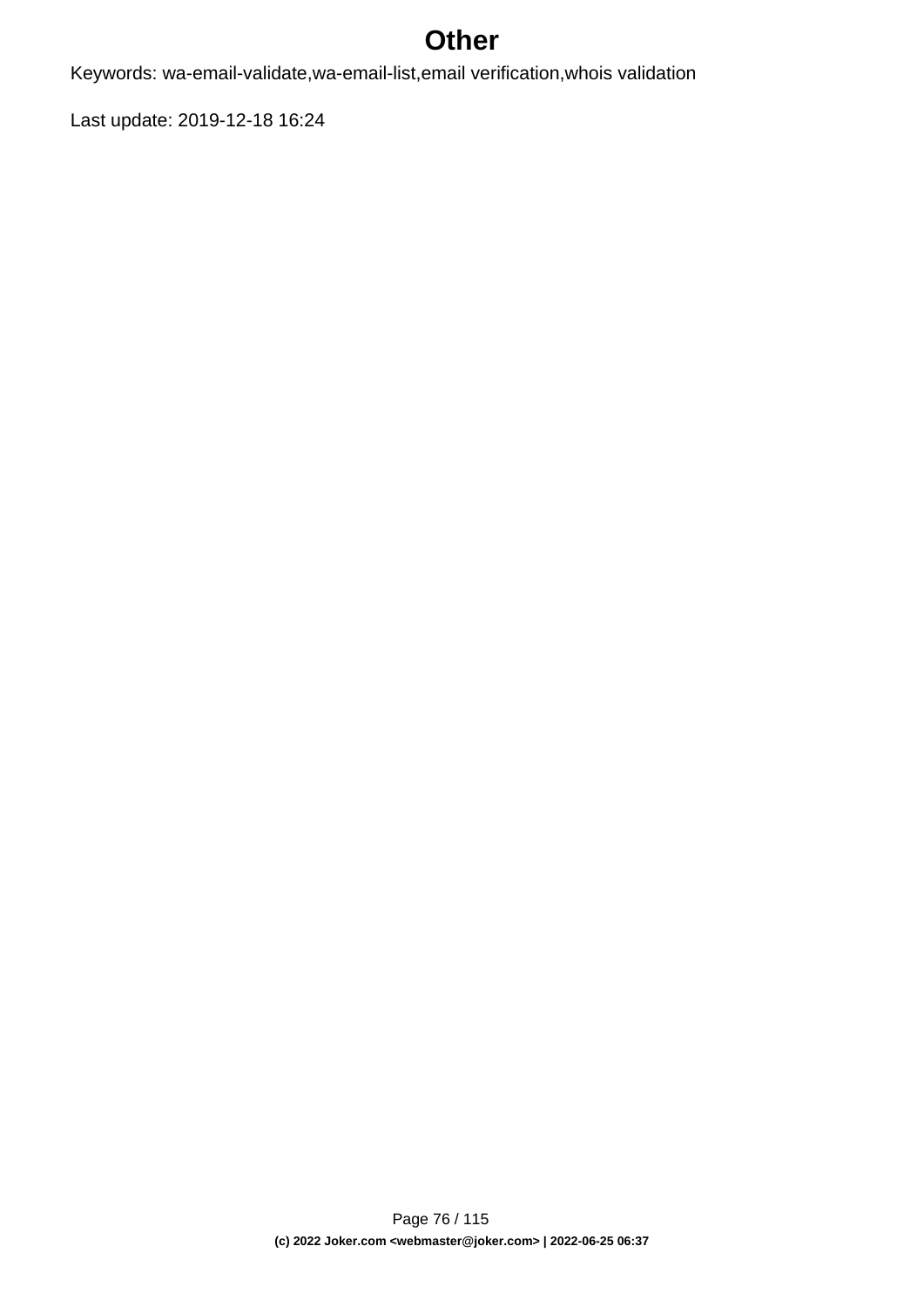# Other

Keywords: wa-email-validate,wa-email-list,email verification,whois validation

Last update: 2019-12-18 16:24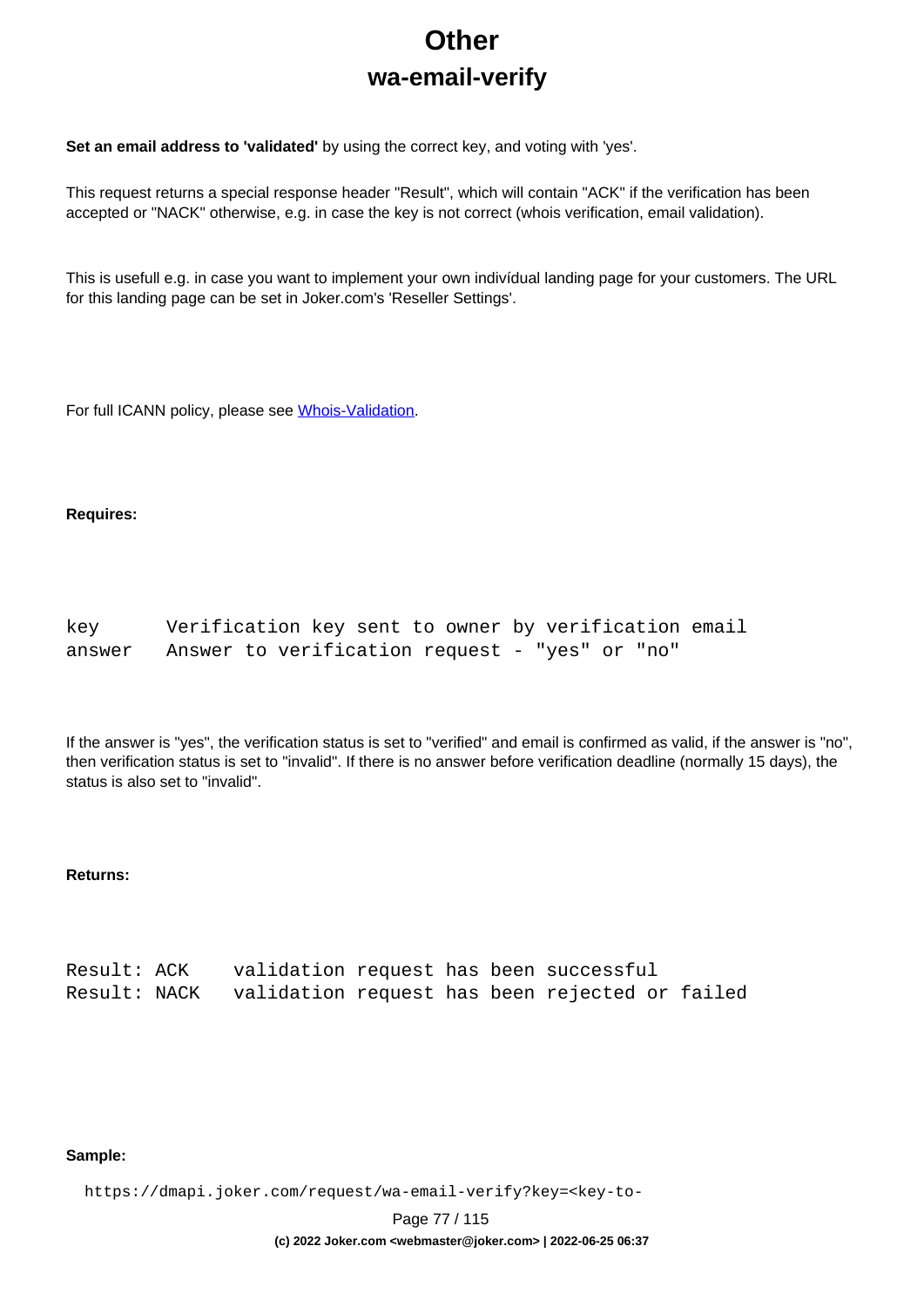# Other

## wa-email-verify

**Set an email address to 'validated'** by using the correct key, and voting with 'yes'.

This request returns a special response header "Result", which will contain "ACK" if the verification has been accepted or "NACK" otherwise, e.g. in case the key is not correct (whois verification, email validation).

This is usefull e.g. in case you want to implement your own indivídual landing page for your customers. The URL for this landing page can be set in Joker.com's 'Reseller Settings'.

For full ICANN policy, please see [Whois-Validation](Whois-Validation).

**Requires:**

```
key      Verification key sent to owner by verification email
answer   Answer to verification request - "yes" or "no"
```

If the answer is "yes", the verification status is set to "verified" and email is confirmed as valid, if the answer is "no", then verification status is set to "invalid". If there is no answer before verification deadline (normally 15 days), the status is also set to "invalid".

**Returns:**

```
Result: ACK     validation request has been successful
Result: NACK    validation request has been rejected or failed
```

**Sample:**

```
https://dmapi.joker.com/request/wa-email-verify?key=<key-to-
```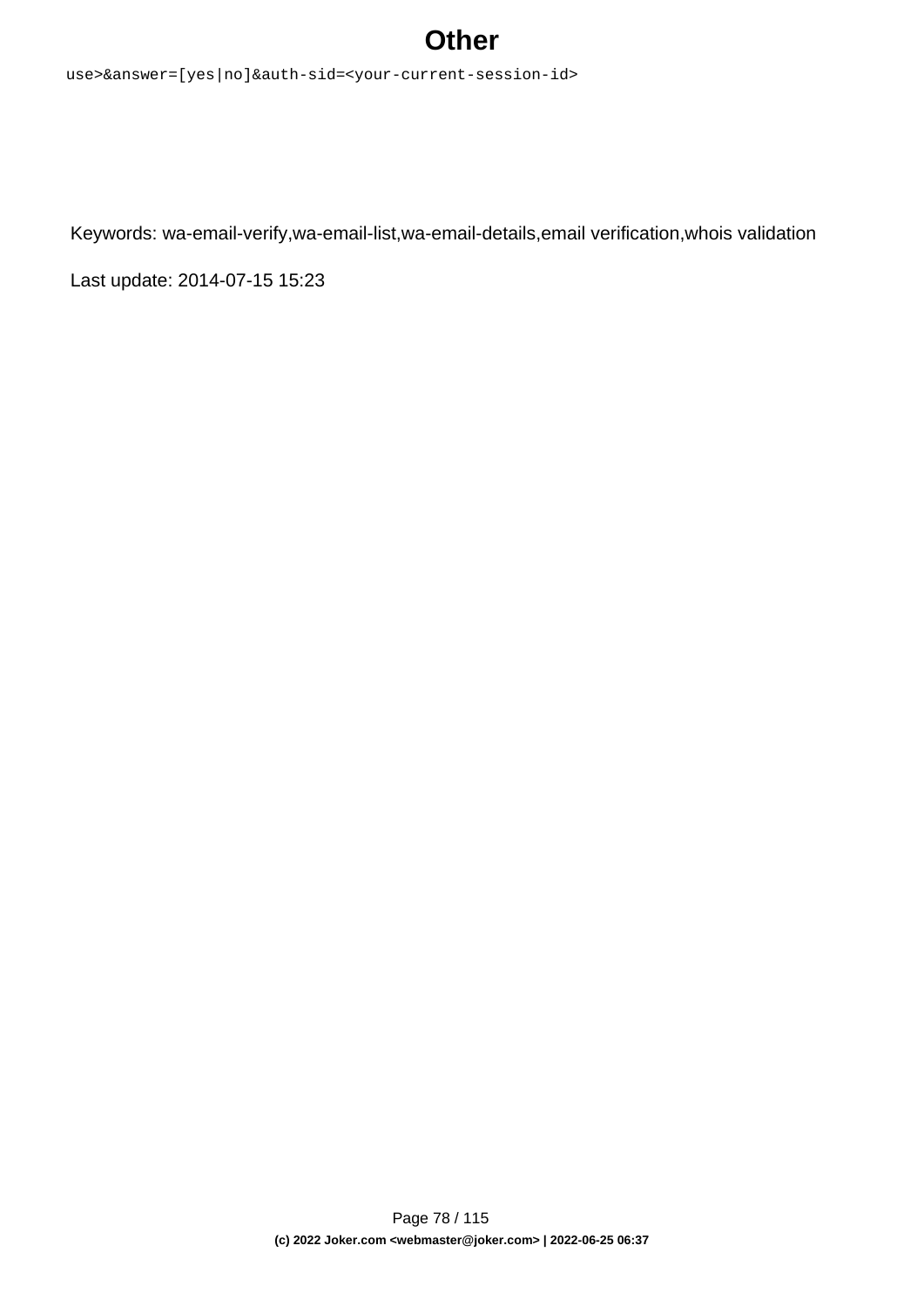```
use>&answer=[yes|no]&auth-sid=<your-current-session-id>
```

Keywords: wa-email-verify,wa-email-list,wa-email-details,email verification,whois validation

Last update: 2014-07-15 15:23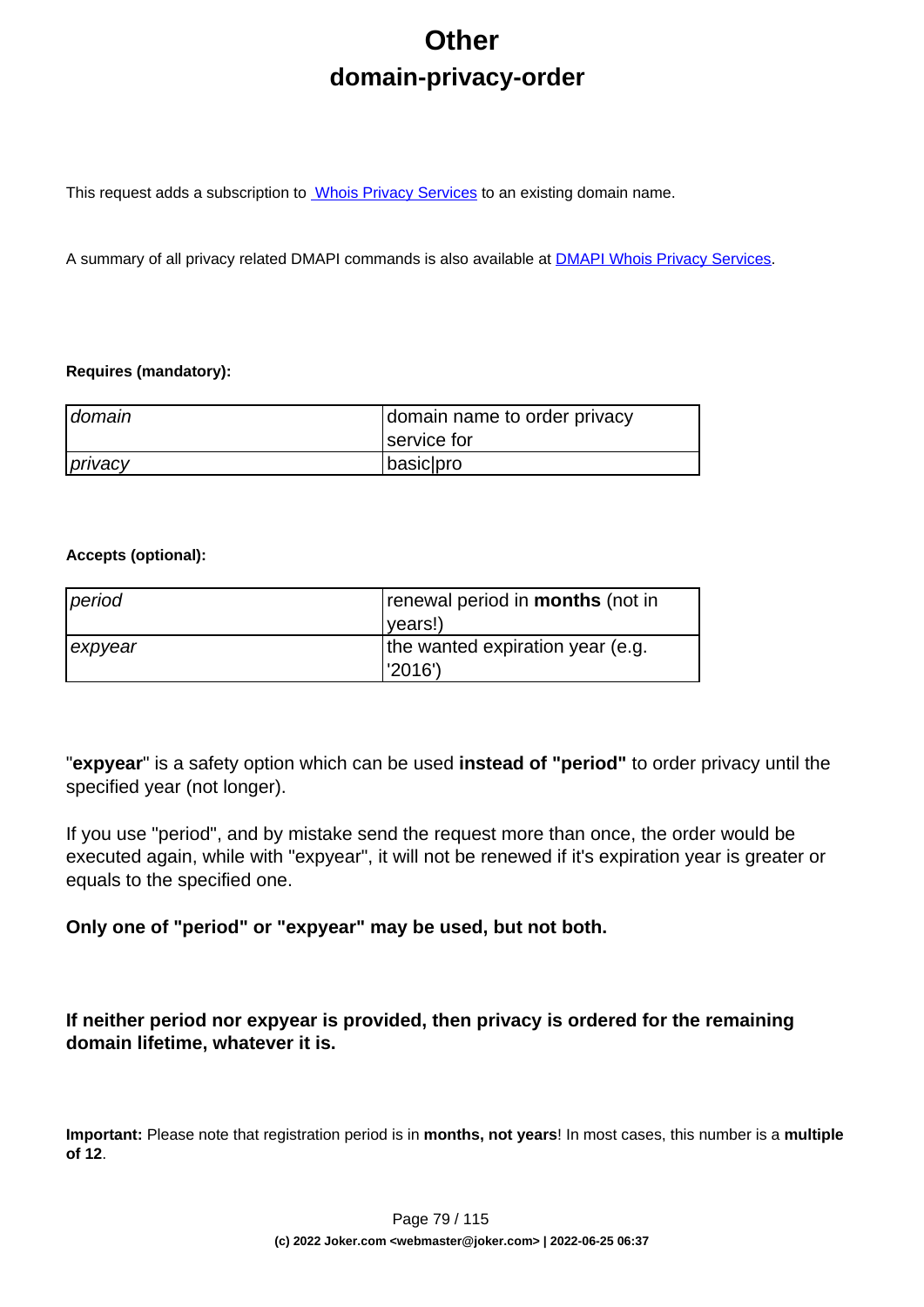# Other

## domain-privacy-order

This request adds a subscription to Whois Privacy Services to an existing domain name.

A summary of all privacy related DMAPI commands is also available at DMAPI Whois Privacy Services.

**Requires (mandatory):**

| | |
|---|---|
| *domain* | domain name to order privacy service for |
| *privacy* | basic\|pro |

**Accepts (optional):**

| | |
|---|---|
| *period* | renewal period in **months** (not in years!) |
| *expyear* | the wanted expiration year (e.g. '2016') |

"**expyear**" is a safety option which can be used **instead of "period"** to order privacy until the specified year (not longer).

If you use "period", and by mistake send the request more than once, the order would be executed again, while with "expyear", it will not be renewed if it's expiration year is greater or equals to the specified one.

**Only one of "period" or "expyear" may be used, but not both.**

**If neither period nor expyear is provided, then privacy is ordered for the remaining domain lifetime, whatever it is.**

**Important:** Please note that registration period is in **months, not years**! In most cases, this number is a **multiple of 12**.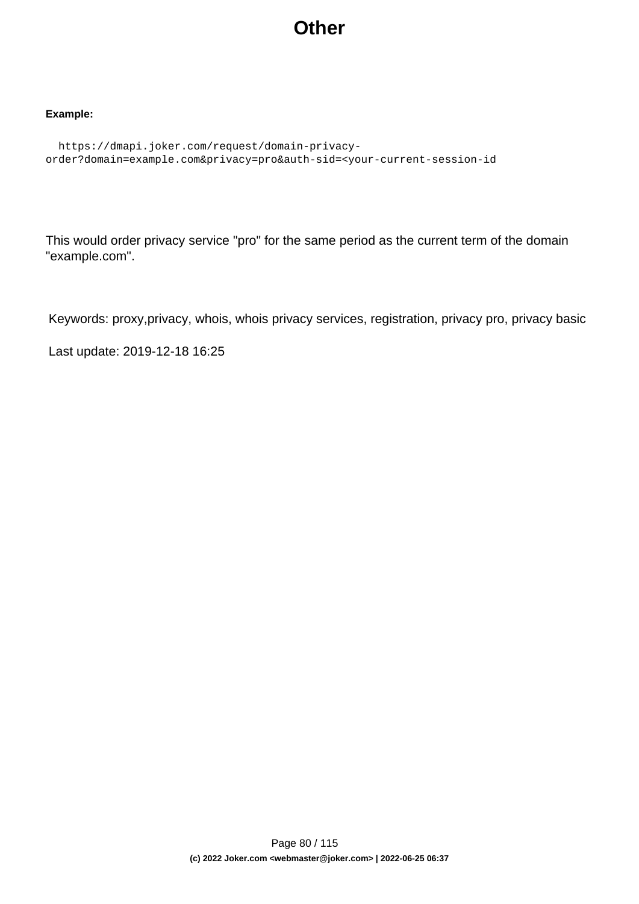# Other

**Example:**

```
  https://dmapi.joker.com/request/domain-privacy-
order?domain=example.com&privacy=pro&auth-sid=<your-current-session-id
```

This would order privacy service "pro" for the same period as the current term of the domain "example.com".

Keywords: proxy,privacy, whois, whois privacy services, registration, privacy pro, privacy basic

Last update: 2019-12-18 16:25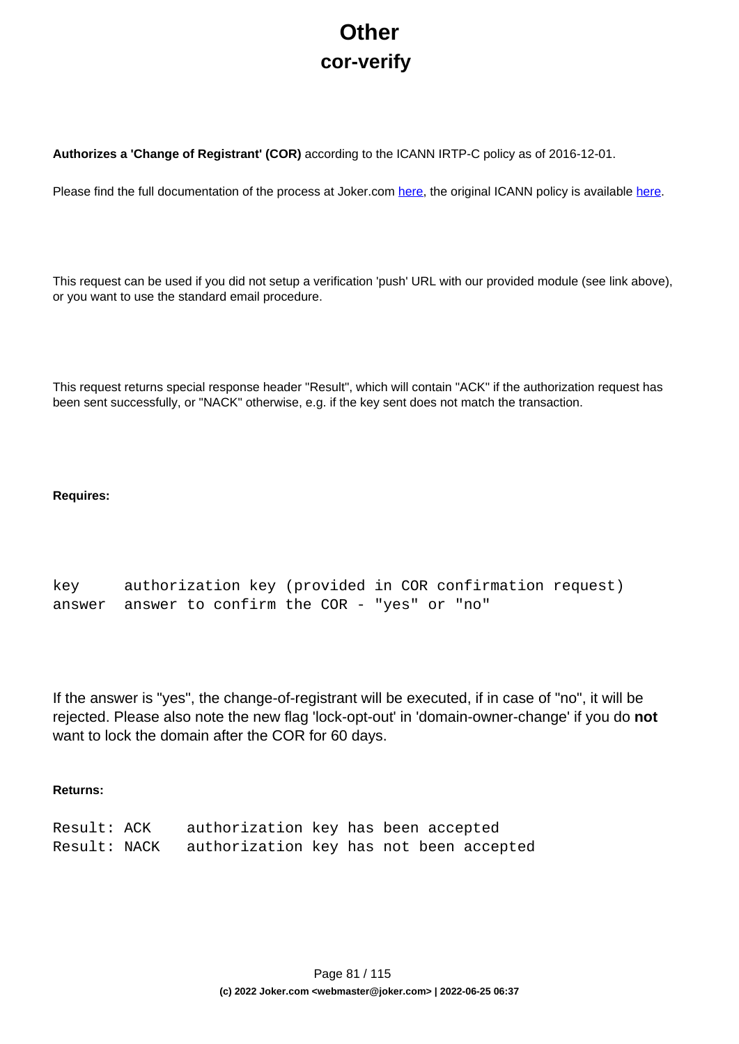# Other

## cor-verify

**Authorizes a 'Change of Registrant' (COR)** according to the ICANN IRTP-C policy as of 2016-12-01.

Please find the full documentation of the process at Joker.com here, the original ICANN policy is available here.

This request can be used if you did not setup a verification 'push' URL with our provided module (see link above), or you want to use the standard email procedure.

This request returns special response header "Result", which will contain "ACK" if the authorization request has been sent successfully, or "NACK" otherwise, e.g. if the key sent does not match the transaction.

**Requires:**

```
key     authorization key (provided in COR confirmation request)
answer  answer to confirm the COR - "yes" or "no"
```

If the answer is "yes", the change-of-registrant will be executed, if in case of "no", it will be rejected. Please also note the new flag 'lock-opt-out' in 'domain-owner-change' if you do **not** want to lock the domain after the COR for 60 days.

**Returns:**

```
Result: ACK     authorization key has been accepted
Result: NACK    authorization key has not been accepted
```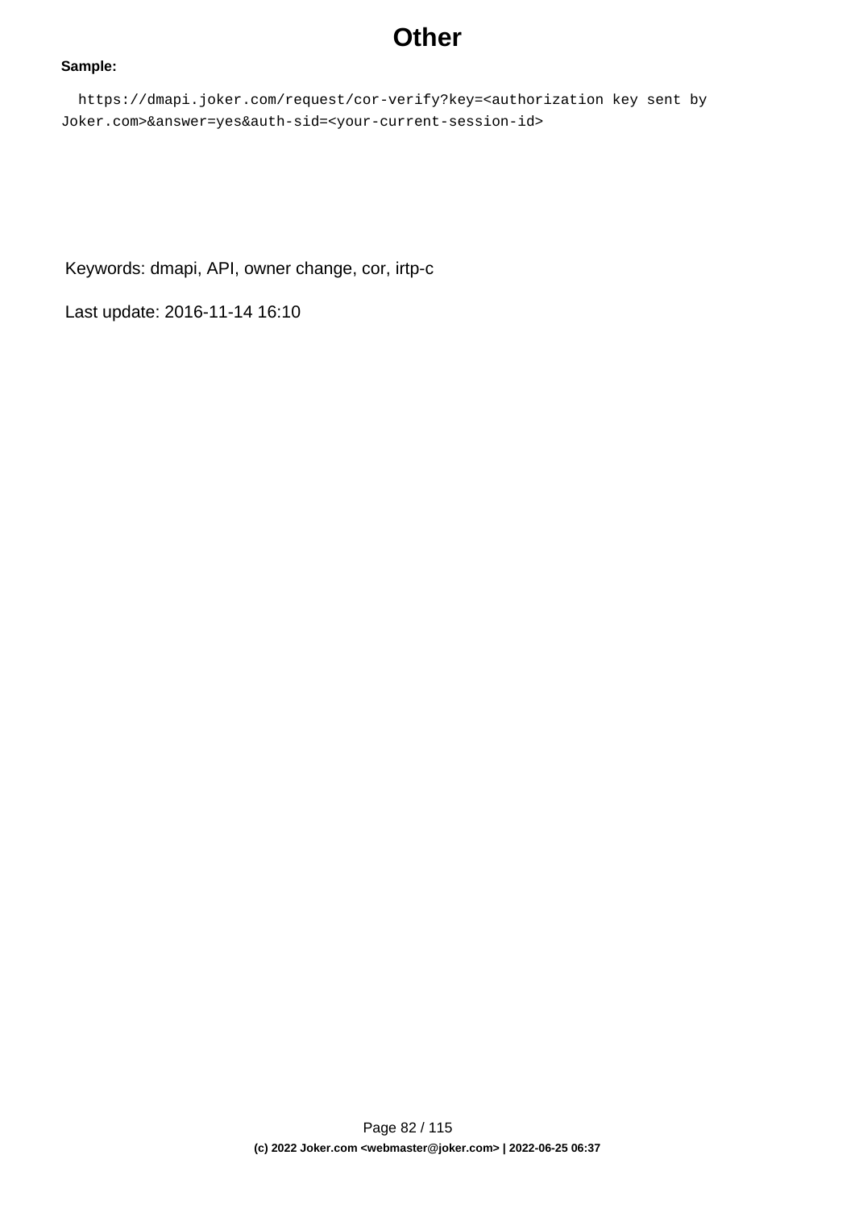**Sample:**

```
https://dmapi.joker.com/request/cor-verify?key=<authorization key sent by Joker.com>&answer=yes&auth-sid=<your-current-session-id>
```

Keywords: dmapi, API, owner change, cor, irtp-c

Last update: 2016-11-14 16:10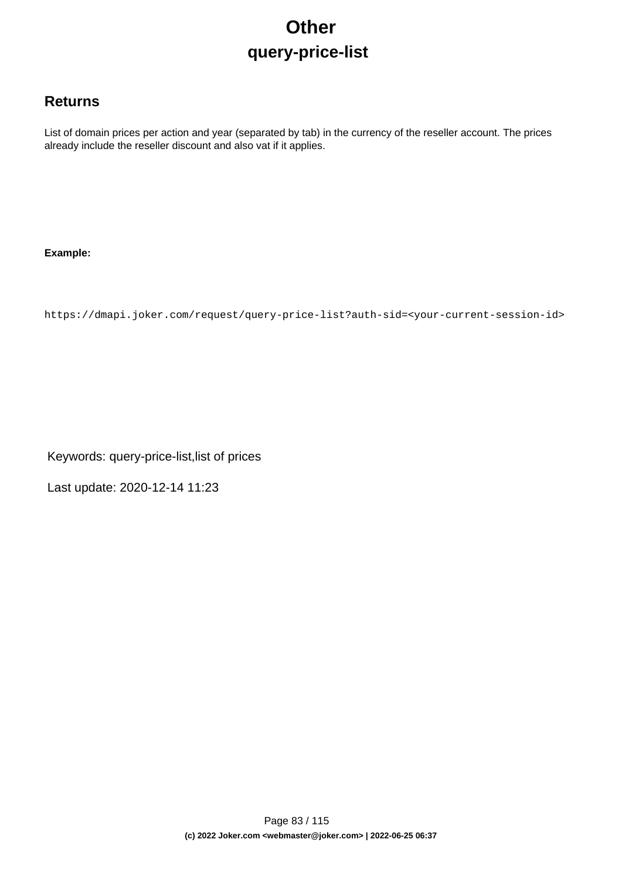# Other

## query-price-list

### Returns

List of domain prices per action and year (separated by tab) in the currency of the reseller account. The prices already include the reseller discount and also vat if it applies.

**Example:**

```
https://dmapi.joker.com/request/query-price-list?auth-sid=<your-current-session-id>
```

Keywords: query-price-list,list of prices

Last update: 2020-12-14 11:23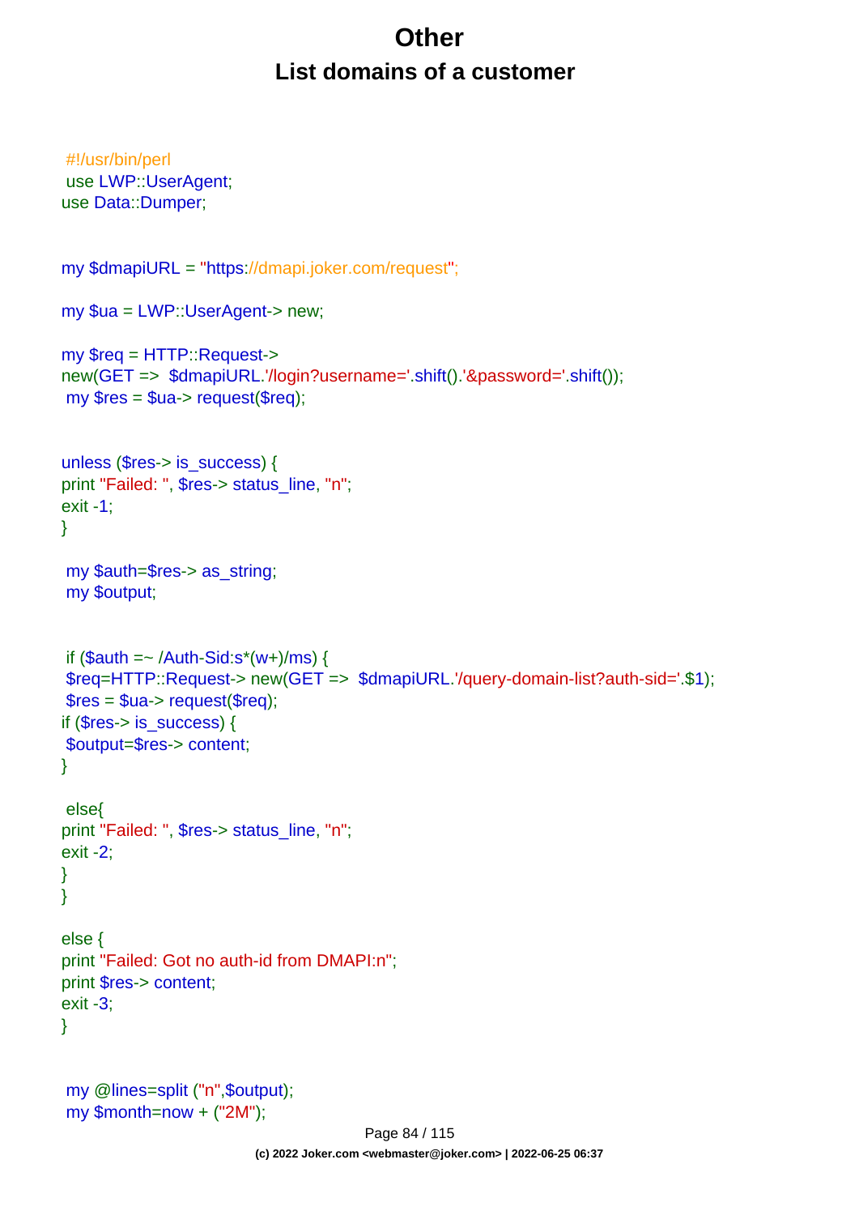# Other

## List domains of a customer

```
#!/usr/bin/perl
use LWP::UserAgent;
use Data::Dumper;

my $dmapiURL = "https://dmapi.joker.com/request";

my $ua = LWP::UserAgent-> new;

my $req = HTTP::Request->
new(GET =>  $dmapiURL.'/login?username='.shift().'&password='.shift());
my $res = $ua-> request($req);

unless ($res-> is_success) {
print "Failed: ", $res-> status_line, "n";
exit -1;
}

my $auth=$res-> as_string;
my $output;

if ($auth =~ /Auth-Sid:s*(w+)/ms) {
$req=HTTP::Request-> new(GET =>  $dmapiURL.'/query-domain-list?auth-sid='.$1);
$res = $ua-> request($req);
if ($res-> is_success) {
$output=$res-> content;
}

else{
print "Failed: ", $res-> status_line, "n";
exit -2;
}
}

else {
print "Failed: Got no auth-id from DMAPI:n";
print $res-> content;
exit -3;
}

my @lines=split ("n",$output);
my $month=now + ("2M");
```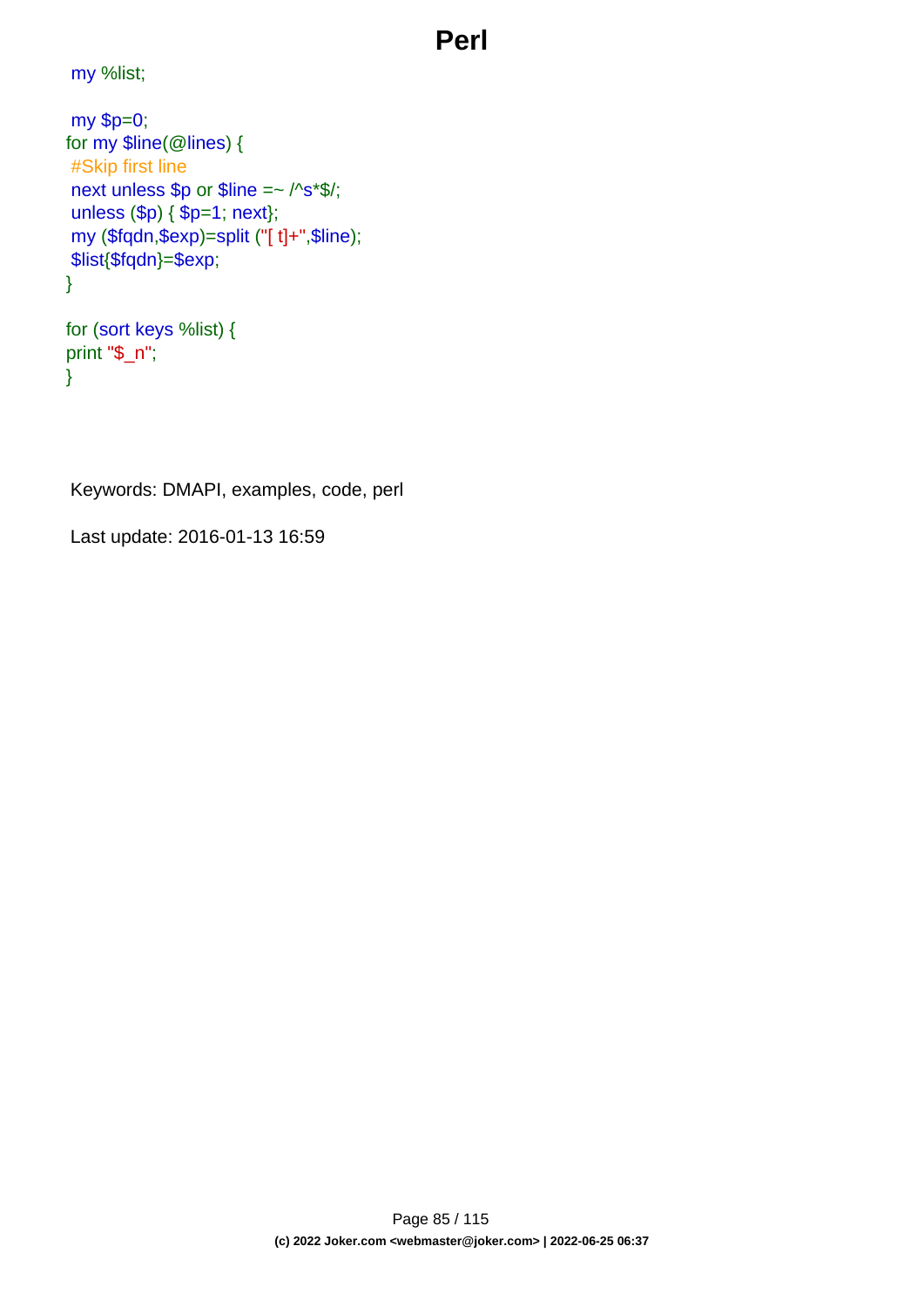```
my %list;

my $p=0;
for my $line(@lines) {
 #Skip first line
 next unless $p or $line =~ /^s*$/;
 unless ($p) { $p=1; next};
 my ($fqdn,$exp)=split ("[ t]+",$line);
 $list{$fqdn}=$exp;
}

for (sort keys %list) {
print "$_n";
}
```

Keywords: DMAPI, examples, code, perl

Last update: 2016-01-13 16:59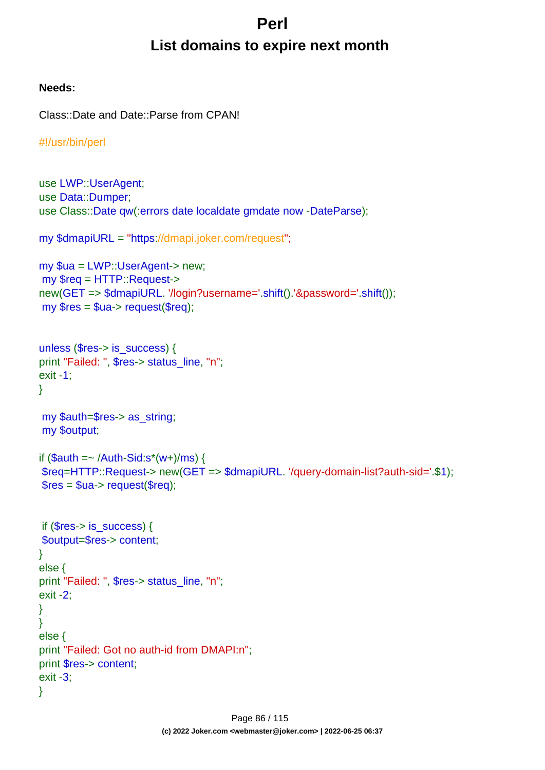# Perl

## List domains to expire next month

**Needs:**

Class::Date and Date::Parse from CPAN!

```
#!/usr/bin/perl


use LWP::UserAgent;
use Data::Dumper;
use Class::Date qw(:errors date localdate gmdate now -DateParse);

my $dmapiURL = "https://dmapi.joker.com/request";

my $ua = LWP::UserAgent-> new;
 my $req = HTTP::Request->
new(GET => $dmapiURL. '/login?username='.shift().'&password='.shift());
 my $res = $ua-> request($req);


unless ($res-> is_success) {
print "Failed: ", $res-> status_line, "n";
exit -1;
}

 my $auth=$res-> as_string;
 my $output;

if ($auth =~ /Auth-Sid:s*(w+)/ms) {
 $req=HTTP::Request-> new(GET => $dmapiURL. '/query-domain-list?auth-sid='.$1);
 $res = $ua-> request($req);


 if ($res-> is_success) {
 $output=$res-> content;
}
else {
print "Failed: ", $res-> status_line, "n";
exit -2;
}
}
else {
print "Failed: Got no auth-id from DMAPI:n";
print $res-> content;
exit -3;
}
```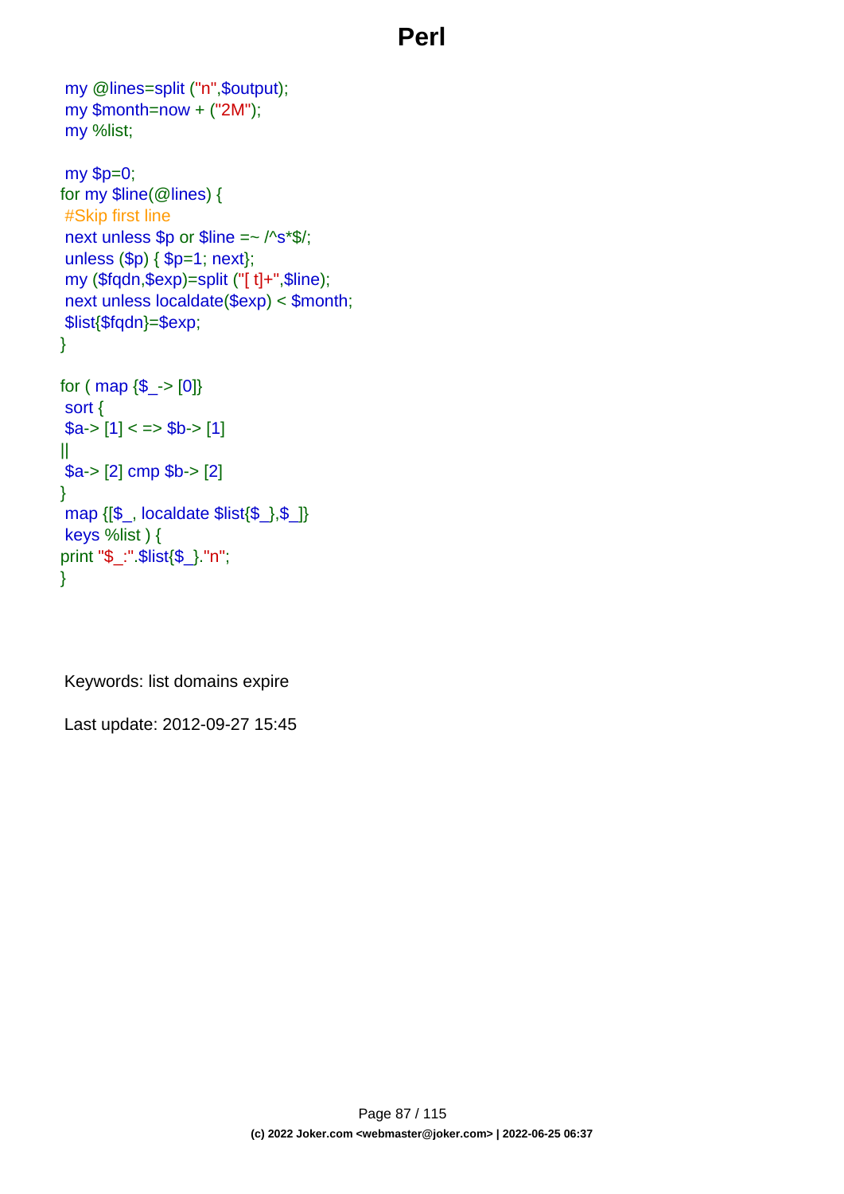```
my @lines=split ("n",$output);
my $month=now + ("2M");
my %list;

my $p=0;
for my $line(@lines) {
#Skip first line
next unless $p or $line =~ /^s*$/;
unless ($p) { $p=1; next};
my ($fqdn,$exp)=split ("[ t]+",$line);
next unless localdate($exp) < $month;
$list{$fqdn}=$exp;
}

for ( map {$_-> [0]}
sort {
$a-> [1] < => $b-> [1]
||
$a-> [2] cmp $b-> [2]
}
map {[$_, localdate $list{$_},$_]}
keys %list ) {
print "$_:".$list{$_}."n";
}
```

Keywords: list domains expire

Last update: 2012-09-27 15:45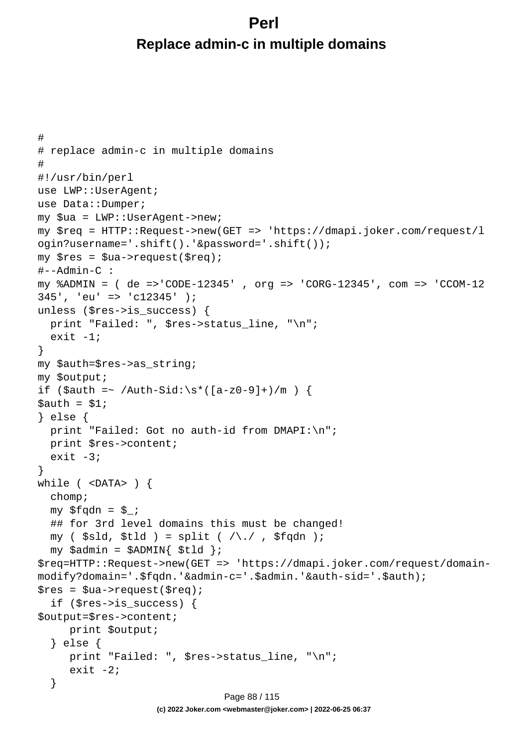# Perl

## Replace admin-c in multiple domains

```
#
# replace admin-c in multiple domains
#
#!/usr/bin/perl
use LWP::UserAgent;
use Data::Dumper;
my $ua = LWP::UserAgent->new;
my $req = HTTP::Request->new(GET => 'https://dmapi.joker.com/request/login?username='.shift().'&password='.shift());
my $res = $ua->request($req);
#--Admin-C :
my %ADMIN = ( de =>'CODE-12345' , org => 'CORG-12345', com => 'CCOM-12345', 'eu' => 'c12345' );
unless ($res->is_success) {
  print "Failed: ", $res->status_line, "\n";
  exit -1;
}
my $auth=$res->as_string;
my $output;
if ($auth =~ /Auth-Sid:\s*([a-z0-9]+)/m ) {
$auth = $1;
} else {
  print "Failed: Got no auth-id from DMAPI:\n";
  print $res->content;
  exit -3;
}
while ( <DATA> ) {
  chomp;
  my $fqdn = $_;
  ## for 3rd level domains this must be changed!
  my ( $sld, $tld ) = split ( /\./ , $fqdn );
  my $admin = $ADMIN{ $tld };
$req=HTTP::Request->new(GET => 'https://dmapi.joker.com/request/domain-modify?domain='.$fqdn.'&admin-c='.$admin.'&auth-sid='.$auth);
$res = $ua->request($req);
  if ($res->is_success) {
$output=$res->content;
     print $output;
  } else {
     print "Failed: ", $res->status_line, "\n";
     exit -2;
  }
```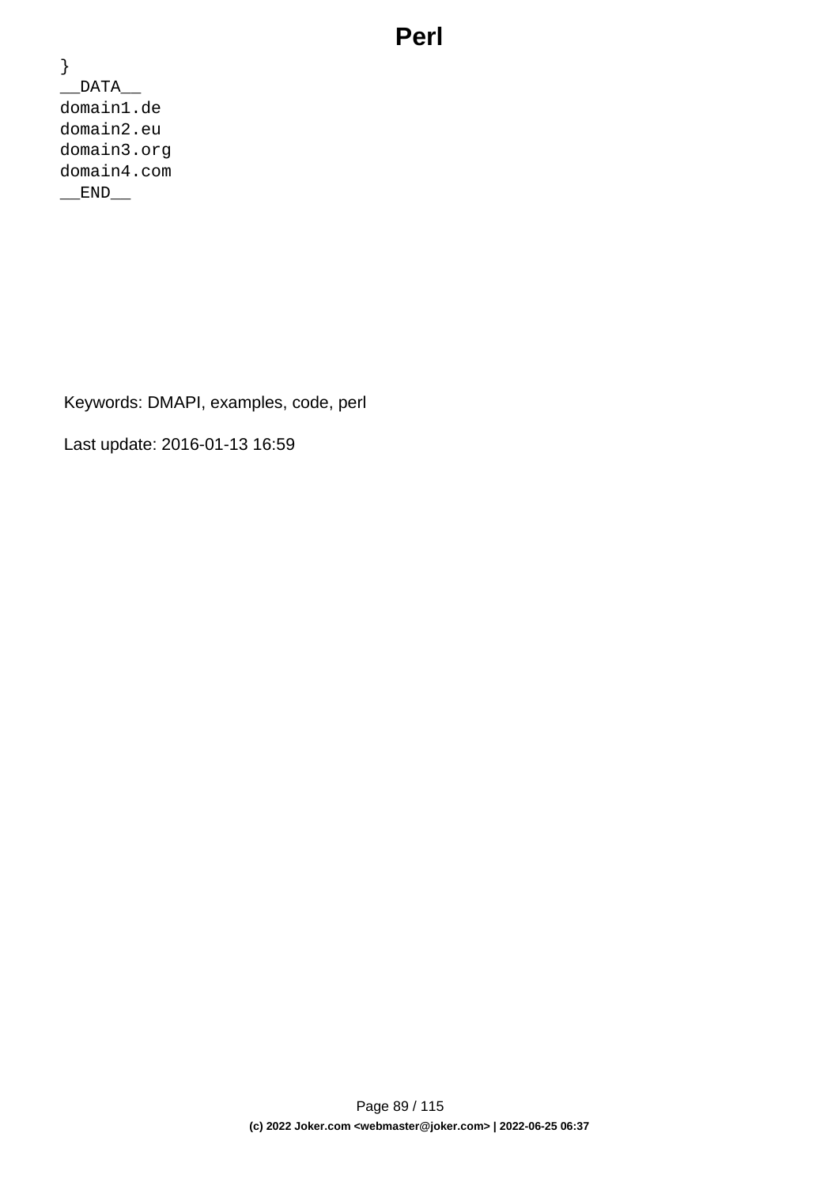```
}
__DATA__
domain1.de
domain2.eu
domain3.org
domain4.com
__END__
```

Keywords: DMAPI, examples, code, perl

Last update: 2016-01-13 16:59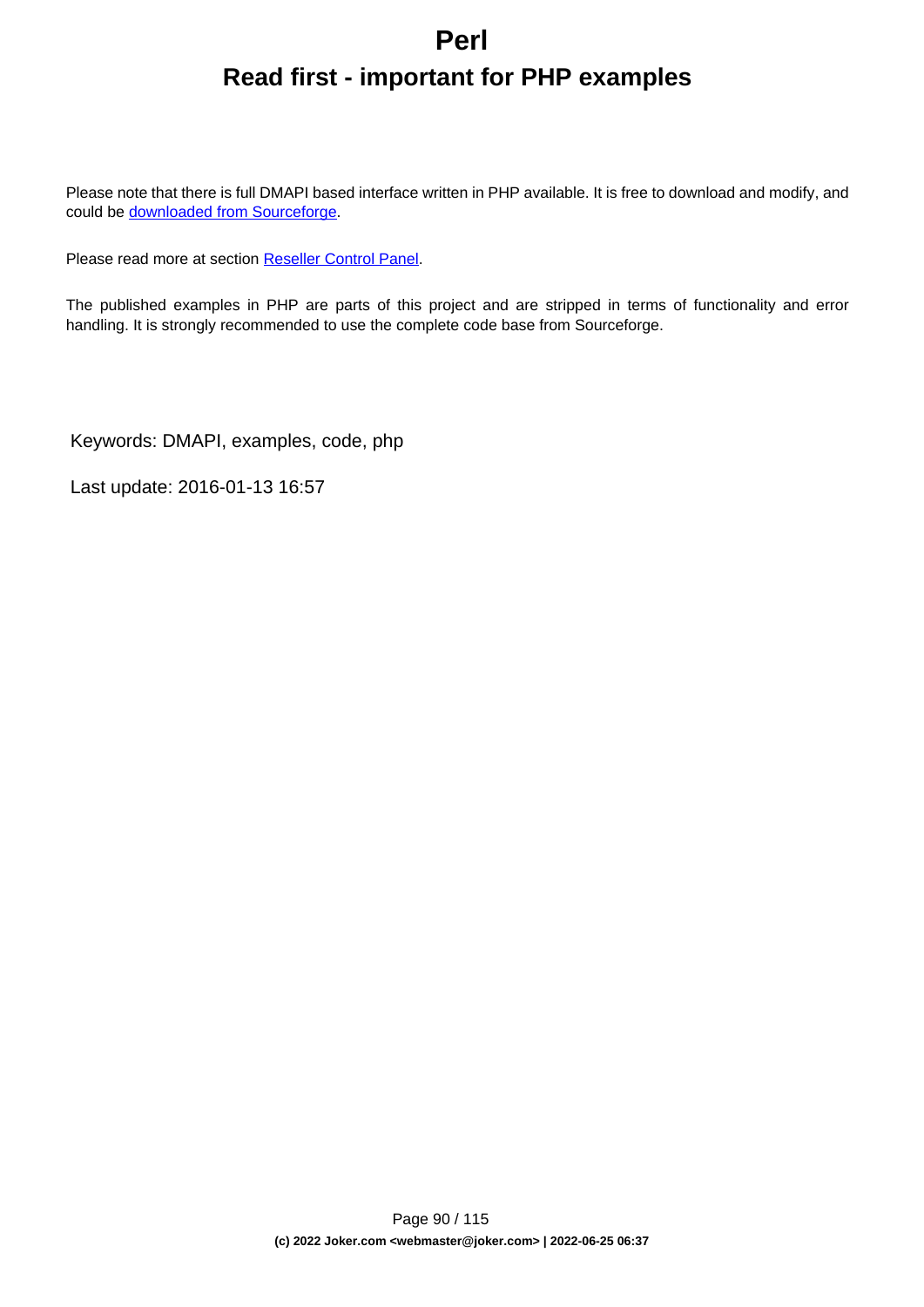# Perl

## Read first - important for PHP examples

Please note that there is full DMAPI based interface written in PHP available. It is free to download and modify, and could be downloaded from Sourceforge.

Please read more at section Reseller Control Panel.

The published examples in PHP are parts of this project and are stripped in terms of functionality and error handling. It is strongly recommended to use the complete code base from Sourceforge.

Keywords: DMAPI, examples, code, php

Last update: 2016-01-13 16:57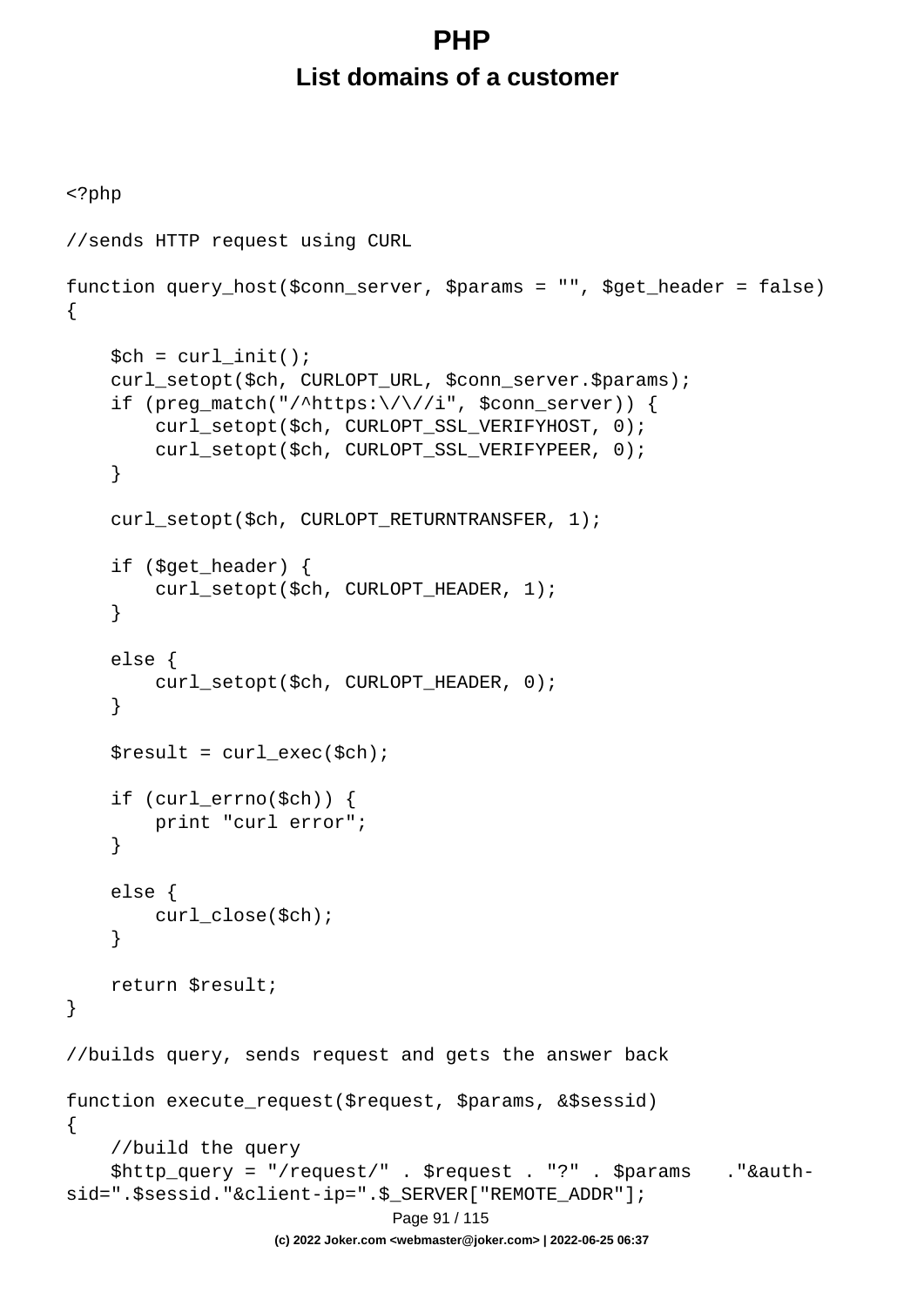# PHP

## List domains of a customer

```
<?php

//sends HTTP request using CURL

function query_host($conn_server, $params = "", $get_header = false)
{

    $ch = curl_init();
    curl_setopt($ch, CURLOPT_URL, $conn_server.$params);
    if (preg_match("/^https:\/\//i", $conn_server)) {
        curl_setopt($ch, CURLOPT_SSL_VERIFYHOST, 0);
        curl_setopt($ch, CURLOPT_SSL_VERIFYPEER, 0);
    }

    curl_setopt($ch, CURLOPT_RETURNTRANSFER, 1);

    if ($get_header) {
        curl_setopt($ch, CURLOPT_HEADER, 1);
    }

    else {
        curl_setopt($ch, CURLOPT_HEADER, 0);
    }

    $result = curl_exec($ch);

    if (curl_errno($ch)) {
        print "curl error";
    }

    else {
        curl_close($ch);
    }

    return $result;
}

//builds query, sends request and gets the answer back

function execute_request($request, $params, &$sessid)
{
    //build the query
    $http_query = "/request/" . $request . "?" . $params   ."&auth-
sid=".$sessid."&client-ip=".$_SERVER["REMOTE_ADDR"];
```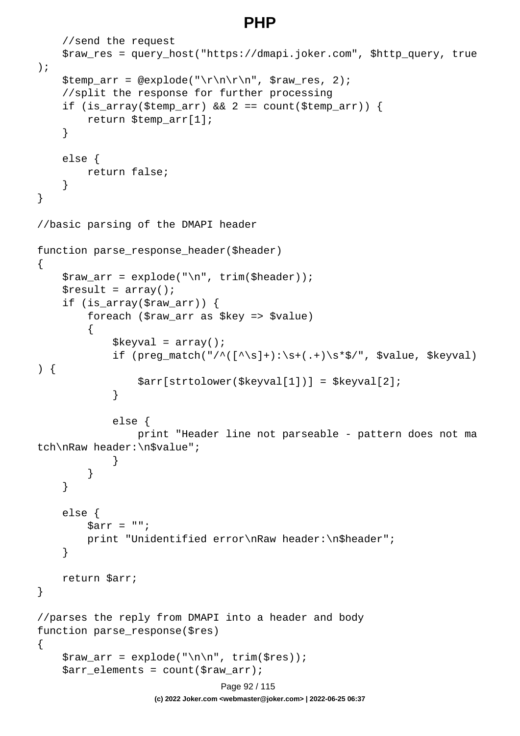```
    //send the request
    $raw_res = query_host("https://dmapi.joker.com", $http_query, true
);
    $temp_arr = @explode("\r\n\r\n", $raw_res, 2);
    //split the response for further processing
    if (is_array($temp_arr) && 2 == count($temp_arr)) {
        return $temp_arr[1];
    }

    else {
        return false;
    }
}

//basic parsing of the DMAPI header

function parse_response_header($header)
{
    $raw_arr = explode("\n", trim($header));
    $result = array();
    if (is_array($raw_arr)) {
        foreach ($raw_arr as $key => $value)
        {
            $keyval = array();
            if (preg_match("/^([^\s]+):\s+(.+)\s*$/", $value, $keyval)
) {
                $arr[strtolower($keyval[1])] = $keyval[2];
            }

            else {
                print "Header line not parseable - pattern does not ma
tch\nRaw header:\n$value";
            }
        }
    }

    else {
        $arr = "";
        print "Unidentified error\nRaw header:\n$header";
    }

    return $arr;
}

//parses the reply from DMAPI into a header and body
function parse_response($res)
{
    $raw_arr = explode("\n\n", trim($res));
    $arr_elements = count($raw_arr);
```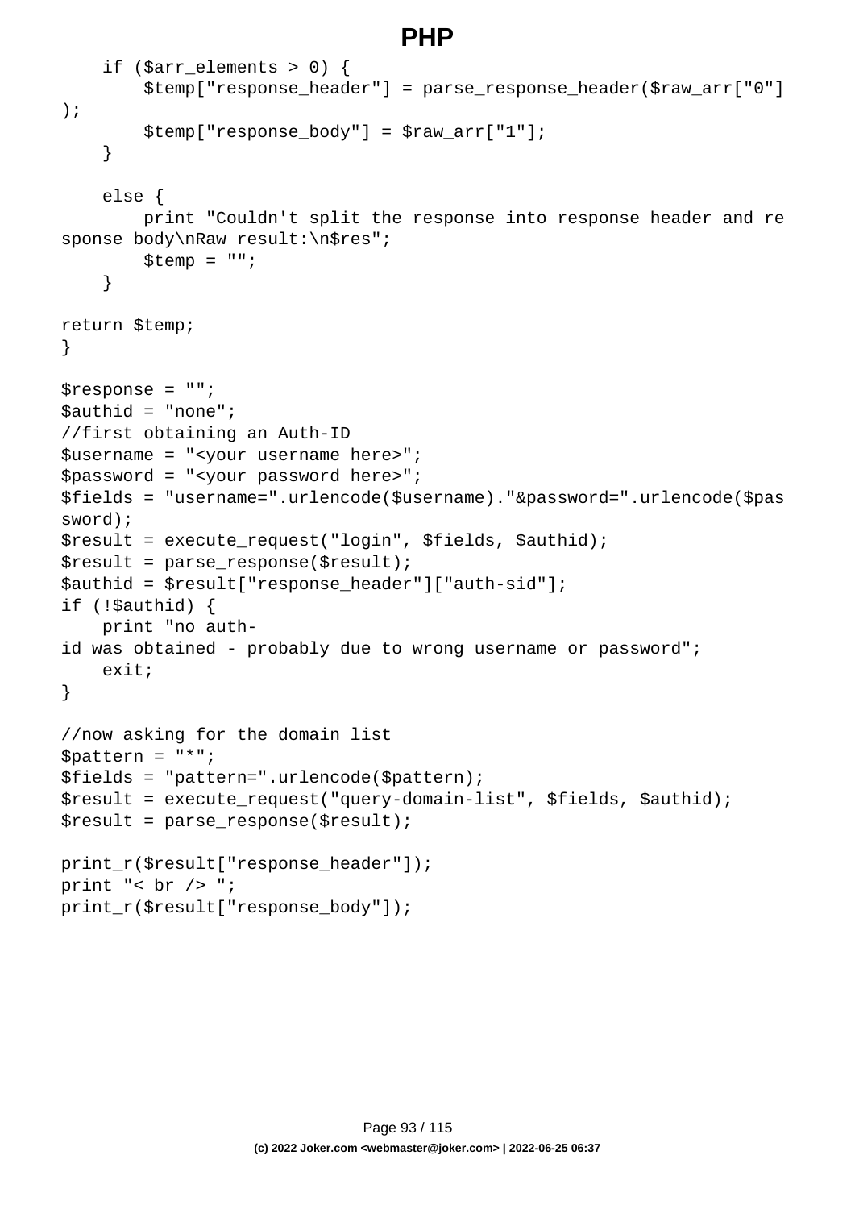```
    if ($arr_elements > 0) {
        $temp["response_header"] = parse_response_header($raw_arr["0"]);
        $temp["response_body"] = $raw_arr["1"];
    }

    else {
        print "Couldn't split the response into response header and response body\nRaw result:\n$res";
        $temp = "";
    }

return $temp;
}

$response = "";
$authid = "none";
//first obtaining an Auth-ID
$username = "<your username here>";
$password = "<your password here>";
$fields = "username=".urlencode($username)."&password=".urlencode($password);
$result = execute_request("login", $fields, $authid);
$result = parse_response($result);
$authid = $result["response_header"]["auth-sid"];
if (!$authid) {
    print "no auth-id was obtained - probably due to wrong username or password";
    exit;
}

//now asking for the domain list
$pattern = "*";
$fields = "pattern=".urlencode($pattern);
$result = execute_request("query-domain-list", $fields, $authid);
$result = parse_response($result);

print_r($result["response_header"]);
print "< br /> ";
print_r($result["response_body"]);
```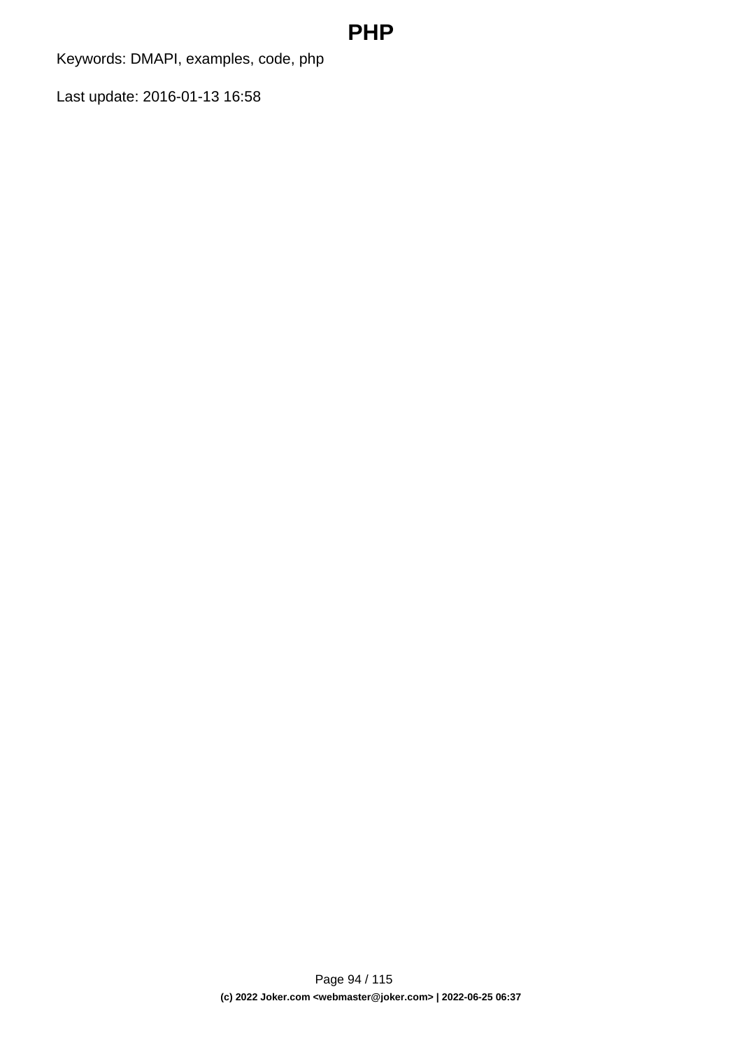# PHP

Keywords: DMAPI, examples, code, php

Last update: 2016-01-13 16:58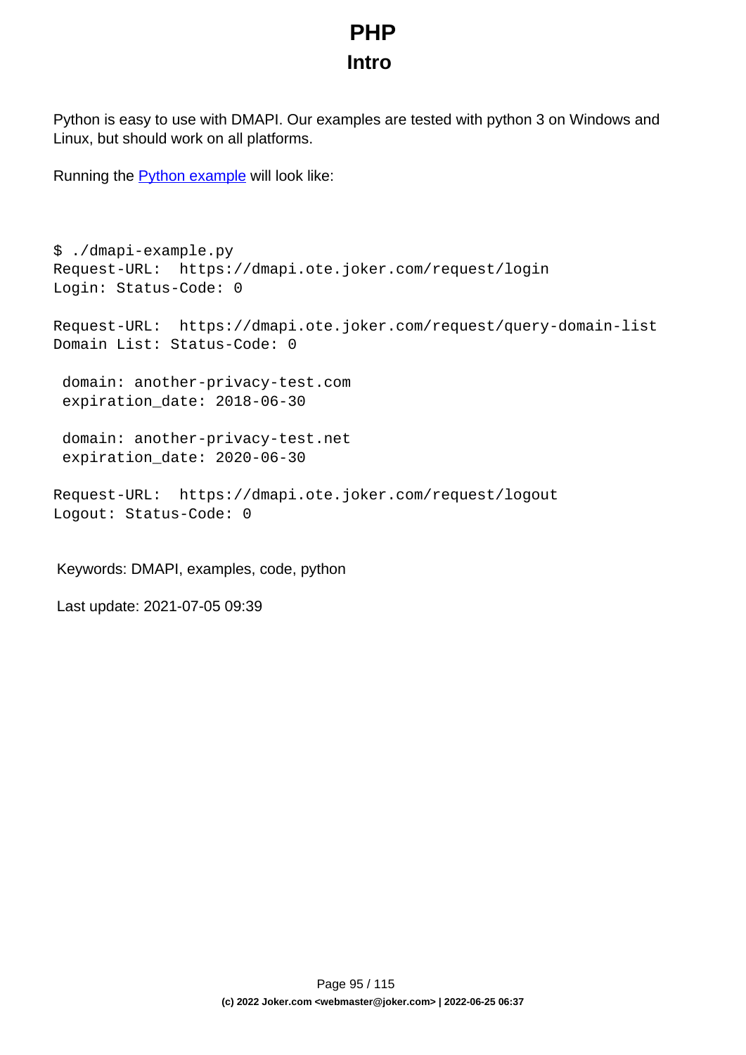# PHP

## Intro

Python is easy to use with DMAPI. Our examples are tested with python 3 on Windows and Linux, but should work on all platforms.

Running the Python example will look like:

```
$ ./dmapi-example.py
Request-URL:  https://dmapi.ote.joker.com/request/login
Login: Status-Code: 0

Request-URL:  https://dmapi.ote.joker.com/request/query-domain-list
Domain List: Status-Code: 0

 domain: another-privacy-test.com
 expiration_date: 2018-06-30

 domain: another-privacy-test.net
 expiration_date: 2020-06-30

Request-URL:  https://dmapi.ote.joker.com/request/logout
Logout: Status-Code: 0
```

Keywords: DMAPI, examples, code, python

Last update: 2021-07-05 09:39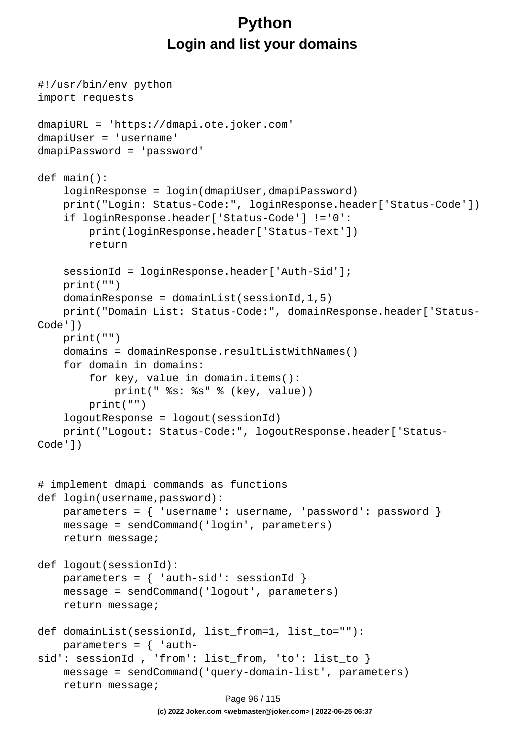# Python

## Login and list your domains

```
#!/usr/bin/env python
import requests

dmapiURL = 'https://dmapi.ote.joker.com'
dmapiUser = 'username'
dmapiPassword = 'password'

def main():
    loginResponse = login(dmapiUser,dmapiPassword)
    print("Login: Status-Code:", loginResponse.header['Status-Code'])
    if loginResponse.header['Status-Code'] !='0':
        print(loginResponse.header['Status-Text'])
        return

    sessionId = loginResponse.header['Auth-Sid'];
    print("")
    domainResponse = domainList(sessionId,1,5)
    print("Domain List: Status-Code:", domainResponse.header['Status-Code'])
    print("")
    domains = domainResponse.resultListWithNames()
    for domain in domains:
        for key, value in domain.items():
            print(" %s: %s" % (key, value))
        print("")
    logoutResponse = logout(sessionId)
    print("Logout: Status-Code:", logoutResponse.header['Status-Code'])


# implement dmapi commands as functions
def login(username,password):
    parameters = { 'username': username, 'password': password }
    message = sendCommand('login', parameters)
    return message;

def logout(sessionId):
    parameters = { 'auth-sid': sessionId }
    message = sendCommand('logout', parameters)
    return message;

def domainList(sessionId, list_from=1, list_to=""):
    parameters = { 'auth-sid': sessionId , 'from': list_from, 'to': list_to }
    message = sendCommand('query-domain-list', parameters)
    return message;
```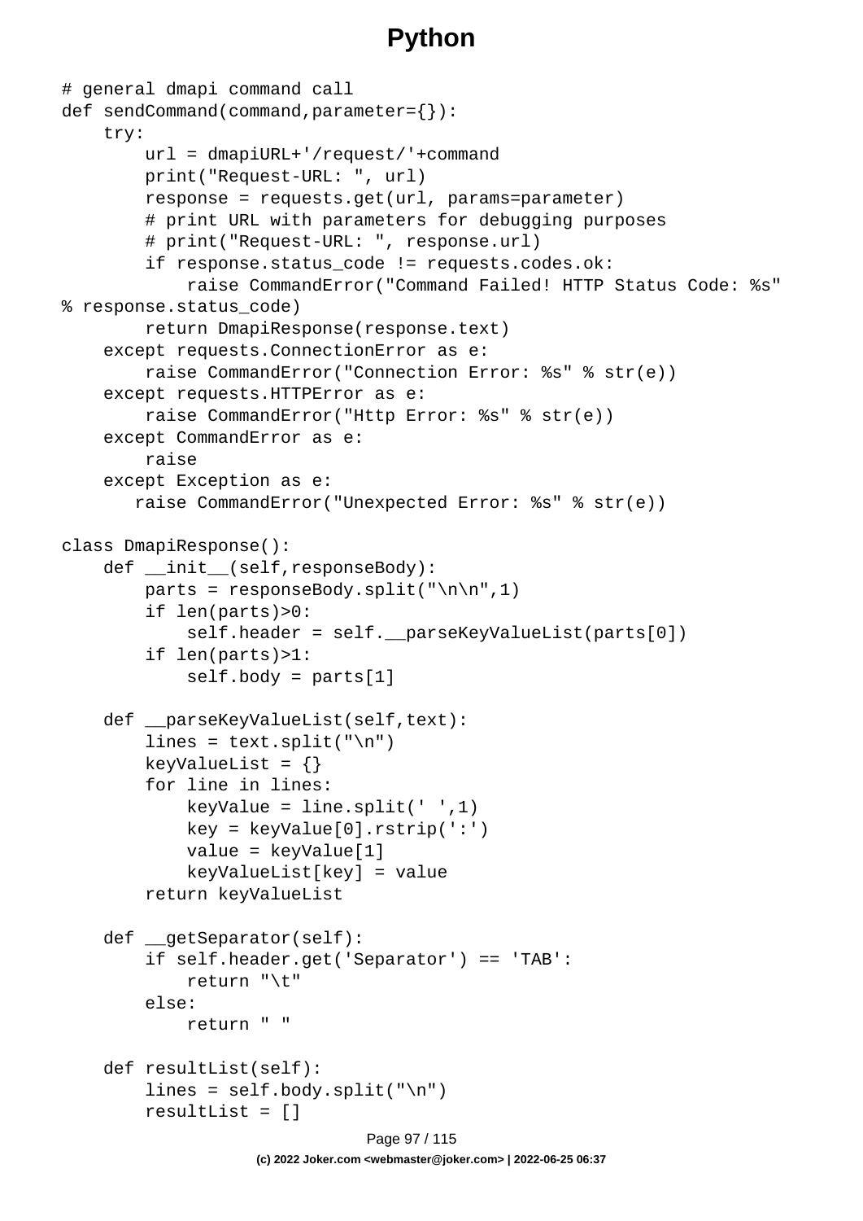# Python

```
# general dmapi command call
def sendCommand(command,parameter={}):
    try:
        url = dmapiURL+'/request/'+command
        print("Request-URL: ", url)
        response = requests.get(url, params=parameter)
        # print URL with parameters for debugging purposes
        # print("Request-URL: ", response.url)
        if response.status_code != requests.codes.ok:
            raise CommandError("Command Failed! HTTP Status Code: %s"
% response.status_code)
        return DmapiResponse(response.text)
    except requests.ConnectionError as e:
        raise CommandError("Connection Error: %s" % str(e))
    except requests.HTTPError as e:
        raise CommandError("Http Error: %s" % str(e))
    except CommandError as e:
        raise
    except Exception as e:
       raise CommandError("Unexpected Error: %s" % str(e))

class DmapiResponse():
    def __init__(self,responseBody):
        parts = responseBody.split("\n\n",1)
        if len(parts)>0:
            self.header = self.__parseKeyValueList(parts[0])
        if len(parts)>1:
            self.body = parts[1]

    def __parseKeyValueList(self,text):
        lines = text.split("\n")
        keyValueList = {}
        for line in lines:
            keyValue = line.split(' ',1)
            key = keyValue[0].rstrip(':')
            value = keyValue[1]
            keyValueList[key] = value
        return keyValueList

    def __getSeparator(self):
        if self.header.get('Separator') == 'TAB':
            return "\t"
        else:
            return " "

    def resultList(self):
        lines = self.body.split("\n")
        resultList = []
```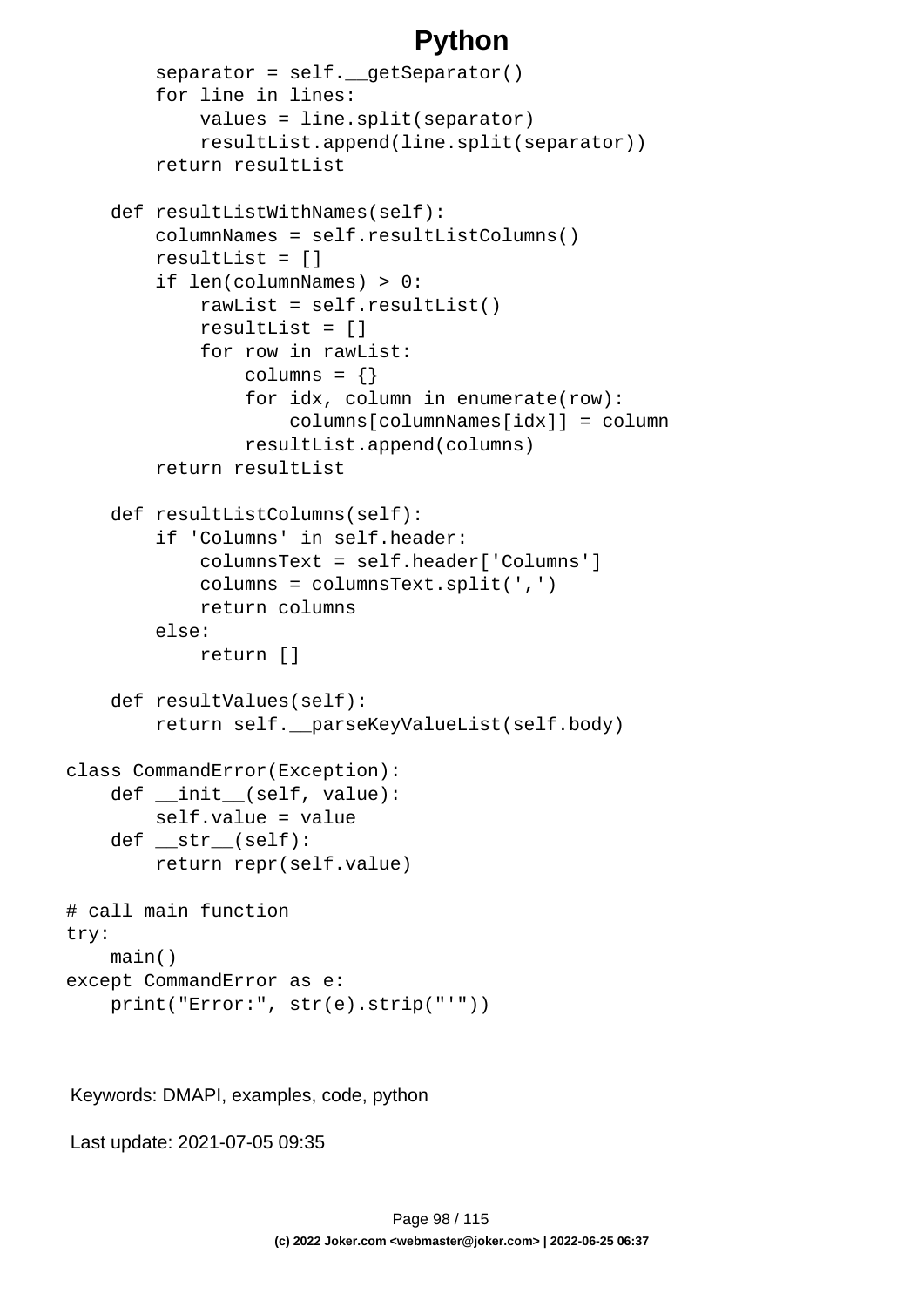```
        separator = self.__getSeparator()
        for line in lines:
            values = line.split(separator)
            resultList.append(line.split(separator))
        return resultList

    def resultListWithNames(self):
        columnNames = self.resultListColumns()
        resultList = []
        if len(columnNames) > 0:
            rawList = self.resultList()
            resultList = []
            for row in rawList:
                columns = {}
                for idx, column in enumerate(row):
                    columns[columnNames[idx]] = column
                resultList.append(columns)
        return resultList

    def resultListColumns(self):
        if 'Columns' in self.header:
            columnsText = self.header['Columns']
            columns = columnsText.split(',')
            return columns
        else:
            return []

    def resultValues(self):
        return self.__parseKeyValueList(self.body)

class CommandError(Exception):
    def __init__(self, value):
        self.value = value
    def __str__(self):
        return repr(self.value)

# call main function
try:
    main()
except CommandError as e:
    print("Error:", str(e).strip("'"))
```

Keywords: DMAPI, examples, code, python

Last update: 2021-07-05 09:35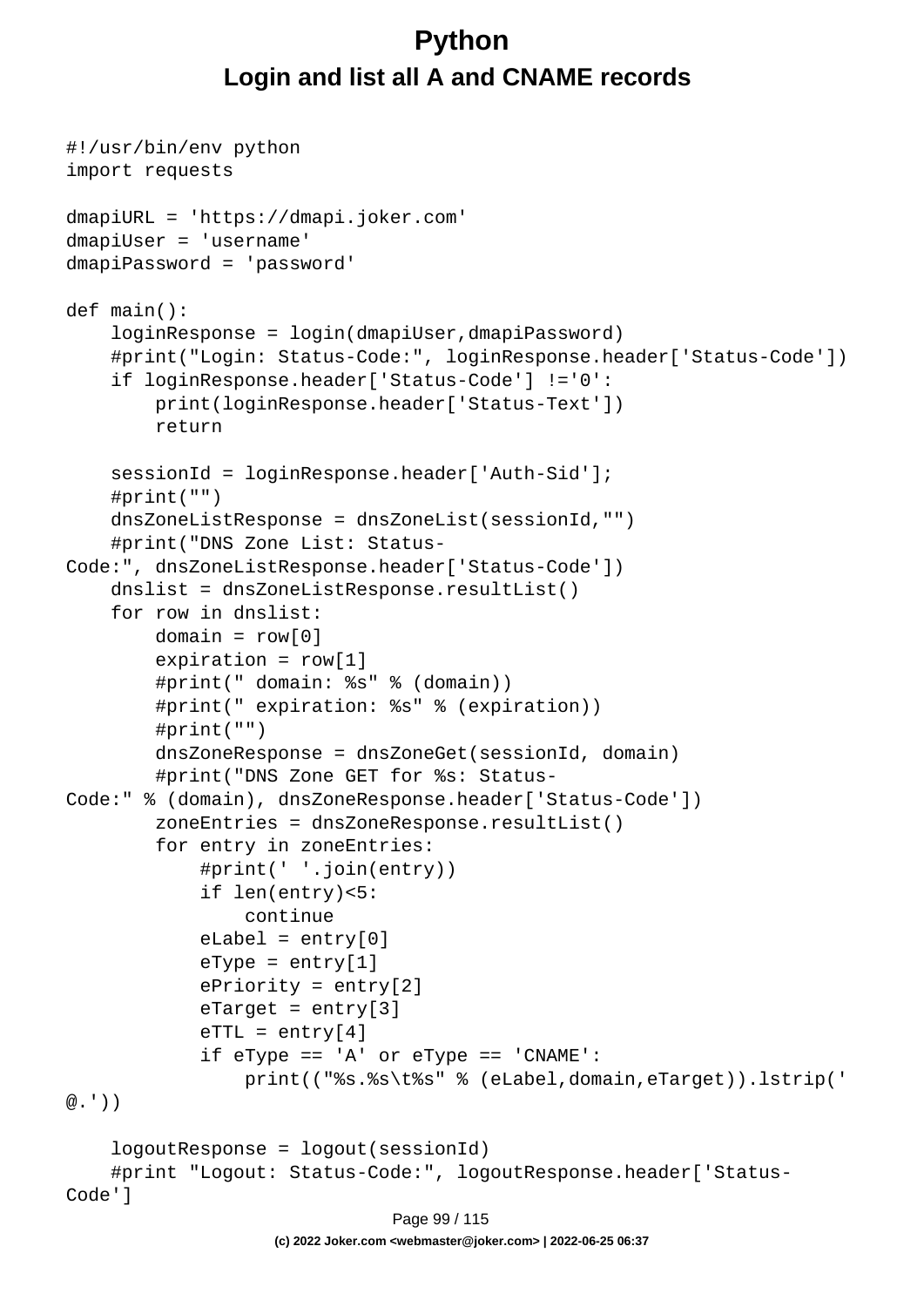# Python

## Login and list all A and CNAME records

```
#!/usr/bin/env python
import requests

dmapiURL = 'https://dmapi.joker.com'
dmapiUser = 'username'
dmapiPassword = 'password'

def main():
    loginResponse = login(dmapiUser,dmapiPassword)
    #print("Login: Status-Code:", loginResponse.header['Status-Code'])
    if loginResponse.header['Status-Code'] !='0':
        print(loginResponse.header['Status-Text'])
        return

    sessionId = loginResponse.header['Auth-Sid'];
    #print("")
    dnsZoneListResponse = dnsZoneList(sessionId,"")
    #print("DNS Zone List: Status-
Code:", dnsZoneListResponse.header['Status-Code'])
    dnslist = dnsZoneListResponse.resultList()
    for row in dnslist:
        domain = row[0]
        expiration = row[1]
        #print(" domain: %s" % (domain))
        #print(" expiration: %s" % (expiration))
        #print("")
        dnsZoneResponse = dnsZoneGet(sessionId, domain)
        #print("DNS Zone GET for %s: Status-
Code:" % (domain), dnsZoneResponse.header['Status-Code'])
        zoneEntries = dnsZoneResponse.resultList()
        for entry in zoneEntries:
            #print(' '.join(entry))
            if len(entry)<5:
                continue
            eLabel = entry[0]
            eType = entry[1]
            ePriority = entry[2]
            eTarget = entry[3]
            eTTL = entry[4]
            if eType == 'A' or eType == 'CNAME':
                print(("%s.%s\t%s" % (eLabel,domain,eTarget)).lstrip('
@.'))

    logoutResponse = logout(sessionId)
    #print "Logout: Status-Code:", logoutResponse.header['Status-
Code']
```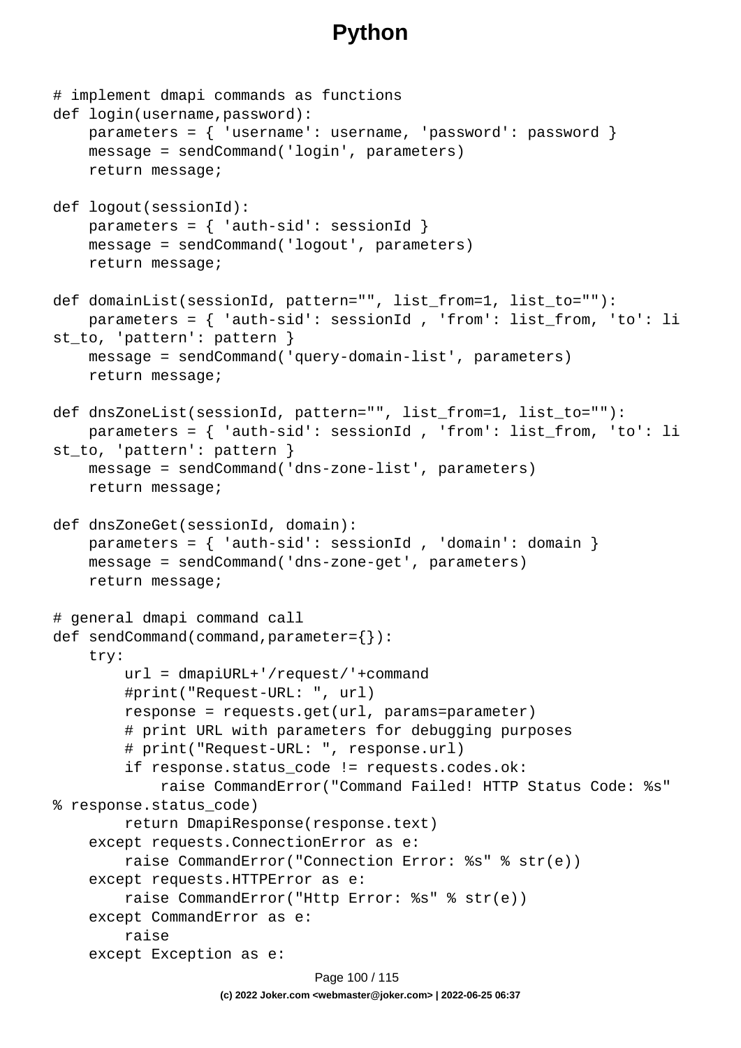# Python

```
# implement dmapi commands as functions
def login(username,password):
    parameters = { 'username': username, 'password': password }
    message = sendCommand('login', parameters)
    return message;

def logout(sessionId):
    parameters = { 'auth-sid': sessionId }
    message = sendCommand('logout', parameters)
    return message;

def domainList(sessionId, pattern="", list_from=1, list_to=""):
    parameters = { 'auth-sid': sessionId , 'from': list_from, 'to': list_to, 'pattern': pattern }
    message = sendCommand('query-domain-list', parameters)
    return message;

def dnsZoneList(sessionId, pattern="", list_from=1, list_to=""):
    parameters = { 'auth-sid': sessionId , 'from': list_from, 'to': list_to, 'pattern': pattern }
    message = sendCommand('dns-zone-list', parameters)
    return message;

def dnsZoneGet(sessionId, domain):
    parameters = { 'auth-sid': sessionId , 'domain': domain }
    message = sendCommand('dns-zone-get', parameters)
    return message;

# general dmapi command call
def sendCommand(command,parameter={}):
    try:
        url = dmapiURL+'/request/'+command
        #print("Request-URL: ", url)
        response = requests.get(url, params=parameter)
        # print URL with parameters for debugging purposes
        # print("Request-URL: ", response.url)
        if response.status_code != requests.codes.ok:
            raise CommandError("Command Failed! HTTP Status Code: %s" % response.status_code)
        return DmapiResponse(response.text)
    except requests.ConnectionError as e:
        raise CommandError("Connection Error: %s" % str(e))
    except requests.HTTPError as e:
        raise CommandError("Http Error: %s" % str(e))
    except CommandError as e:
        raise
    except Exception as e:
```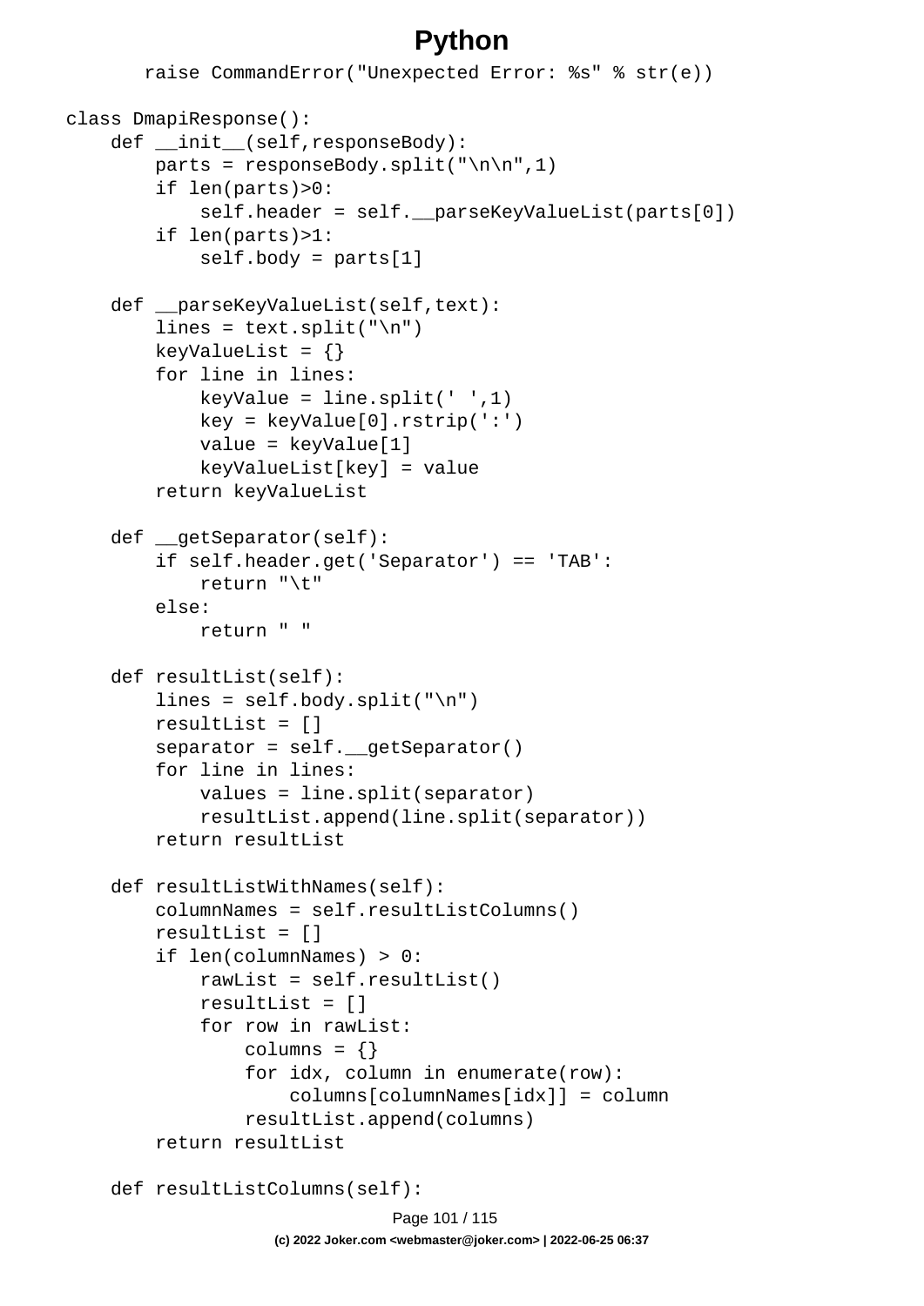```python
        raise CommandError("Unexpected Error: %s" % str(e))

class DmapiResponse():
    def __init__(self,responseBody):
        parts = responseBody.split("\n\n",1)
        if len(parts)>0:
            self.header = self.__parseKeyValueList(parts[0])
        if len(parts)>1:
            self.body = parts[1]

    def __parseKeyValueList(self,text):
        lines = text.split("\n")
        keyValueList = {}
        for line in lines:
            keyValue = line.split(' ',1)
            key = keyValue[0].rstrip(':')
            value = keyValue[1]
            keyValueList[key] = value
        return keyValueList

    def __getSeparator(self):
        if self.header.get('Separator') == 'TAB':
            return "\t"
        else:
            return " "

    def resultList(self):
        lines = self.body.split("\n")
        resultList = []
        separator = self.__getSeparator()
        for line in lines:
            values = line.split(separator)
            resultList.append(line.split(separator))
        return resultList

    def resultListWithNames(self):
        columnNames = self.resultListColumns()
        resultList = []
        if len(columnNames) > 0:
            rawList = self.resultList()
            resultList = []
            for row in rawList:
                columns = {}
                for idx, column in enumerate(row):
                    columns[columnNames[idx]] = column
                resultList.append(columns)
        return resultList

    def resultListColumns(self):
```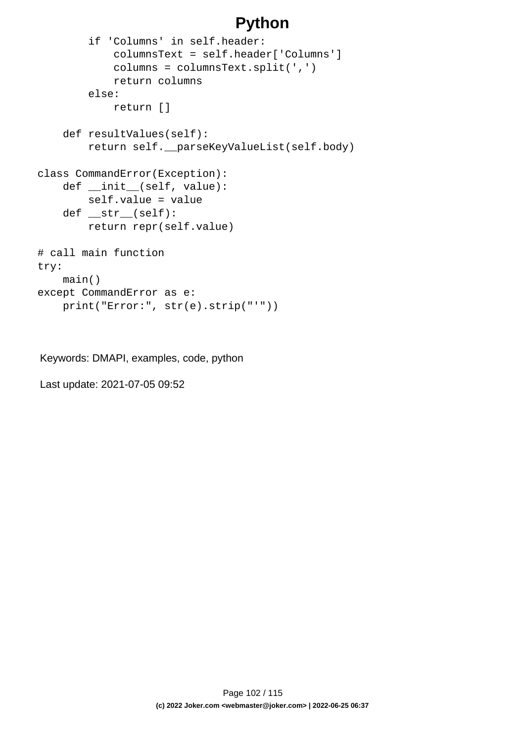```
        if 'Columns' in self.header:
            columnsText = self.header['Columns']
            columns = columnsText.split(',')
            return columns
        else:
            return []

    def resultValues(self):
        return self.__parseKeyValueList(self.body)

class CommandError(Exception):
    def __init__(self, value):
        self.value = value
    def __str__(self):
        return repr(self.value)

# call main function
try:
    main()
except CommandError as e:
    print("Error:", str(e).strip("'"))
```

Keywords: DMAPI, examples, code, python

Last update: 2021-07-05 09:52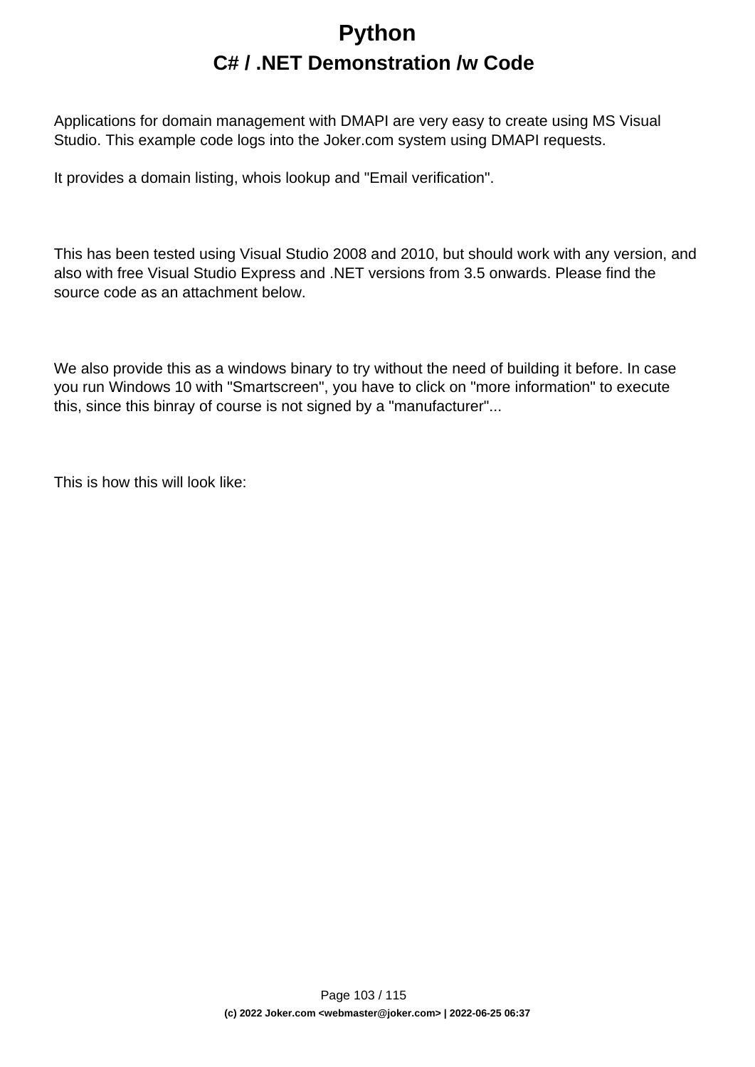# Python

## C# / .NET Demonstration /w Code

Applications for domain management with DMAPI are very easy to create using MS Visual Studio. This example code logs into the Joker.com system using DMAPI requests.

It provides a domain listing, whois lookup and "Email verification".

This has been tested using Visual Studio 2008 and 2010, but should work with any version, and also with free Visual Studio Express and .NET versions from 3.5 onwards. Please find the source code as an attachment below.

We also provide this as a windows binary to try without the need of building it before. In case you run Windows 10 with "Smartscreen", you have to click on "more information" to execute this, since this binray of course is not signed by a "manufacturer"...

This is how this will look like: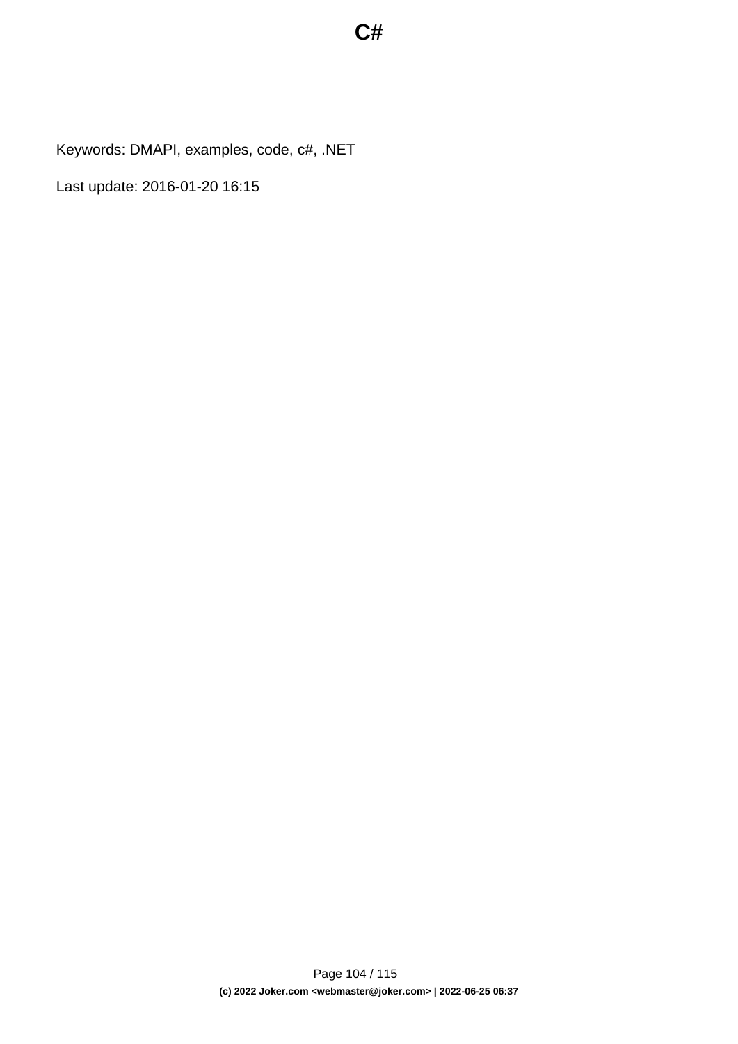# C#

Keywords: DMAPI, examples, code, c#, .NET

Last update: 2016-01-20 16:15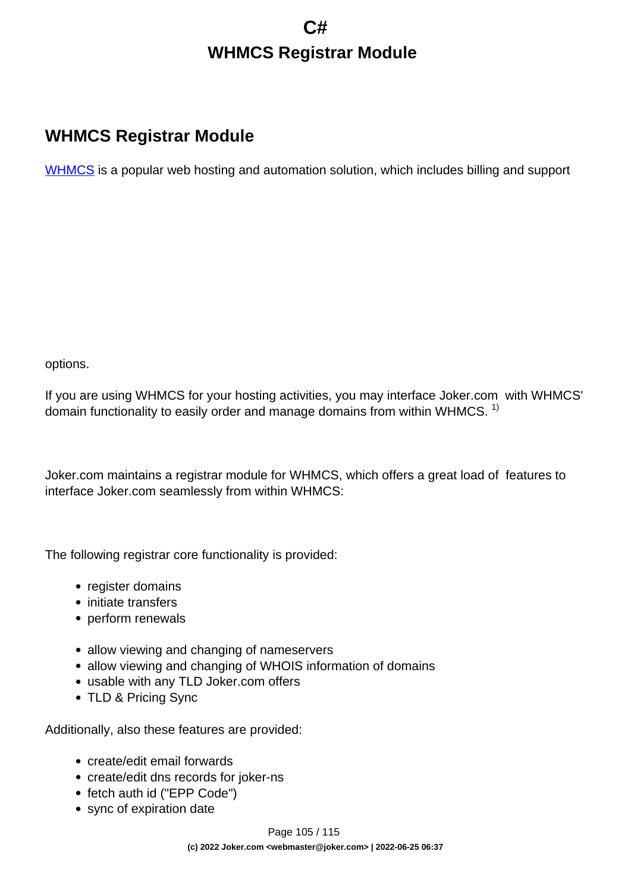## WHMCS Registrar Module

WHMCS is a popular web hosting and automation solution, which includes billing and support options.

If you are using WHMCS for your hosting activities, you may interface Joker.com with WHMCS' domain functionality to easily order and manage domains from within WHMCS. [1]

Joker.com maintains a registrar module for WHMCS, which offers a great load of features to interface Joker.com seamlessly from within WHMCS:

The following registrar core functionality is provided:

- register domains
- initiate transfers
- perform renewals

- allow viewing and changing of nameservers
- allow viewing and changing of WHOIS information of domains
- usable with any TLD Joker.com offers
- TLD & Pricing Sync

Additionally, also these features are provided:

- create/edit email forwards
- create/edit dns records for joker-ns
- fetch auth id ("EPP Code")
- sync of expiration date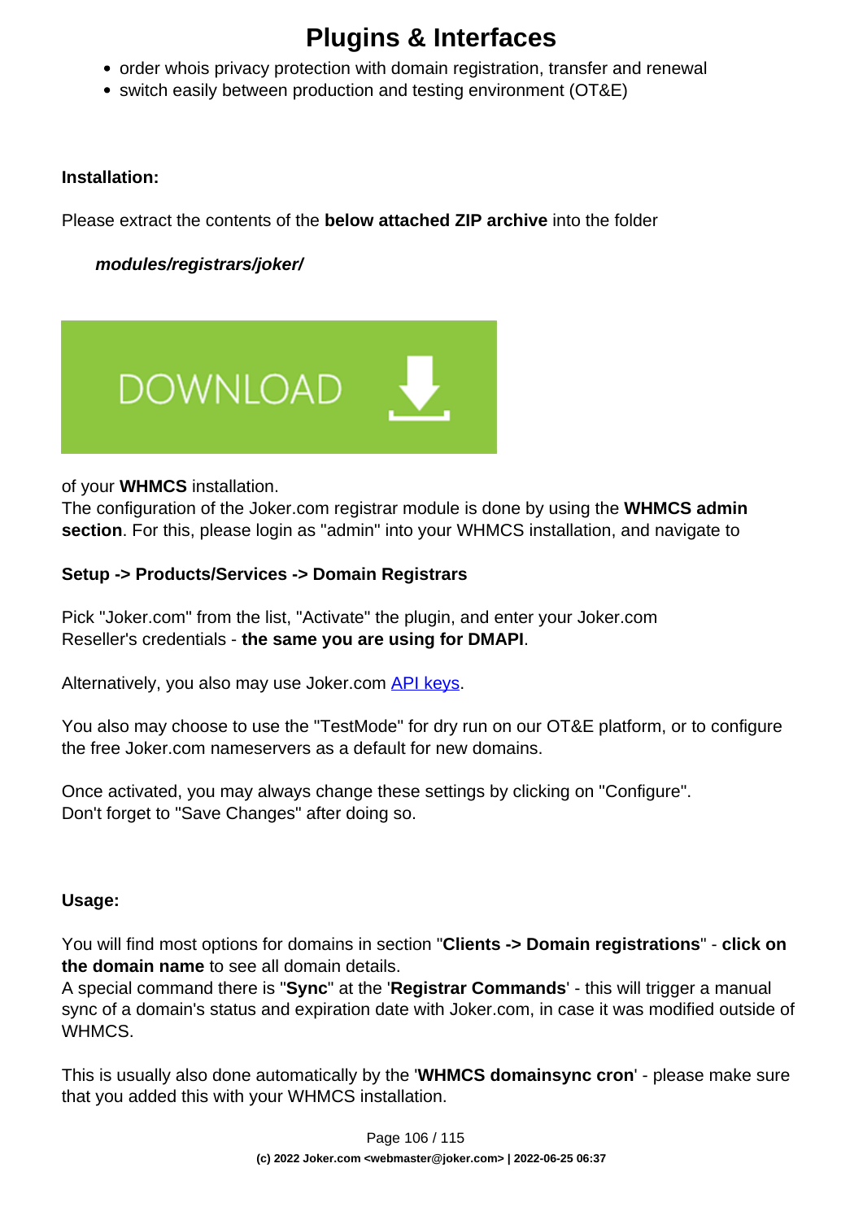- order whois privacy protection with domain registration, transfer and renewal
- switch easily between production and testing environment (OT&E)

**Installation:**

Please extract the contents of the **below attached ZIP archive** into the folder

***modules/registrars/joker/***

DOWNLOAD

of your **WHMCS** installation.
The configuration of the Joker.com registrar module is done by using the **WHMCS admin section**. For this, please login as "admin" into your WHMCS installation, and navigate to

**Setup -> Products/Services -> Domain Registrars**

Pick "Joker.com" from the list, "Activate" the plugin, and enter your Joker.com Reseller's credentials - **the same you are using for DMAPI**.

Alternatively, you also may use Joker.com API keys.

You also may choose to use the "TestMode" for dry run on our OT&E platform, or to configure the free Joker.com nameservers as a default for new domains.

Once activated, you may always change these settings by clicking on "Configure".
Don't forget to "Save Changes" after doing so.

**Usage:**

You will find most options for domains in section "**Clients -> Domain registrations**" - **click on the domain name** to see all domain details.
A special command there is "**Sync**" at the '**Registrar Commands**' - this will trigger a manual sync of a domain's status and expiration date with Joker.com, in case it was modified outside of WHMCS.

This is usually also done automatically by the '**WHMCS domainsync cron**' - please make sure that you added this with your WHMCS installation.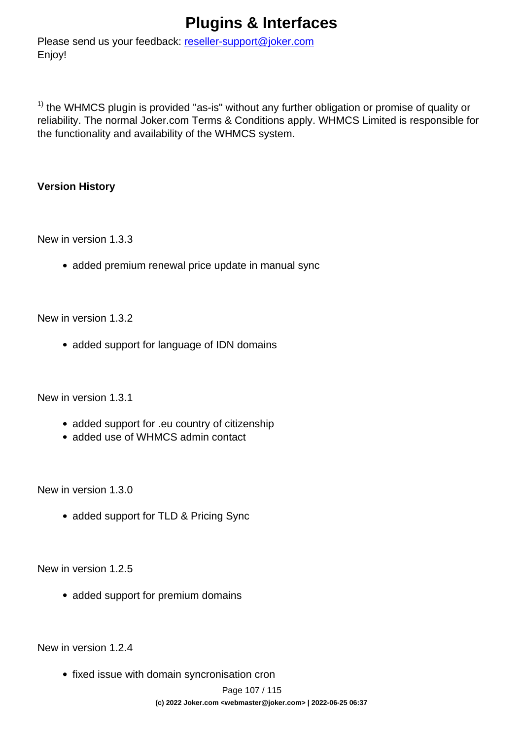Please send us your feedback: [reseller-support@joker.com](mailto:reseller-support@joker.com)
Enjoy!

[1] the WHMCS plugin is provided "as-is" without any further obligation or promise of quality or reliability. The normal Joker.com Terms & Conditions apply. WHMCS Limited is responsible for the functionality and availability of the WHMCS system.

**Version History**

New in version 1.3.3

- added premium renewal price update in manual sync

New in version 1.3.2

- added support for language of IDN domains

New in version 1.3.1

- added support for .eu country of citizenship
- added use of WHMCS admin contact

New in version 1.3.0

- added support for TLD & Pricing Sync

New in version 1.2.5

- added support for premium domains

New in version 1.2.4

- fixed issue with domain syncronisation cron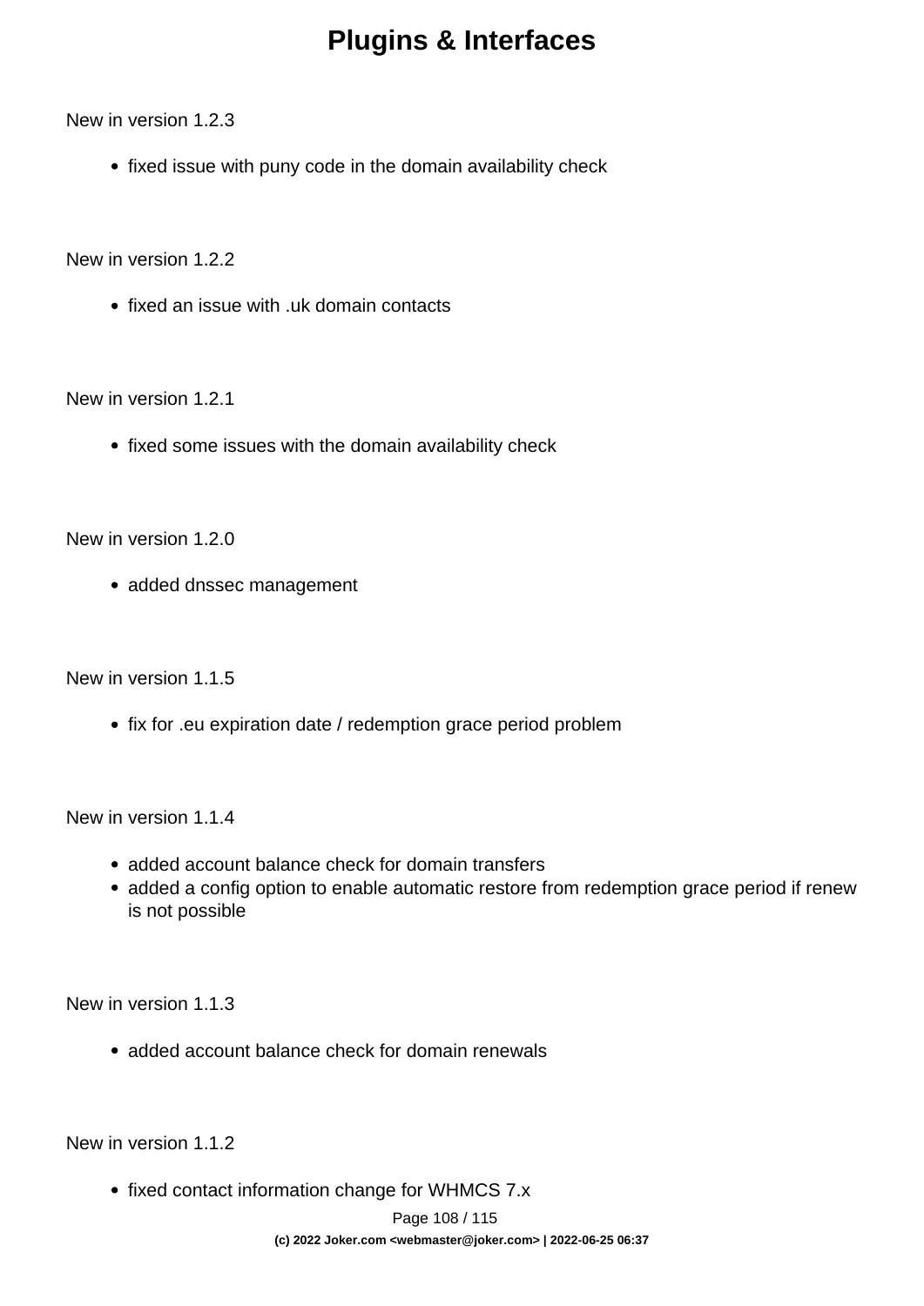# Plugins & Interfaces

New in version 1.2.3

- fixed issue with puny code in the domain availability check

New in version 1.2.2

- fixed an issue with .uk domain contacts

New in version 1.2.1

- fixed some issues with the domain availability check

New in version 1.2.0

- added dnssec management

New in version 1.1.5

- fix for .eu expiration date / redemption grace period problem

New in version 1.1.4

- added account balance check for domain transfers
- added a config option to enable automatic restore from redemption grace period if renew is not possible

New in version 1.1.3

- added account balance check for domain renewals

New in version 1.1.2

- fixed contact information change for WHMCS 7.x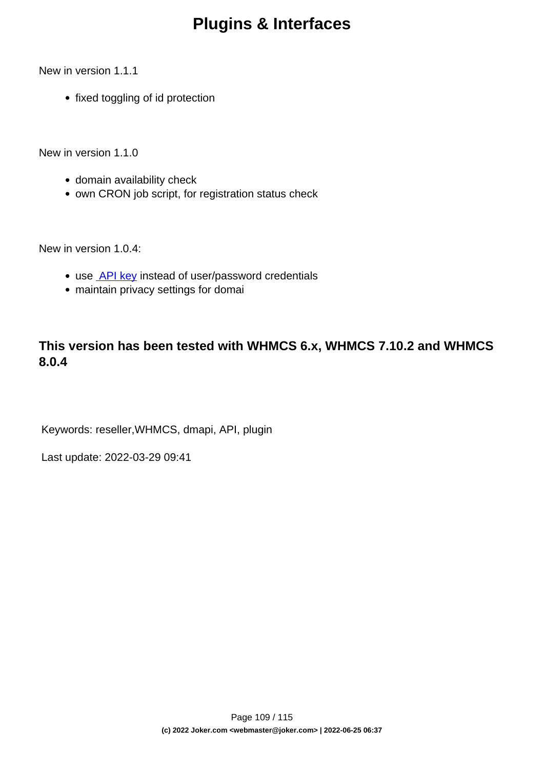New in version 1.1.1

- fixed toggling of id protection

New in version 1.1.0

- domain availability check
- own CRON job script, for registration status check

New in version 1.0.4:

- use API key instead of user/password credentials
- maintain privacy settings for domai

#### This version has been tested with WHMCS 6.x, WHMCS 7.10.2 and WHMCS 8.0.4

Keywords: reseller,WHMCS, dmapi, API, plugin

Last update: 2022-03-29 09:41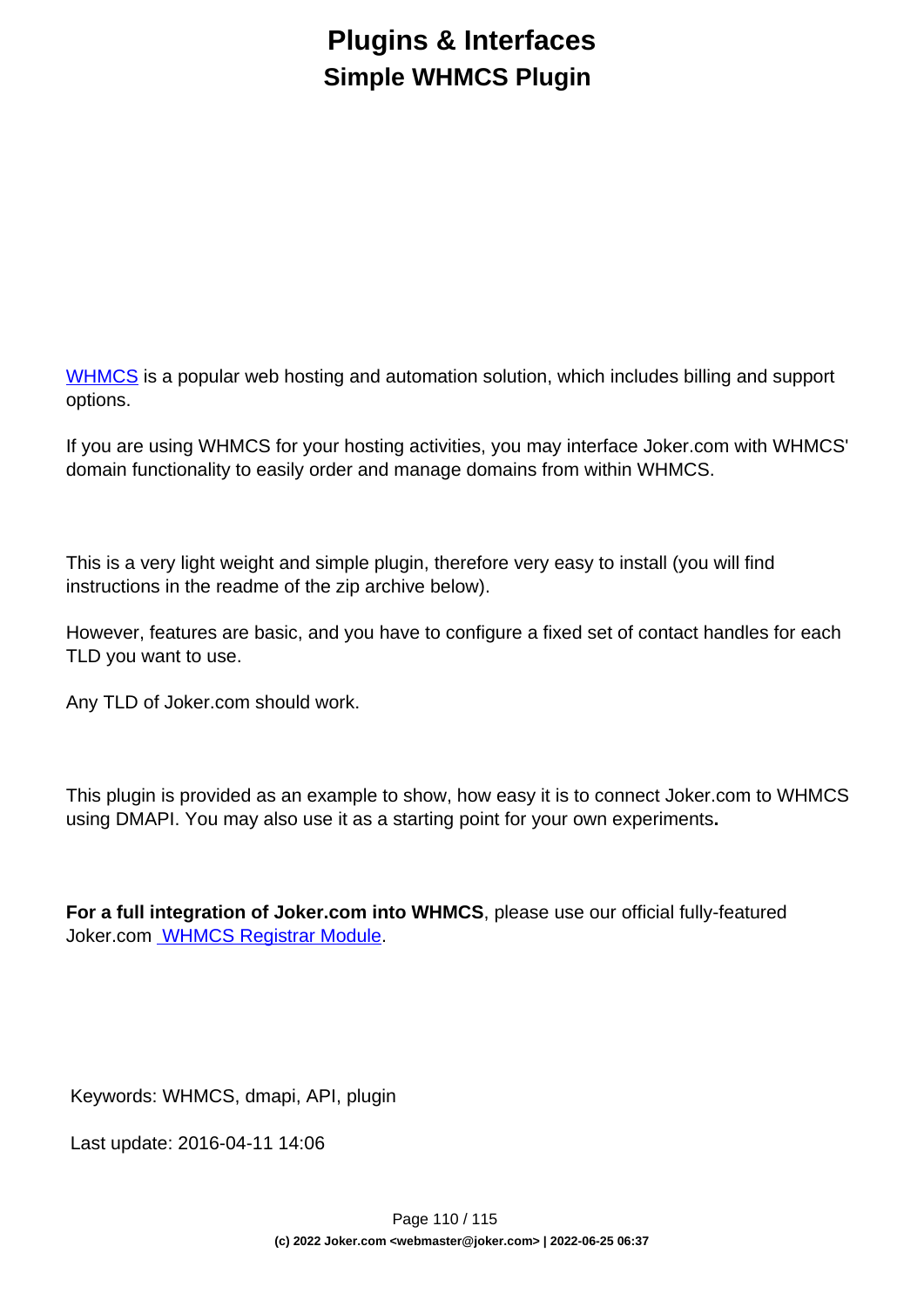# Plugins & Interfaces
## Simple WHMCS Plugin

WHMCS is a popular web hosting and automation solution, which includes billing and support options.

If you are using WHMCS for your hosting activities, you may interface Joker.com with WHMCS' domain functionality to easily order and manage domains from within WHMCS.

This is a very light weight and simple plugin, therefore very easy to install (you will find instructions in the readme of the zip archive below).

However, features are basic, and you have to configure a fixed set of contact handles for each TLD you want to use.

Any TLD of Joker.com should work.

This plugin is provided as an example to show, how easy it is to connect Joker.com to WHMCS using DMAPI. You may also use it as a starting point for your own experiments**.**

**For a full integration of Joker.com into WHMCS**, please use our official fully-featured Joker.com WHMCS Registrar Module.

Keywords: WHMCS, dmapi, API, plugin

Last update: 2016-04-11 14:06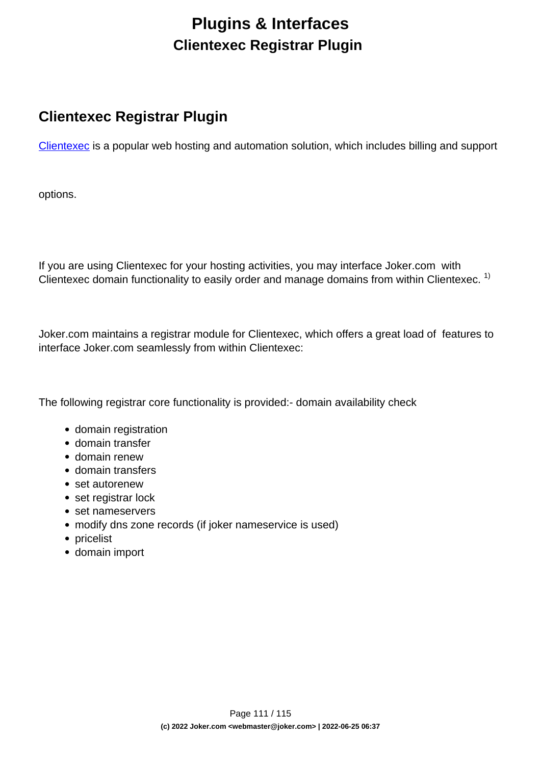# Plugins & Interfaces

## Clientexec Registrar Plugin

## Clientexec Registrar Plugin

Clientexec is a popular web hosting and automation solution, which includes billing and support

options.

If you are using Clientexec for your hosting activities, you may interface Joker.com with Clientexec domain functionality to easily order and manage domains from within Clientexec. [1)]

Joker.com maintains a registrar module for Clientexec, which offers a great load of features to interface Joker.com seamlessly from within Clientexec:

The following registrar core functionality is provided:- domain availability check

- domain registration
- domain transfer
- domain renew
- domain transfers
- set autorenew
- set registrar lock
- set nameservers
- modify dns zone records (if joker nameservice is used)
- pricelist
- domain import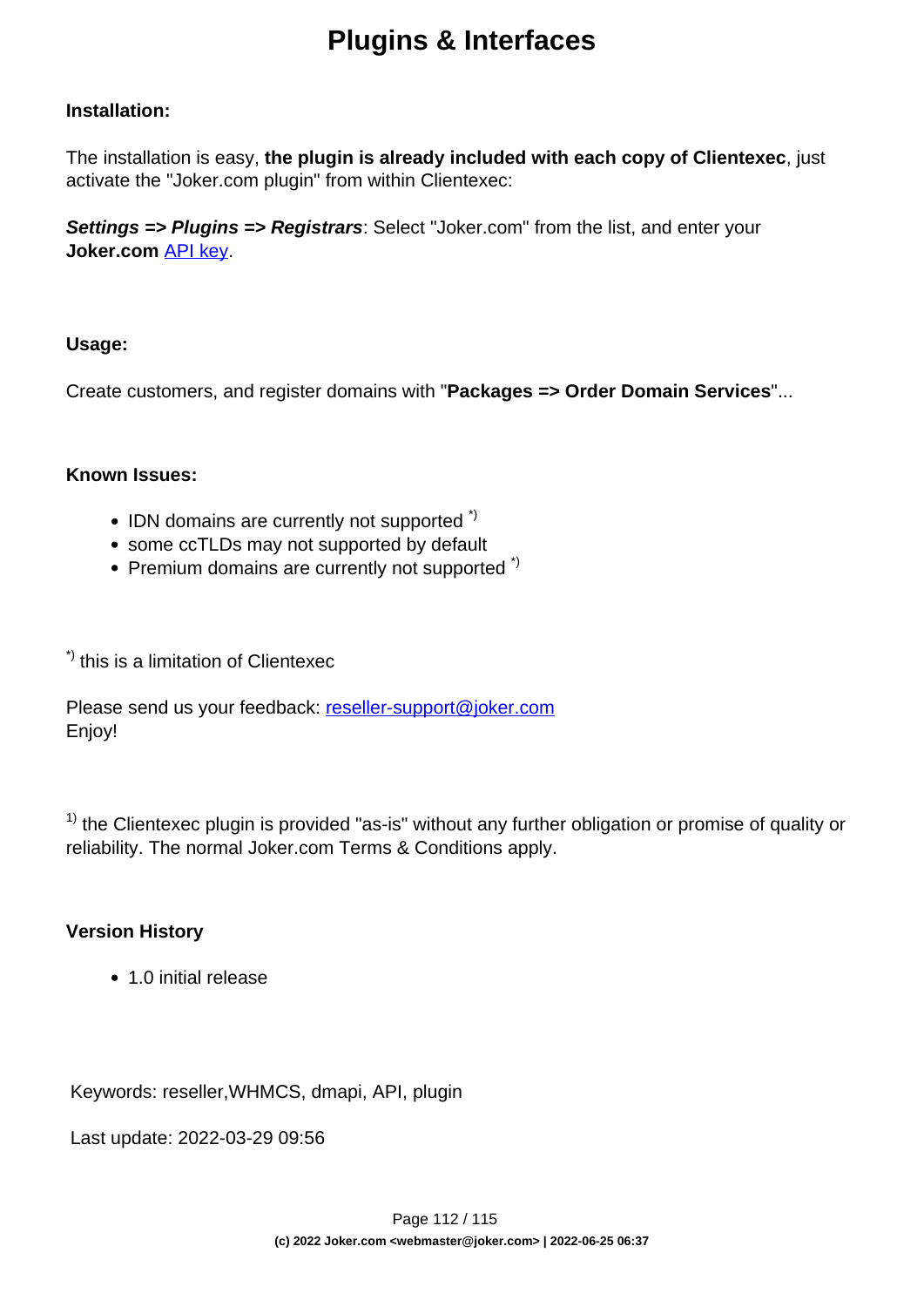# Plugins & Interfaces

**Installation:**

The installation is easy, **the plugin is already included with each copy of Clientexec**, just activate the "Joker.com plugin" from within Clientexec:

***Settings => Plugins => Registrars***: Select "Joker.com" from the list, and enter your **Joker.com** API key.

**Usage:**

Create customers, and register domains with "**Packages => Order Domain Services**"...

**Known Issues:**

- IDN domains are currently not supported [*)]
- some ccTLDs may not supported by default
- Premium domains are currently not supported [*)]

[*)] this is a limitation of Clientexec

Please send us your feedback: reseller-support@joker.com
Enjoy!

[1)] the Clientexec plugin is provided "as-is" without any further obligation or promise of quality or reliability. The normal Joker.com Terms & Conditions apply.

**Version History**

- 1.0 initial release

Keywords: reseller,WHMCS, dmapi, API, plugin

Last update: 2022-03-29 09:56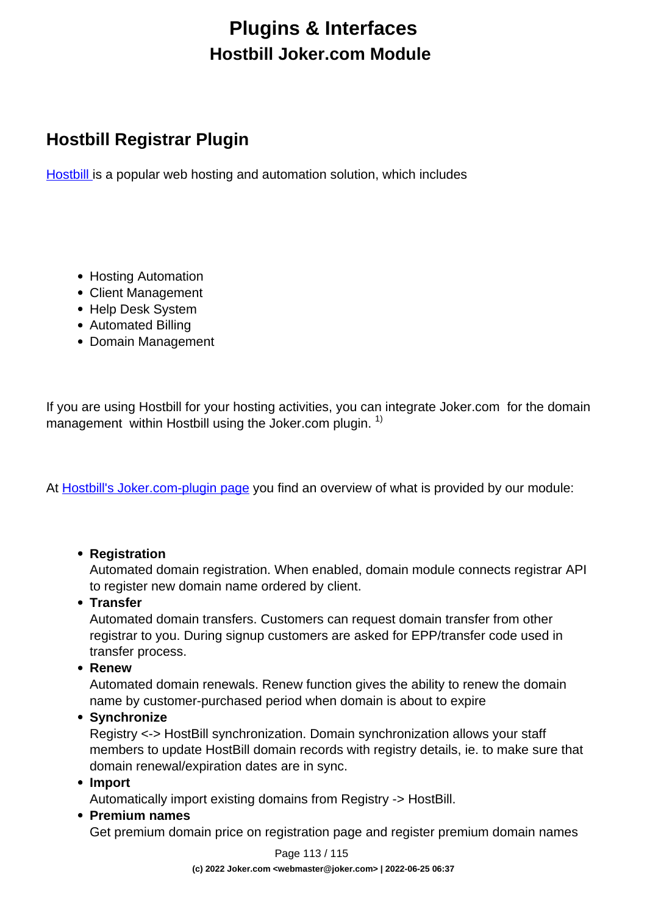# Plugins & Interfaces

## Hostbill Joker.com Module

## Hostbill Registrar Plugin

[Hostbill](#) is a popular web hosting and automation solution, which includes

- Hosting Automation
- Client Management
- Help Desk System
- Automated Billing
- Domain Management

If you are using Hostbill for your hosting activities, you can integrate Joker.com for the domain management within Hostbill using the Joker.com plugin. [1)]

At [Hostbill's Joker.com-plugin page](#) you find an overview of what is provided by our module:

- **Registration**
  Automated domain registration. When enabled, domain module connects registrar API to register new domain name ordered by client.
- **Transfer**
  Automated domain transfers. Customers can request domain transfer from other registrar to you. During signup customers are asked for EPP/transfer code used in transfer process.
- **Renew**
  Automated domain renewals. Renew function gives the ability to renew the domain name by customer-purchased period when domain is about to expire
- **Synchronize**
  Registry <-> HostBill synchronization. Domain synchronization allows your staff members to update HostBill domain records with registry details, ie. to make sure that domain renewal/expiration dates are in sync.
- **Import**
  Automatically import existing domains from Registry -> HostBill.
- **Premium names**
  Get premium domain price on registration page and register premium domain names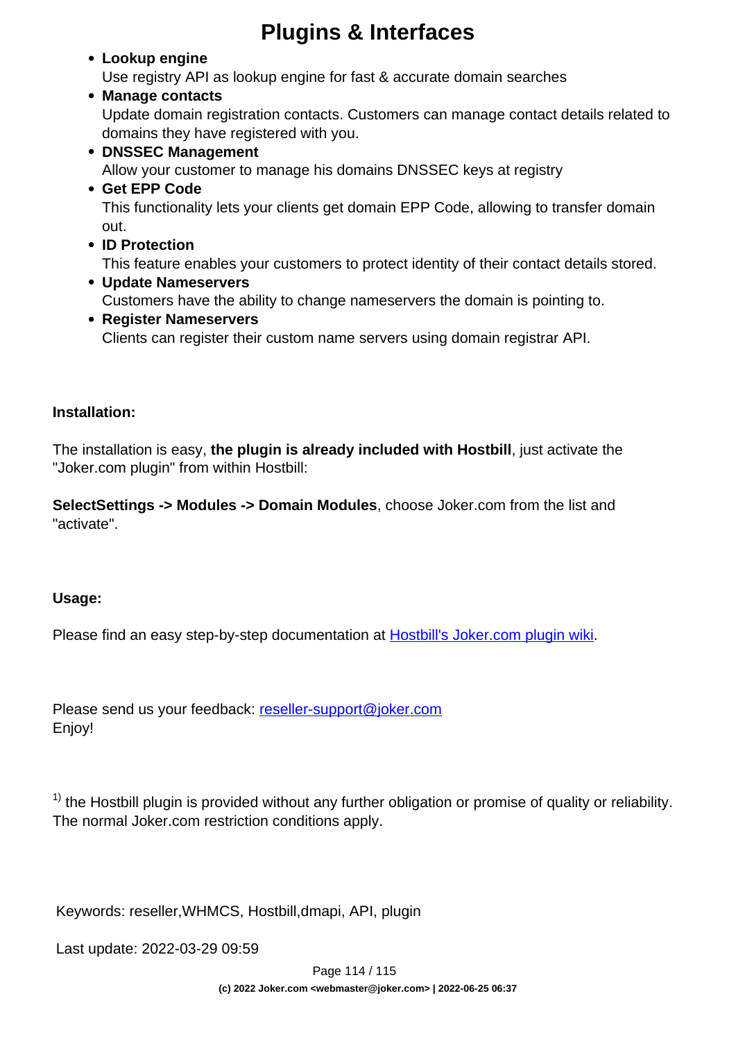# Plugins & Interfaces

- **Lookup engine**
  Use registry API as lookup engine for fast & accurate domain searches
- **Manage contacts**
  Update domain registration contacts. Customers can manage contact details related to domains they have registered with you.
- **DNSSEC Management**
  Allow your customer to manage his domains DNSSEC keys at registry
- **Get EPP Code**
  This functionality lets your clients get domain EPP Code, allowing to transfer domain out.
- **ID Protection**
  This feature enables your customers to protect identity of their contact details stored.
- **Update Nameservers**
  Customers have the ability to change nameservers the domain is pointing to.
- **Register Nameservers**
  Clients can register their custom name servers using domain registrar API.

**Installation:**

The installation is easy, **the plugin is already included with Hostbill**, just activate the "Joker.com plugin" from within Hostbill:

**SelectSettings -> Modules -> Domain Modules**, choose Joker.com from the list and "activate".

**Usage:**

Please find an easy step-by-step documentation at [Hostbill's Joker.com plugin wiki](Hostbill's Joker.com plugin wiki).

Please send us your feedback: [reseller-support@joker.com](mailto:reseller-support@joker.com)
Enjoy!

[1] the Hostbill plugin is provided without any further obligation or promise of quality or reliability. The normal Joker.com restriction conditions apply.

Keywords: reseller,WHMCS, Hostbill,dmapi, API, plugin

Last update: 2022-03-29 09:59